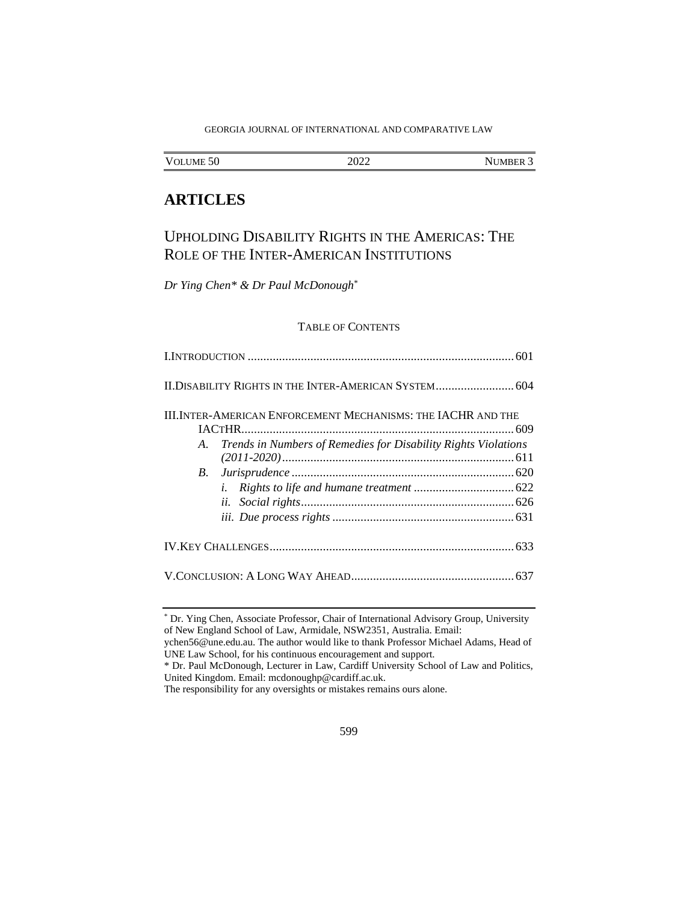GEORGIA JOURNAL OF INTERNATIONAL AND COMPARATIVE LAW

| VOLUME 50 | 2022 | NUMBER 3 |
|---|---|---|

# ARTICLES

## UPHOLDING DISABILITY RIGHTS IN THE AMERICAS: THE ROLE OF THE INTER-AMERICAN INSTITUTIONS

*Dr Ying Chen\* & Dr Paul McDonough\**

TABLE OF CONTENTS

I. INTRODUCTION .................................................................................... 601

II. DISABILITY RIGHTS IN THE INTER-AMERICAN SYSTEM ......................... 604

III. INTER-AMERICAN ENFORCEMENT MECHANISMS: THE IACHR AND THE IACTHR ...................................................................................... 609
- A. *Trends in Numbers of Remedies for Disability Rights Violations (2011-2020)* .......................................................................... 611
- B. *Jurisprudence* ...................................................................... 620
  - i. *Rights to life and humane treatment* ................................ 622
  - ii. *Social rights* .................................................................... 626
  - iii. *Due process rights* .......................................................... 631

IV. KEY CHALLENGES ............................................................................. 633

V. CONCLUSION: A LONG WAY AHEAD .................................................... 637

---

\* Dr. Ying Chen, Associate Professor, Chair of International Advisory Group, University of New England School of Law, Armidale, NSW2351, Australia. Email: ychen56@une.edu.au. The author would like to thank Professor Michael Adams, Head of UNE Law School, for his continuous encouragement and support.

\* Dr. Paul McDonough, Lecturer in Law, Cardiff University School of Law and Politics, United Kingdom. Email: mcdonoughp@cardiff.ac.uk.

The responsibility for any oversights or mistakes remains ours alone.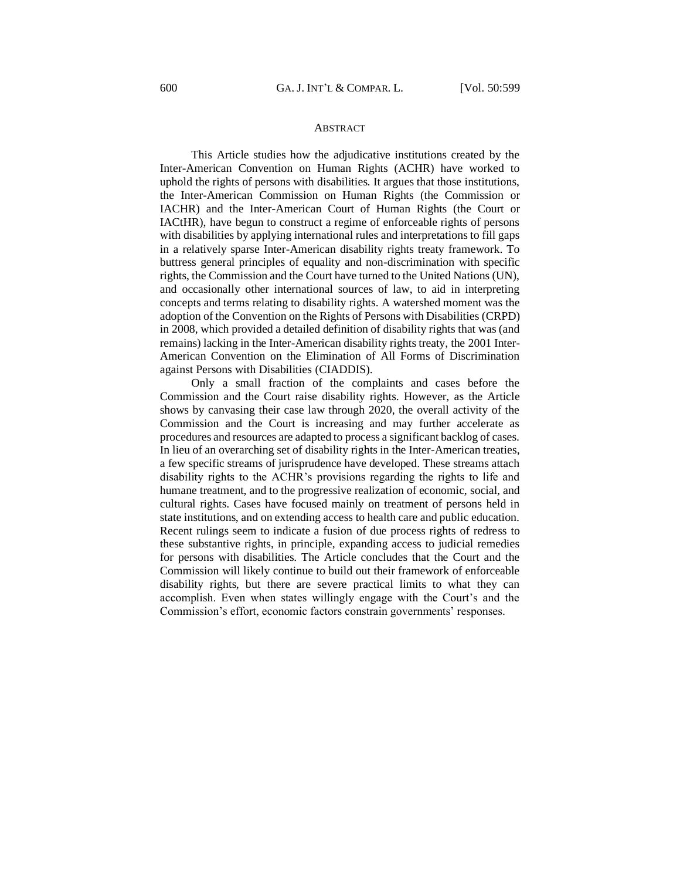## ABSTRACT

This Article studies how the adjudicative institutions created by the Inter-American Convention on Human Rights (ACHR) have worked to uphold the rights of persons with disabilities. It argues that those institutions, the Inter-American Commission on Human Rights (the Commission or IACHR) and the Inter-American Court of Human Rights (the Court or IACtHR), have begun to construct a regime of enforceable rights of persons with disabilities by applying international rules and interpretations to fill gaps in a relatively sparse Inter-American disability rights treaty framework. To buttress general principles of equality and non-discrimination with specific rights, the Commission and the Court have turned to the United Nations (UN), and occasionally other international sources of law, to aid in interpreting concepts and terms relating to disability rights. A watershed moment was the adoption of the Convention on the Rights of Persons with Disabilities (CRPD) in 2008, which provided a detailed definition of disability rights that was (and remains) lacking in the Inter-American disability rights treaty, the 2001 Inter-American Convention on the Elimination of All Forms of Discrimination against Persons with Disabilities (CIADDIS).

Only a small fraction of the complaints and cases before the Commission and the Court raise disability rights. However, as the Article shows by canvasing their case law through 2020, the overall activity of the Commission and the Court is increasing and may further accelerate as procedures and resources are adapted to process a significant backlog of cases. In lieu of an overarching set of disability rights in the Inter-American treaties, a few specific streams of jurisprudence have developed. These streams attach disability rights to the ACHR's provisions regarding the rights to life and humane treatment, and to the progressive realization of economic, social, and cultural rights. Cases have focused mainly on treatment of persons held in state institutions, and on extending access to health care and public education. Recent rulings seem to indicate a fusion of due process rights of redress to these substantive rights, in principle, expanding access to judicial remedies for persons with disabilities. The Article concludes that the Court and the Commission will likely continue to build out their framework of enforceable disability rights, but there are severe practical limits to what they can accomplish. Even when states willingly engage with the Court's and the Commission's effort, economic factors constrain governments' responses.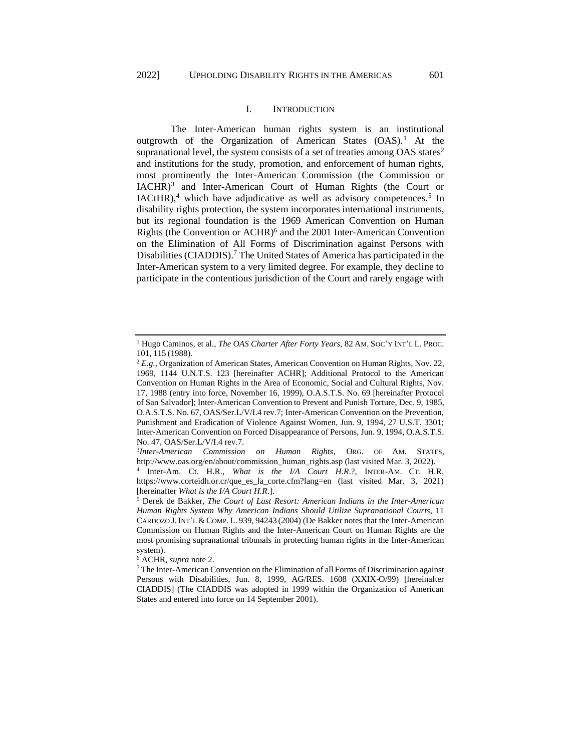## I. INTRODUCTION

The Inter-American human rights system is an institutional outgrowth of the Organization of American States (OAS).[1] At the supranational level, the system consists of a set of treaties among OAS states[2] and institutions for the study, promotion, and enforcement of human rights, most prominently the Inter-American Commission (the Commission or IACHR)[3] and Inter-American Court of Human Rights (the Court or IACtHR),[4] which have adjudicative as well as advisory competences.[5] In disability rights protection, the system incorporates international instruments, but its regional foundation is the 1969 American Convention on Human Rights (the Convention or ACHR)[6] and the 2001 Inter-American Convention on the Elimination of All Forms of Discrimination against Persons with Disabilities (CIADDIS).[7] The United States of America has participated in the Inter-American system to a very limited degree. For example, they decline to participate in the contentious jurisdiction of the Court and rarely engage with

---

[1] Hugo Caminos, et al., *The OAS Charter After Forty Years*, 82 AM. SOC'Y INT'L L. PROC. 101, 115 (1988).

[2] *E.g.*, Organization of American States, American Convention on Human Rights, Nov. 22, 1969, 1144 U.N.T.S. 123 [hereinafter ACHR]; Additional Protocol to the American Convention on Human Rights in the Area of Economic, Social and Cultural Rights, Nov. 17, 1988 (entry into force, November 16, 1999), O.A.S.T.S. No. 69 [hereinafter Protocol of San Salvador]; Inter-American Convention to Prevent and Punish Torture, Dec. 9, 1985, O.A.S.T.S. No. 67, OAS/Ser.L/V/I.4 rev.7; Inter-American Convention on the Prevention, Punishment and Eradication of Violence Against Women, Jun. 9, 1994, 27 U.S.T. 3301; Inter-American Convention on Forced Disappearance of Persons, Jun. 9, 1994, O.A.S.T.S. No. 47, OAS/Ser.L/V/I.4 rev.7.

[3] *Inter-American Commission on Human Rights*, ORG. OF AM. STATES, http://www.oas.org/en/about/commission_human_rights.asp (last visited Mar. 3, 2022).

[4] Inter-Am. Ct. H.R., *What is the I/A Court H.R.*?, INTER-AM. CT. H.R, https://www.corteidh.or.cr/que_es_la_corte.cfm?lang=en (last visited Mar. 3, 2021) [hereinafter *What is the I/A Court H.R.*].

[5] Derek de Bakker, *The Court of Last Resort: American Indians in the Inter-American Human Rights System Why American Indians Should Utilize Supranational Courts*, 11 CARDOZO J. INT'L & COMP. L. 939, 94243 (2004) (De Bakker notes that the Inter-American Commission on Human Rights and the Inter-American Court on Human Rights are the most promising supranational tribunals in protecting human rights in the Inter-American system).

[6] ACHR, *supra* note 2.

[7] The Inter-American Convention on the Elimination of all Forms of Discrimination against Persons with Disabilities, Jun. 8, 1999, AG/RES. 1608 (XXIX-O/99) [hereinafter CIADDIS] (The CIADDIS was adopted in 1999 within the Organization of American States and entered into force on 14 September 2001).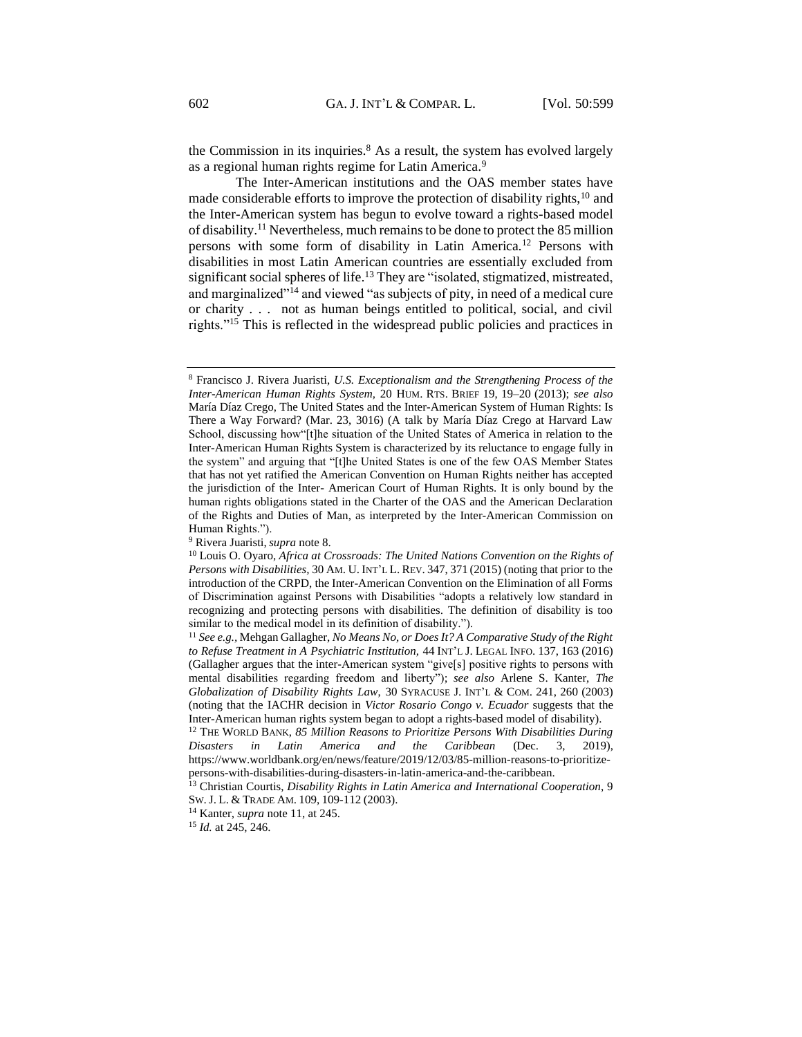the Commission in its inquiries.[8] As a result, the system has evolved largely as a regional human rights regime for Latin America.[9]

The Inter-American institutions and the OAS member states have made considerable efforts to improve the protection of disability rights,[10] and the Inter-American system has begun to evolve toward a rights-based model of disability.[11] Nevertheless, much remains to be done to protect the 85 million persons with some form of disability in Latin America.[12] Persons with disabilities in most Latin American countries are essentially excluded from significant social spheres of life.[13] They are "isolated, stigmatized, mistreated, and marginalized"[14] and viewed "as subjects of pity, in need of a medical cure or charity . . . not as human beings entitled to political, social, and civil rights."[15] This is reflected in the widespread public policies and practices in

---

[8] Francisco J. Rivera Juaristi, *U.S. Exceptionalism and the Strengthening Process of the Inter-American Human Rights System*, 20 HUM. RTS. BRIEF 19, 19–20 (2013); *see also* María Díaz Crego, The United States and the Inter-American System of Human Rights: Is There a Way Forward? (Mar. 23, 3016) (A talk by María Díaz Crego at Harvard Law School, discussing how"[t]he situation of the United States of America in relation to the Inter-American Human Rights System is characterized by its reluctance to engage fully in the system" and arguing that "[t]he United States is one of the few OAS Member States that has not yet ratified the American Convention on Human Rights neither has accepted the jurisdiction of the Inter- American Court of Human Rights. It is only bound by the human rights obligations stated in the Charter of the OAS and the American Declaration of the Rights and Duties of Man, as interpreted by the Inter-American Commission on Human Rights.").

[9] Rivera Juaristi, *supra* note 8.

[10] Louis O. Oyaro, *Africa at Crossroads: The United Nations Convention on the Rights of Persons with Disabilities*, 30 AM. U. INT'L L. REV. 347, 371 (2015) (noting that prior to the introduction of the CRPD, the Inter-American Convention on the Elimination of all Forms of Discrimination against Persons with Disabilities "adopts a relatively low standard in recognizing and protecting persons with disabilities. The definition of disability is too similar to the medical model in its definition of disability.").

[11] *See e.g.*, Mehgan Gallagher, *No Means No, or Does It? A Comparative Study of the Right to Refuse Treatment in A Psychiatric Institution*, 44 INT'L J. LEGAL INFO. 137, 163 (2016) (Gallagher argues that the inter-American system "give[s] positive rights to persons with mental disabilities regarding freedom and liberty"); *see also* Arlene S. Kanter, *The Globalization of Disability Rights Law*, 30 SYRACUSE J. INT'L & COM. 241, 260 (2003) (noting that the IACHR decision in *Victor Rosario Congo v. Ecuador* suggests that the Inter-American human rights system began to adopt a rights-based model of disability).

[12] THE WORLD BANK, *85 Million Reasons to Prioritize Persons With Disabilities During Disasters in Latin America and the Caribbean* (Dec. 3, 2019), https://www.worldbank.org/en/news/feature/2019/12/03/85-million-reasons-to-prioritize-persons-with-disabilities-during-disasters-in-latin-america-and-the-caribbean.

[13] Christian Courtis, *Disability Rights in Latin America and International Cooperation*, 9 SW. J. L. & TRADE AM. 109, 109-112 (2003).

[14] Kanter, *supra* note 11, at 245.

[15] *Id.* at 245, 246.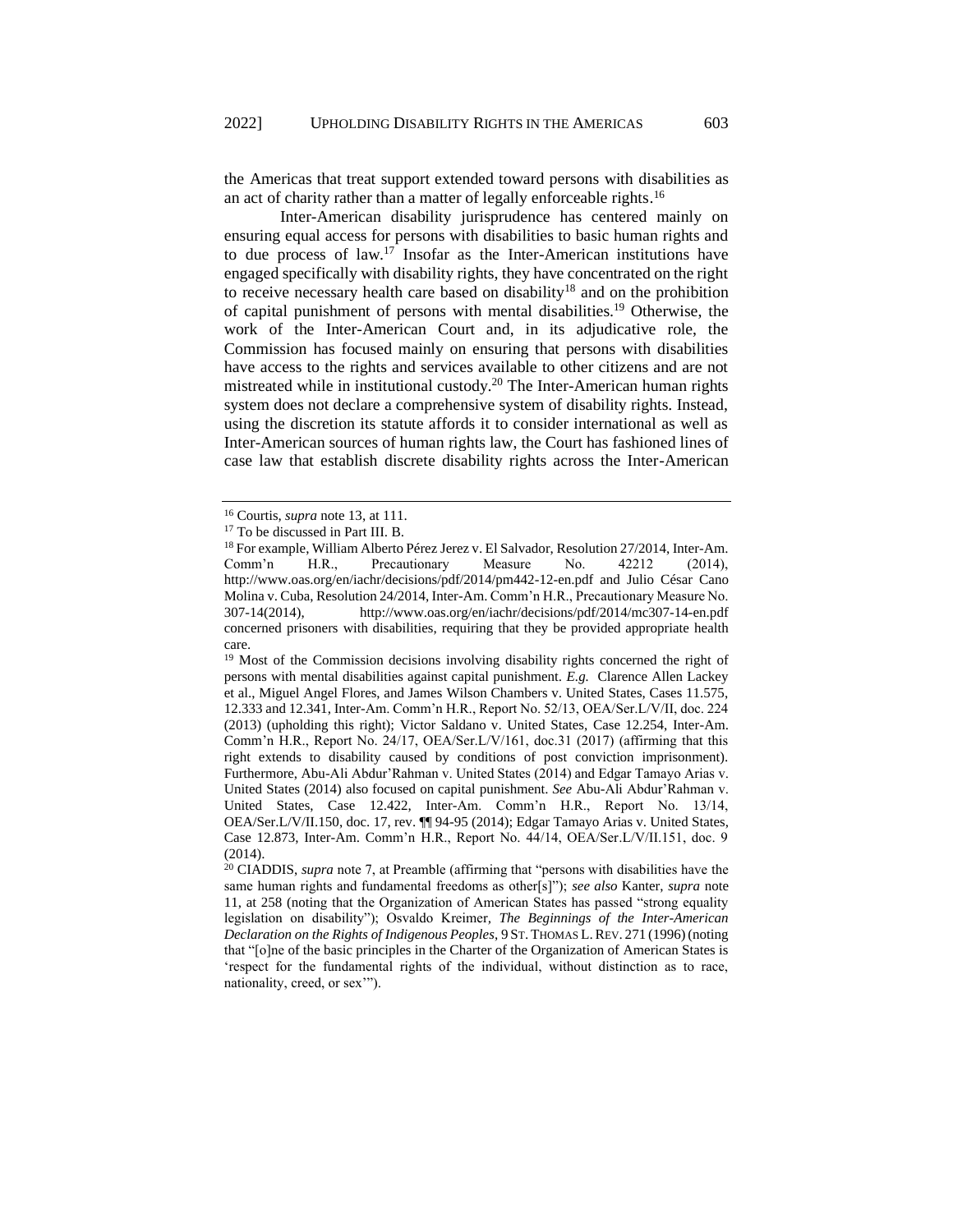the Americas that treat support extended toward persons with disabilities as an act of charity rather than a matter of legally enforceable rights.[16]

Inter-American disability jurisprudence has centered mainly on ensuring equal access for persons with disabilities to basic human rights and to due process of law.[17] Insofar as the Inter-American institutions have engaged specifically with disability rights, they have concentrated on the right to receive necessary health care based on disability[18] and on the prohibition of capital punishment of persons with mental disabilities.[19] Otherwise, the work of the Inter-American Court and, in its adjudicative role, the Commission has focused mainly on ensuring that persons with disabilities have access to the rights and services available to other citizens and are not mistreated while in institutional custody.[20] The Inter-American human rights system does not declare a comprehensive system of disability rights. Instead, using the discretion its statute affords it to consider international as well as Inter-American sources of human rights law, the Court has fashioned lines of case law that establish discrete disability rights across the Inter-American

---

[16] Courtis, *supra* note 13, at 111.

[17] To be discussed in Part III. B.

[18] For example, William Alberto Pérez Jerez v. El Salvador, Resolution 27/2014, Inter-Am. Comm'n H.R., Precautionary Measure No. 42212 (2014), http://www.oas.org/en/iachr/decisions/pdf/2014/pm442-12-en.pdf and Julio César Cano Molina v. Cuba, Resolution 24/2014, Inter-Am. Comm'n H.R., Precautionary Measure No. 307-14(2014), http://www.oas.org/en/iachr/decisions/pdf/2014/mc307-14-en.pdf concerned prisoners with disabilities, requiring that they be provided appropriate health care.

[19] Most of the Commission decisions involving disability rights concerned the right of persons with mental disabilities against capital punishment. *E.g.* Clarence Allen Lackey et al., Miguel Angel Flores, and James Wilson Chambers v. United States, Cases 11.575, 12.333 and 12.341, Inter-Am. Comm'n H.R., Report No. 52/13, OEA/Ser.L/V/II, doc. 224 (2013) (upholding this right); Victor Saldano v. United States, Case 12.254, Inter-Am. Comm'n H.R., Report No. 24/17, OEA/Ser.L/V/161, doc.31 (2017) (affirming that this right extends to disability caused by conditions of post conviction imprisonment). Furthermore, Abu-Ali Abdur'Rahman v. United States (2014) and Edgar Tamayo Arias v. United States (2014) also focused on capital punishment. *See* Abu-Ali Abdur'Rahman v. United States, Case 12.422, Inter-Am. Comm'n H.R., Report No. 13/14, OEA/Ser.L/V/II.150, doc. 17, rev. ¶¶ 94-95 (2014); Edgar Tamayo Arias v. United States, Case 12.873, Inter-Am. Comm'n H.R., Report No. 44/14, OEA/Ser.L/V/II.151, doc. 9 (2014).

[20] CIADDIS, *supra* note 7, at Preamble (affirming that "persons with disabilities have the same human rights and fundamental freedoms as other[s]"); *see also* Kanter, *supra* note 11, at 258 (noting that the Organization of American States has passed "strong equality legislation on disability"); Osvaldo Kreimer, *The Beginnings of the Inter-American Declaration on the Rights of Indigenous Peoples*, 9 ST. THOMAS L. REV. 271 (1996) (noting that "[o]ne of the basic principles in the Charter of the Organization of American States is 'respect for the fundamental rights of the individual, without distinction as to race, nationality, creed, or sex'").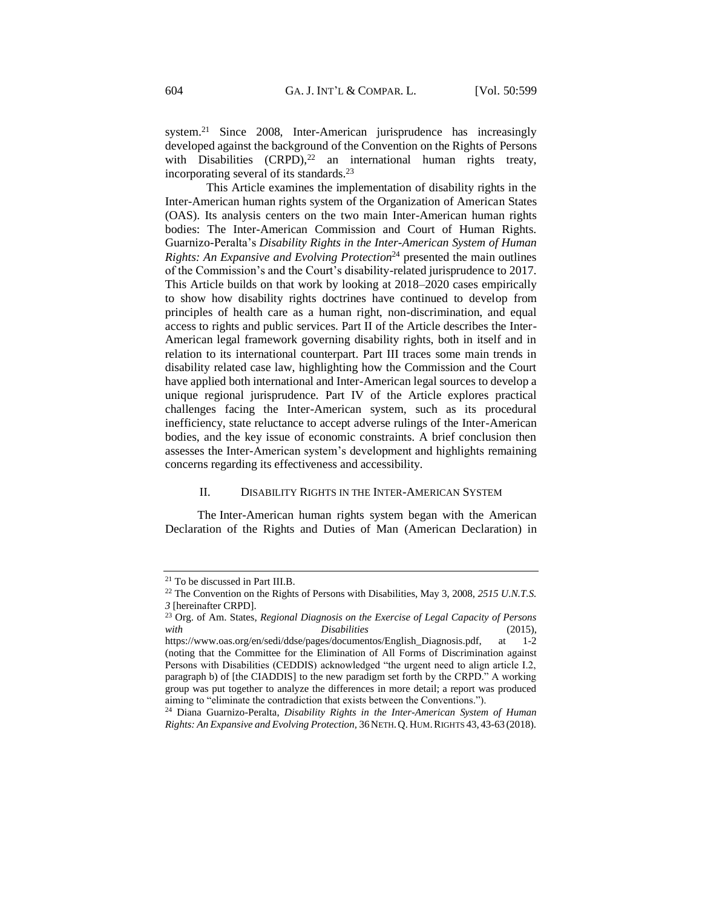system.[21] Since 2008, Inter-American jurisprudence has increasingly developed against the background of the Convention on the Rights of Persons with Disabilities (CRPD),[22] an international human rights treaty, incorporating several of its standards.[23]

This Article examines the implementation of disability rights in the Inter-American human rights system of the Organization of American States (OAS). Its analysis centers on the two main Inter-American human rights bodies: The Inter-American Commission and Court of Human Rights. Guarnizo-Peralta's *Disability Rights in the Inter-American System of Human Rights: An Expansive and Evolving Protection*[24] presented the main outlines of the Commission's and the Court's disability-related jurisprudence to 2017. This Article builds on that work by looking at 2018–2020 cases empirically to show how disability rights doctrines have continued to develop from principles of health care as a human right, non-discrimination, and equal access to rights and public services. Part II of the Article describes the Inter-American legal framework governing disability rights, both in itself and in relation to its international counterpart. Part III traces some main trends in disability related case law, highlighting how the Commission and the Court have applied both international and Inter-American legal sources to develop a unique regional jurisprudence. Part IV of the Article explores practical challenges facing the Inter-American system, such as its procedural inefficiency, state reluctance to accept adverse rulings of the Inter-American bodies, and the key issue of economic constraints. A brief conclusion then assesses the Inter-American system's development and highlights remaining concerns regarding its effectiveness and accessibility.

## II. Disability Rights in the Inter-American System

The Inter-American human rights system began with the American Declaration of the Rights and Duties of Man (American Declaration) in

---

[21] To be discussed in Part III.B.

[22] The Convention on the Rights of Persons with Disabilities, May 3, 2008, *2515 U.N.T.S. 3* [hereinafter CRPD].

[23] Org. of Am. States, *Regional Diagnosis on the Exercise of Legal Capacity of Persons with Disabilities* (2015), https://www.oas.org/en/sedi/ddse/pages/documentos/English_Diagnosis.pdf, at 1-2 (noting that the Committee for the Elimination of All Forms of Discrimination against Persons with Disabilities (CEDDIS) acknowledged "the urgent need to align article I.2, paragraph b) of [the CIADDIS] to the new paradigm set forth by the CRPD." A working group was put together to analyze the differences in more detail; a report was produced aiming to "eliminate the contradiction that exists between the Conventions.").

[24] Diana Guarnizo-Peralta, *Disability Rights in the Inter-American System of Human Rights: An Expansive and Evolving Protection*, 36 Neth. Q. Hum. Rights 43, 43-63 (2018).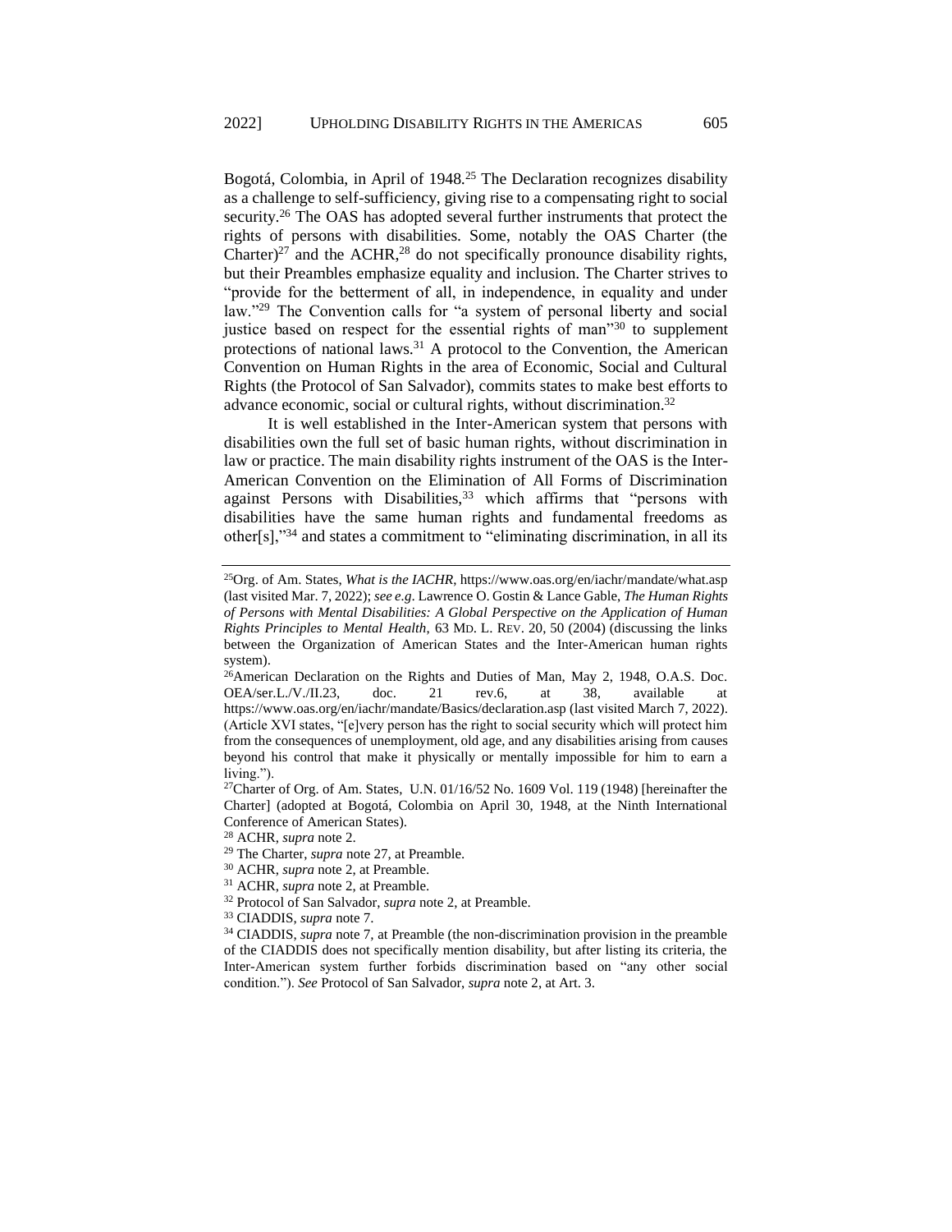Bogotá, Colombia, in April of 1948.[25] The Declaration recognizes disability as a challenge to self-sufficiency, giving rise to a compensating right to social security.[26] The OAS has adopted several further instruments that protect the rights of persons with disabilities. Some, notably the OAS Charter (the Charter)[27] and the ACHR,[28] do not specifically pronounce disability rights, but their Preambles emphasize equality and inclusion. The Charter strives to "provide for the betterment of all, in independence, in equality and under law."[29] The Convention calls for "a system of personal liberty and social justice based on respect for the essential rights of man"[30] to supplement protections of national laws.[31] A protocol to the Convention, the American Convention on Human Rights in the area of Economic, Social and Cultural Rights (the Protocol of San Salvador), commits states to make best efforts to advance economic, social or cultural rights, without discrimination.[32]

It is well established in the Inter-American system that persons with disabilities own the full set of basic human rights, without discrimination in law or practice. The main disability rights instrument of the OAS is the Inter-American Convention on the Elimination of All Forms of Discrimination against Persons with Disabilities,[33] which affirms that "persons with disabilities have the same human rights and fundamental freedoms as other[s],"[34] and states a commitment to "eliminating discrimination, in all its

---

[25]Org. of Am. States, *What is the IACHR*, https://www.oas.org/en/iachr/mandate/what.asp (last visited Mar. 7, 2022); *see e.g*. Lawrence O. Gostin & Lance Gable, *The Human Rights of Persons with Mental Disabilities: A Global Perspective on the Application of Human Rights Principles to Mental Health*, 63 MD. L. REV. 20, 50 (2004) (discussing the links between the Organization of American States and the Inter-American human rights system).

[26]American Declaration on the Rights and Duties of Man, May 2, 1948, O.A.S. Doc. OEA/ser.L./V./II.23, doc. 21 rev.6, at 38, available at https://www.oas.org/en/iachr/mandate/Basics/declaration.asp (last visited March 7, 2022). (Article XVI states, "[e]very person has the right to social security which will protect him from the consequences of unemployment, old age, and any disabilities arising from causes beyond his control that make it physically or mentally impossible for him to earn a living.").

[27]Charter of Org. of Am. States, U.N. 01/16/52 No. 1609 Vol. 119 (1948) [hereinafter the Charter] (adopted at Bogotá, Colombia on April 30, 1948, at the Ninth International Conference of American States).

[28] ACHR, *supra* note 2.

[29] The Charter, *supra* note 27, at Preamble.

[30] ACHR, *supra* note 2, at Preamble.

[31] ACHR, *supra* note 2, at Preamble.

[32] Protocol of San Salvador, *supra* note 2, at Preamble.

[33] CIADDIS, *supra* note 7.

[34] CIADDIS, *supra* note 7, at Preamble (the non-discrimination provision in the preamble of the CIADDIS does not specifically mention disability, but after listing its criteria, the Inter-American system further forbids discrimination based on "any other social condition."). *See* Protocol of San Salvador, *supra* note 2, at Art. 3.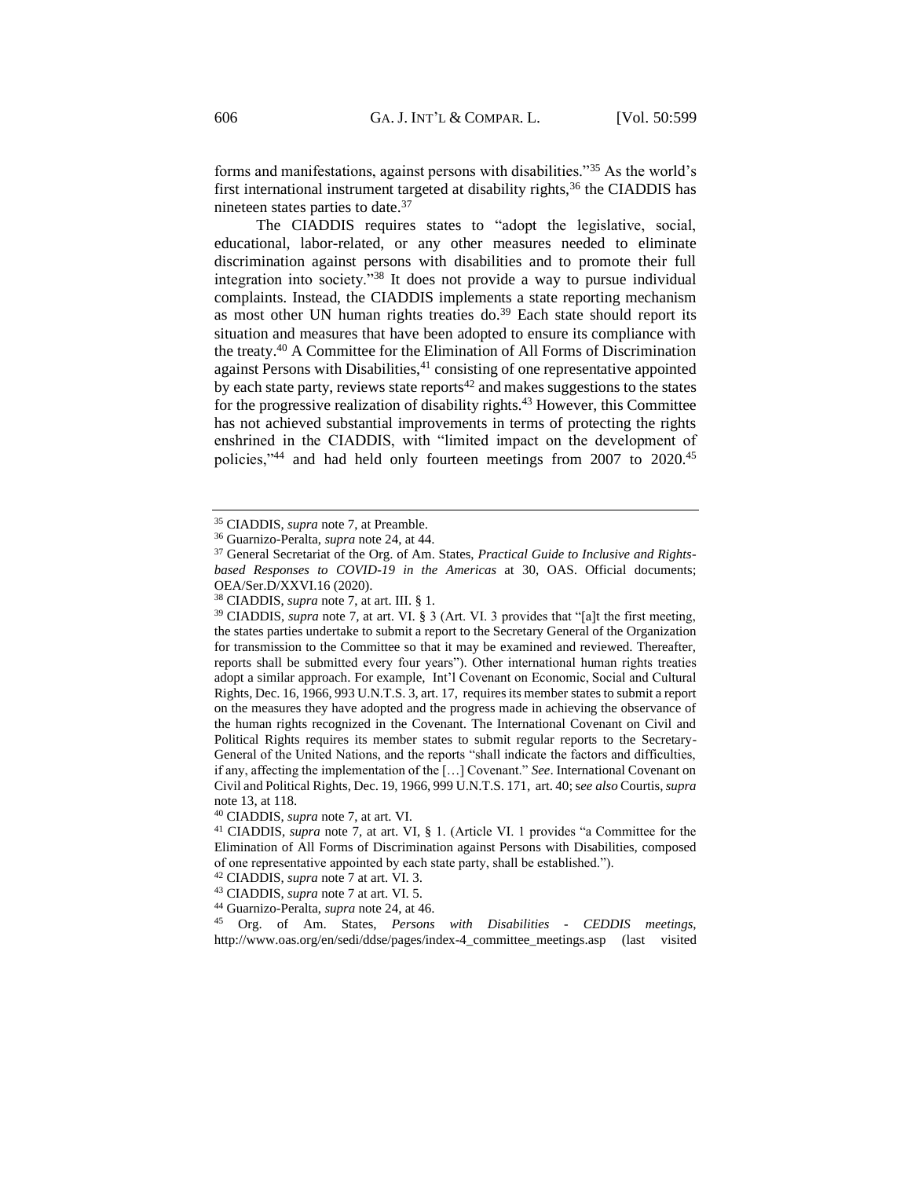forms and manifestations, against persons with disabilities."[35] As the world's first international instrument targeted at disability rights,[36] the CIADDIS has nineteen states parties to date.[37]

The CIADDIS requires states to "adopt the legislative, social, educational, labor-related, or any other measures needed to eliminate discrimination against persons with disabilities and to promote their full integration into society."[38] It does not provide a way to pursue individual complaints. Instead, the CIADDIS implements a state reporting mechanism as most other UN human rights treaties do.[39] Each state should report its situation and measures that have been adopted to ensure its compliance with the treaty.[40] A Committee for the Elimination of All Forms of Discrimination against Persons with Disabilities,[41] consisting of one representative appointed by each state party, reviews state reports[42] and makes suggestions to the states for the progressive realization of disability rights.[43] However, this Committee has not achieved substantial improvements in terms of protecting the rights enshrined in the CIADDIS, with "limited impact on the development of policies,"[44] and had held only fourteen meetings from 2007 to 2020.[45]

---

[35] CIADDIS, *supra* note 7, at Preamble.

[36] Guarnizo-Peralta, *supra* note 24, at 44.

[37] General Secretariat of the Org. of Am. States, *Practical Guide to Inclusive and Rights-based Responses to COVID-19 in the Americas* at 30, OAS. Official documents; OEA/Ser.D/XXVI.16 (2020).

[38] CIADDIS, *supra* note 7, at art. III. § 1.

[39] CIADDIS, *supra* note 7, at art. VI. § 3 (Art. VI. 3 provides that "[a]t the first meeting, the states parties undertake to submit a report to the Secretary General of the Organization for transmission to the Committee so that it may be examined and reviewed. Thereafter, reports shall be submitted every four years"). Other international human rights treaties adopt a similar approach. For example, Int'l Covenant on Economic, Social and Cultural Rights, Dec. 16, 1966, 993 U.N.T.S. 3, art. 17, requires its member states to submit a report on the measures they have adopted and the progress made in achieving the observance of the human rights recognized in the Covenant. The International Covenant on Civil and Political Rights requires its member states to submit regular reports to the Secretary-General of the United Nations, and the reports "shall indicate the factors and difficulties, if any, affecting the implementation of the […] Covenant." *See*. International Covenant on Civil and Political Rights, Dec. 19, 1966, 999 U.N.T.S. 171, art. 40; s*ee also* Courtis, *supra* note 13, at 118.

[40] CIADDIS, *supra* note 7, at art. VI.

[41] CIADDIS, *supra* note 7, at art. VI, § 1. (Article VI. 1 provides "a Committee for the Elimination of All Forms of Discrimination against Persons with Disabilities, composed of one representative appointed by each state party, shall be established.").

[42] CIADDIS, *supra* note 7 at art. VI. 3.

[43] CIADDIS, *supra* note 7 at art. VI. 5.

[44] Guarnizo-Peralta, *supra* note 24, at 46.

[45] Org. of Am. States, *Persons with Disabilities - CEDDIS meetings*, http://www.oas.org/en/sedi/ddse/pages/index-4_committee_meetings.asp (last visited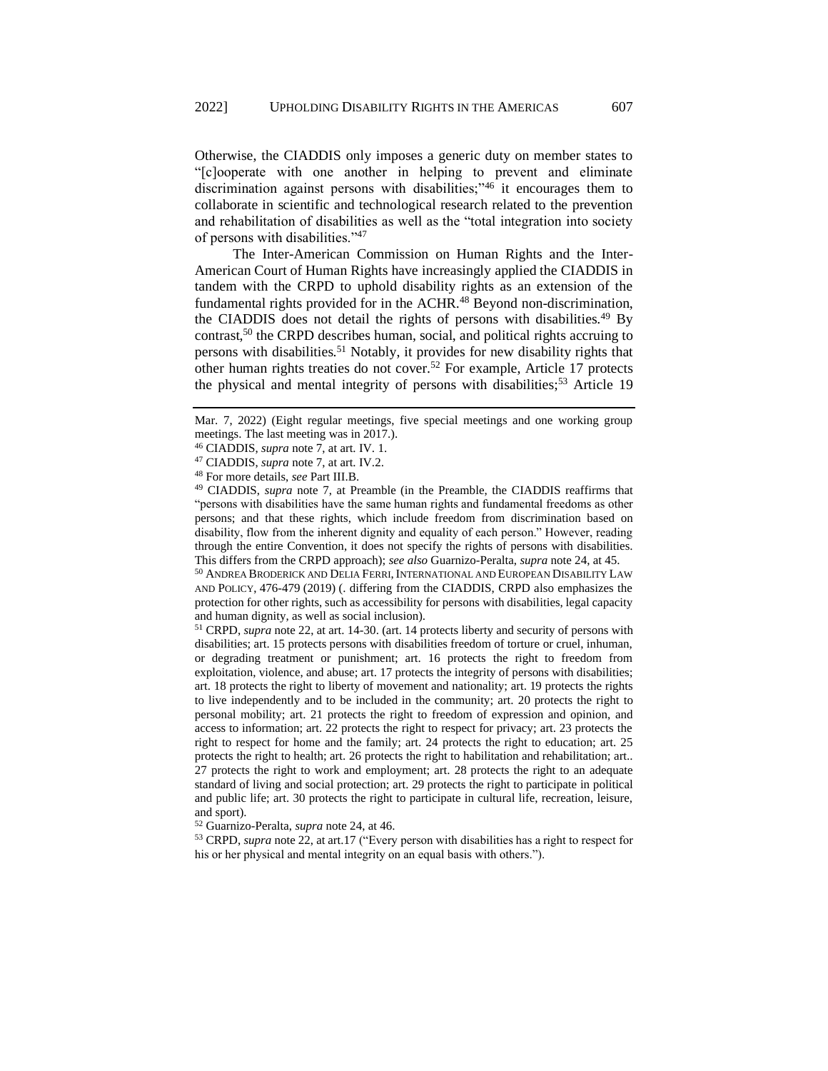Otherwise, the CIADDIS only imposes a generic duty on member states to "[c]ooperate with one another in helping to prevent and eliminate discrimination against persons with disabilities;"[46] it encourages them to collaborate in scientific and technological research related to the prevention and rehabilitation of disabilities as well as the "total integration into society of persons with disabilities."[47]

The Inter-American Commission on Human Rights and the Inter-American Court of Human Rights have increasingly applied the CIADDIS in tandem with the CRPD to uphold disability rights as an extension of the fundamental rights provided for in the ACHR.[48] Beyond non-discrimination, the CIADDIS does not detail the rights of persons with disabilities.[49] By contrast,[50] the CRPD describes human, social, and political rights accruing to persons with disabilities.[51] Notably, it provides for new disability rights that other human rights treaties do not cover.[52] For example, Article 17 protects the physical and mental integrity of persons with disabilities;[53] Article 19

---

Mar. 7, 2022) (Eight regular meetings, five special meetings and one working group meetings. The last meeting was in 2017.).

[46] CIADDIS, *supra* note 7, at art. IV. 1.

[47] CIADDIS, *supra* note 7, at art. IV.2.

[48] For more details, *see* Part III.B.

[49] CIADDIS, *supra* note 7, at Preamble (in the Preamble, the CIADDIS reaffirms that "persons with disabilities have the same human rights and fundamental freedoms as other persons; and that these rights, which include freedom from discrimination based on disability, flow from the inherent dignity and equality of each person." However, reading through the entire Convention, it does not specify the rights of persons with disabilities. This differs from the CRPD approach); *see also* Guarnizo-Peralta, *supra* note 24, at 45.

[50] ANDREA BRODERICK AND DELIA FERRI, INTERNATIONAL AND EUROPEAN DISABILITY LAW AND POLICY, 476-479 (2019) (. differing from the CIADDIS, CRPD also emphasizes the protection for other rights, such as accessibility for persons with disabilities, legal capacity and human dignity, as well as social inclusion).

[51] CRPD, *supra* note 22, at art. 14-30. (art. 14 protects liberty and security of persons with disabilities; art. 15 protects persons with disabilities freedom of torture or cruel, inhuman, or degrading treatment or punishment; art. 16 protects the right to freedom from exploitation, violence, and abuse; art. 17 protects the integrity of persons with disabilities; art. 18 protects the right to liberty of movement and nationality; art. 19 protects the rights to live independently and to be included in the community; art. 20 protects the right to personal mobility; art. 21 protects the right to freedom of expression and opinion, and access to information; art. 22 protects the right to respect for privacy; art. 23 protects the right to respect for home and the family; art. 24 protects the right to education; art. 25 protects the right to health; art. 26 protects the right to habilitation and rehabilitation; art.. 27 protects the right to work and employment; art. 28 protects the right to an adequate standard of living and social protection; art. 29 protects the right to participate in political and public life; art. 30 protects the right to participate in cultural life, recreation, leisure, and sport).

[52] Guarnizo-Peralta, *supra* note 24, at 46.

[53] CRPD, *supra* note 22, at art.17 ("Every person with disabilities has a right to respect for his or her physical and mental integrity on an equal basis with others.").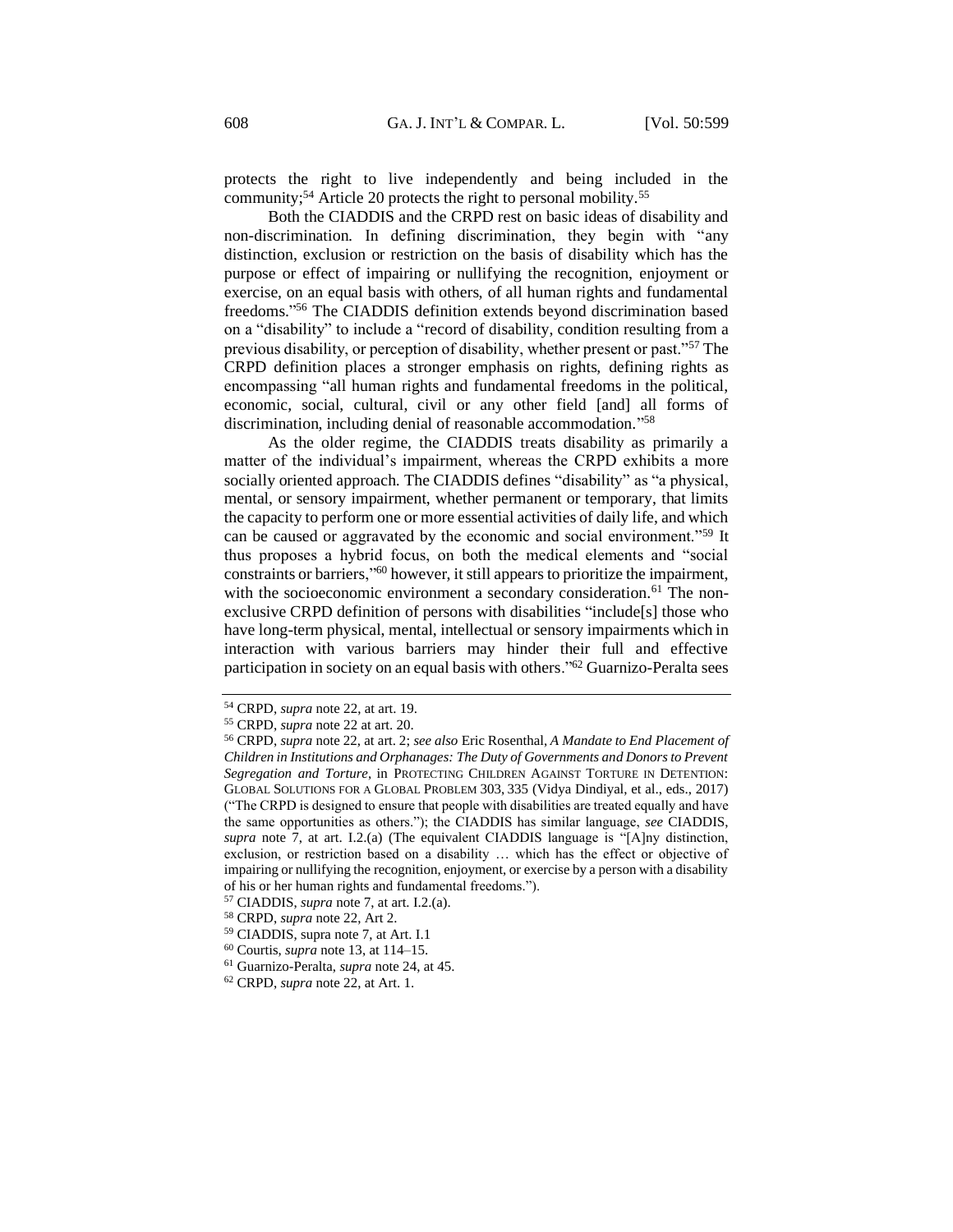protects the right to live independently and being included in the community;[54] Article 20 protects the right to personal mobility.[55]

Both the CIADDIS and the CRPD rest on basic ideas of disability and non-discrimination. In defining discrimination, they begin with "any distinction, exclusion or restriction on the basis of disability which has the purpose or effect of impairing or nullifying the recognition, enjoyment or exercise, on an equal basis with others, of all human rights and fundamental freedoms."[56] The CIADDIS definition extends beyond discrimination based on a "disability" to include a "record of disability, condition resulting from a previous disability, or perception of disability, whether present or past."[57] The CRPD definition places a stronger emphasis on rights, defining rights as encompassing "all human rights and fundamental freedoms in the political, economic, social, cultural, civil or any other field [and] all forms of discrimination, including denial of reasonable accommodation."[58]

As the older regime, the CIADDIS treats disability as primarily a matter of the individual's impairment, whereas the CRPD exhibits a more socially oriented approach. The CIADDIS defines "disability" as "a physical, mental, or sensory impairment, whether permanent or temporary, that limits the capacity to perform one or more essential activities of daily life, and which can be caused or aggravated by the economic and social environment."[59] It thus proposes a hybrid focus, on both the medical elements and "social constraints or barriers,"[60] however, it still appears to prioritize the impairment, with the socioeconomic environment a secondary consideration.[61] The non-exclusive CRPD definition of persons with disabilities "include[s] those who have long-term physical, mental, intellectual or sensory impairments which in interaction with various barriers may hinder their full and effective participation in society on an equal basis with others."[62] Guarnizo-Peralta sees

---

[54] CRPD, *supra* note 22, at art. 19.

[55] CRPD, *supra* note 22 at art. 20.

[56] CRPD, *supra* note 22, at art. 2; *see also* Eric Rosenthal, *A Mandate to End Placement of Children in Institutions and Orphanages: The Duty of Governments and Donors to Prevent Segregation and Torture*, in PROTECTING CHILDREN AGAINST TORTURE IN DETENTION: GLOBAL SOLUTIONS FOR A GLOBAL PROBLEM 303, 335 (Vidya Dindiyal, et al., eds., 2017) ("The CRPD is designed to ensure that people with disabilities are treated equally and have the same opportunities as others."); the CIADDIS has similar language, *see* CIADDIS, *supra* note 7, at art. I.2.(a) (The equivalent CIADDIS language is "[A]ny distinction, exclusion, or restriction based on a disability … which has the effect or objective of impairing or nullifying the recognition, enjoyment, or exercise by a person with a disability of his or her human rights and fundamental freedoms.").

[57] CIADDIS, *supra* note 7, at art. I.2.(a).

[58] CRPD, *supra* note 22, Art 2.

[59] CIADDIS, supra note 7, at Art. I.1

[60] Courtis, *supra* note 13, at 114–15.

[61] Guarnizo-Peralta, *supra* note 24, at 45.

[62] CRPD, *supra* note 22, at Art. 1.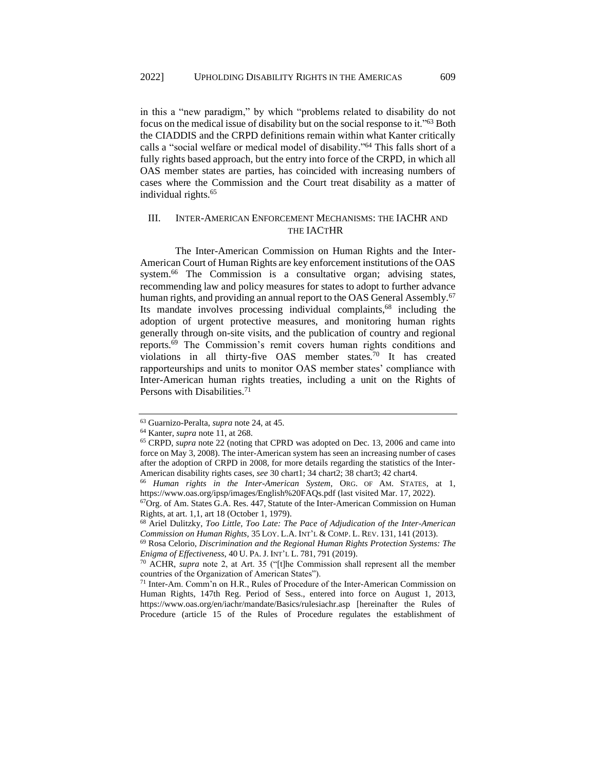in this a "new paradigm," by which "problems related to disability do not focus on the medical issue of disability but on the social response to it."[63] Both the CIADDIS and the CRPD definitions remain within what Kanter critically calls a "social welfare or medical model of disability."[64] This falls short of a fully rights based approach, but the entry into force of the CRPD, in which all OAS member states are parties, has coincided with increasing numbers of cases where the Commission and the Court treat disability as a matter of individual rights.[65]

## III. INTER-AMERICAN ENFORCEMENT MECHANISMS: THE IACHR AND THE IACTHR

The Inter-American Commission on Human Rights and the Inter-American Court of Human Rights are key enforcement institutions of the OAS system.[66] The Commission is a consultative organ; advising states, recommending law and policy measures for states to adopt to further advance human rights, and providing an annual report to the OAS General Assembly.[67] Its mandate involves processing individual complaints,[68] including the adoption of urgent protective measures, and monitoring human rights generally through on-site visits, and the publication of country and regional reports.[69] The Commission's remit covers human rights conditions and violations in all thirty-five OAS member states.[70] It has created rapporteurships and units to monitor OAS member states' compliance with Inter-American human rights treaties, including a unit on the Rights of Persons with Disabilities.[71]

---

[63] Guarnizo-Peralta, *supra* note 24, at 45.

[64] Kanter, *supra* note 11, at 268.

[65] CRPD, *supra* note 22 (noting that CPRD was adopted on Dec. 13, 2006 and came into force on May 3, 2008). The inter-American system has seen an increasing number of cases after the adoption of CRPD in 2008, for more details regarding the statistics of the Inter-American disability rights cases, *see* 30 chart1; 34 chart2; 38 chart3; 42 chart4.

[66] *Human rights in the Inter-American System*, ORG. OF AM. STATES, at 1, https://www.oas.org/ipsp/images/English%20FAQs.pdf (last visited Mar. 17, 2022).

[67] Org. of Am. States G.A. Res. 447, Statute of the Inter-American Commission on Human Rights, at art. 1,1, art 18 (October 1, 1979).

[68] Ariel Dulitzky, *Too Little, Too Late: The Pace of Adjudication of the Inter-American Commission on Human Rights,* 35 LOY. L.A. INT'L & COMP. L. REV. 131, 141 (2013).

[69] Rosa Celorio, *Discrimination and the Regional Human Rights Protection Systems: The Enigma of Effectiveness,* 40 U. PA. J. INT'L L. 781, 791 (2019).

[70] ACHR, *supra* note 2, at Art. 35 ("[t]he Commission shall represent all the member countries of the Organization of American States").

[71] Inter-Am. Comm'n on H.R., Rules of Procedure of the Inter-American Commission on Human Rights, 147th Reg. Period of Sess., entered into force on August 1, 2013, https://www.oas.org/en/iachr/mandate/Basics/rulesiachr.asp [hereinafter the Rules of Procedure (article 15 of the Rules of Procedure regulates the establishment of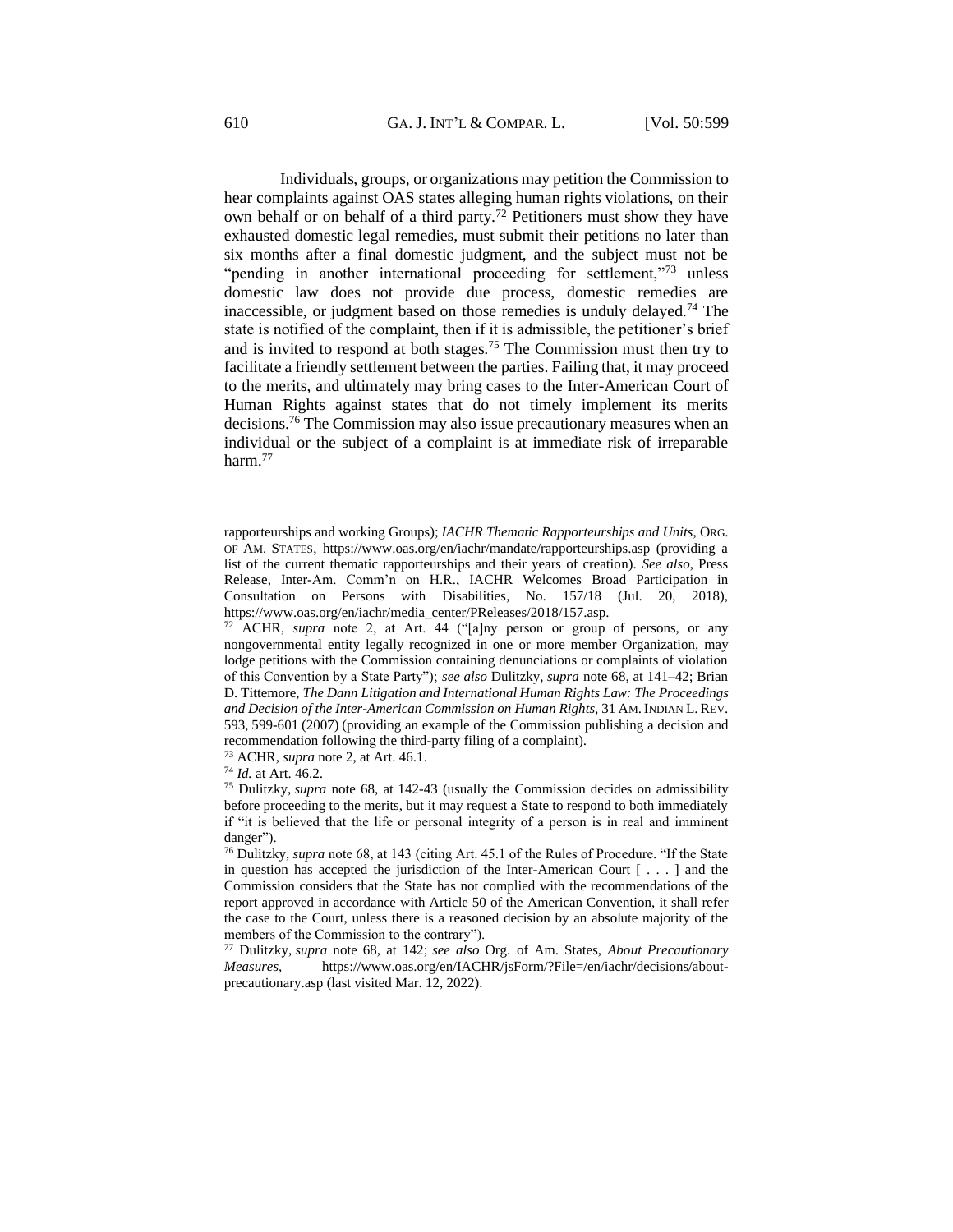Individuals, groups, or organizations may petition the Commission to hear complaints against OAS states alleging human rights violations, on their own behalf or on behalf of a third party.[72] Petitioners must show they have exhausted domestic legal remedies, must submit their petitions no later than six months after a final domestic judgment, and the subject must not be "pending in another international proceeding for settlement,"[73] unless domestic law does not provide due process, domestic remedies are inaccessible, or judgment based on those remedies is unduly delayed.[74] The state is notified of the complaint, then if it is admissible, the petitioner's brief and is invited to respond at both stages.[75] The Commission must then try to facilitate a friendly settlement between the parties. Failing that, it may proceed to the merits, and ultimately may bring cases to the Inter-American Court of Human Rights against states that do not timely implement its merits decisions.[76] The Commission may also issue precautionary measures when an individual or the subject of a complaint is at immediate risk of irreparable harm.[77]

---

rapporteurships and working Groups); *IACHR Thematic Rapporteurships and Units*, ORG. OF AM. STATES, https://www.oas.org/en/iachr/mandate/rapporteurships.asp (providing a list of the current thematic rapporteurships and their years of creation). *See also*, Press Release, Inter-Am. Comm'n on H.R., IACHR Welcomes Broad Participation in Consultation on Persons with Disabilities, No. 157/18 (Jul. 20, 2018), https://www.oas.org/en/iachr/media_center/PReleases/2018/157.asp.

[72] ACHR, *supra* note 2, at Art. 44 ("[a]ny person or group of persons, or any nongovernmental entity legally recognized in one or more member Organization, may lodge petitions with the Commission containing denunciations or complaints of violation of this Convention by a State Party"); *see also* Dulitzky, *supra* note 68, at 141–42; Brian D. Tittemore, *The Dann Litigation and International Human Rights Law: The Proceedings and Decision of the Inter-American Commission on Human Rights*, 31 AM. INDIAN L. REV. 593, 599-601 (2007) (providing an example of the Commission publishing a decision and recommendation following the third-party filing of a complaint).

[73] ACHR, *supra* note 2, at Art. 46.1.

[74] *Id.* at Art. 46.2.

[75] Dulitzky, *supra* note 68, at 142-43 (usually the Commission decides on admissibility before proceeding to the merits, but it may request a State to respond to both immediately if "it is believed that the life or personal integrity of a person is in real and imminent danger").

[76] Dulitzky, *supra* note 68, at 143 (citing Art. 45.1 of the Rules of Procedure. "If the State in question has accepted the jurisdiction of the Inter-American Court [ . . . ] and the Commission considers that the State has not complied with the recommendations of the report approved in accordance with Article 50 of the American Convention, it shall refer the case to the Court, unless there is a reasoned decision by an absolute majority of the members of the Commission to the contrary").

[77] Dulitzky, *supra* note 68, at 142; *see also* Org. of Am. States, *About Precautionary Measures*, https://www.oas.org/en/IACHR/jsForm/?File=/en/iachr/decisions/about-precautionary.asp (last visited Mar. 12, 2022).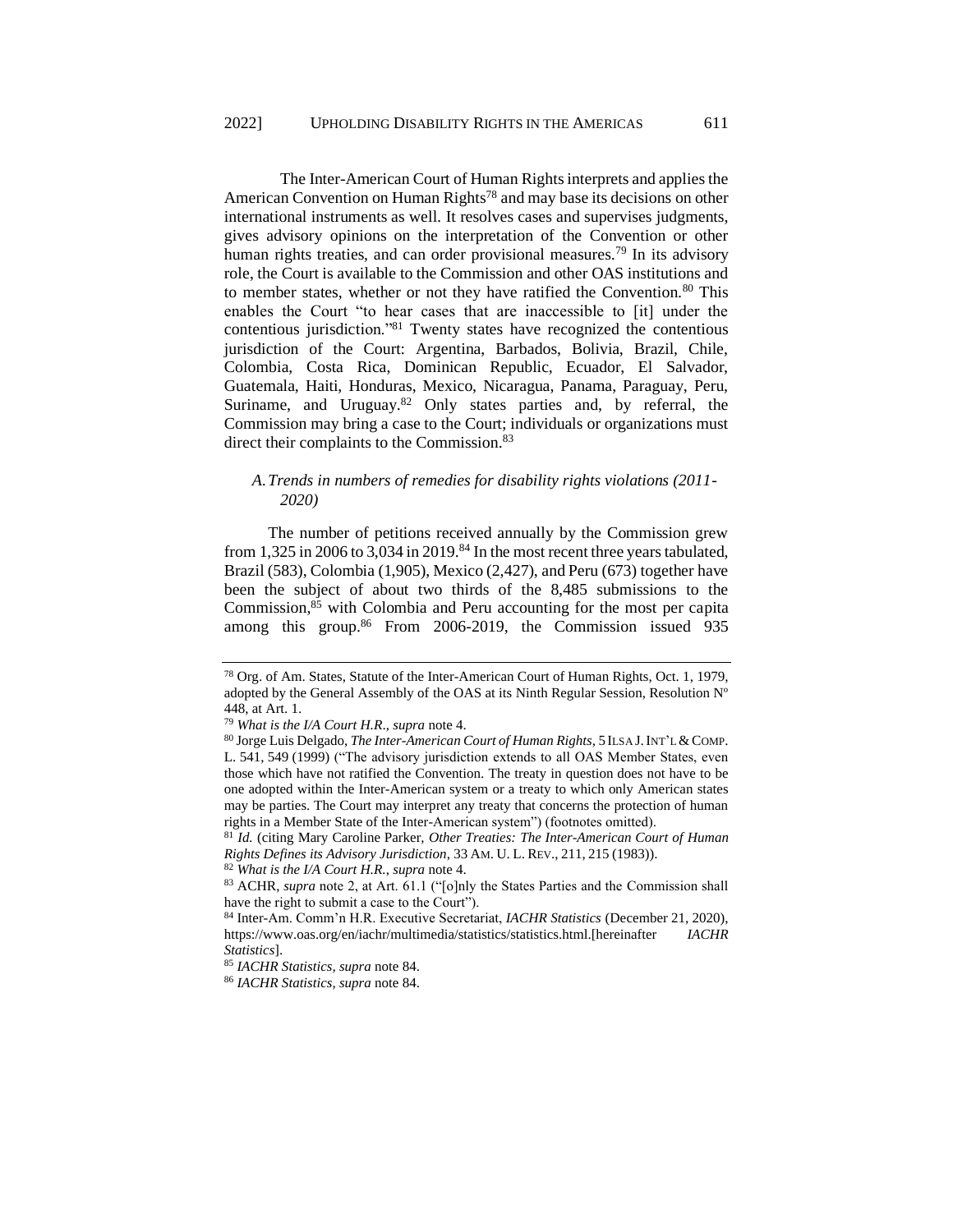The Inter-American Court of Human Rights interprets and applies the American Convention on Human Rights[78] and may base its decisions on other international instruments as well. It resolves cases and supervises judgments, gives advisory opinions on the interpretation of the Convention or other human rights treaties, and can order provisional measures.[79] In its advisory role, the Court is available to the Commission and other OAS institutions and to member states, whether or not they have ratified the Convention.[80] This enables the Court "to hear cases that are inaccessible to [it] under the contentious jurisdiction."[81] Twenty states have recognized the contentious jurisdiction of the Court: Argentina, Barbados, Bolivia, Brazil, Chile, Colombia, Costa Rica, Dominican Republic, Ecuador, El Salvador, Guatemala, Haiti, Honduras, Mexico, Nicaragua, Panama, Paraguay, Peru, Suriname, and Uruguay.[82] Only states parties and, by referral, the Commission may bring a case to the Court; individuals or organizations must direct their complaints to the Commission.[83]

### A. *Trends in numbers of remedies for disability rights violations (2011-2020)*

The number of petitions received annually by the Commission grew from 1,325 in 2006 to 3,034 in 2019.[84] In the most recent three years tabulated, Brazil (583), Colombia (1,905), Mexico (2,427), and Peru (673) together have been the subject of about two thirds of the 8,485 submissions to the Commission,[85] with Colombia and Peru accounting for the most per capita among this group.[86] From 2006-2019, the Commission issued 935

---

[78] Org. of Am. States, Statute of the Inter-American Court of Human Rights, Oct. 1, 1979, adopted by the General Assembly of the OAS at its Ninth Regular Session, Resolution Nº 448, at Art. 1.

[79] *What is the I/A Court H.R*., *supra* note 4.

[80] Jorge Luis Delgado, *The Inter-American Court of Human Rights*, 5 ILSA J. INT'L & COMP. L. 541, 549 (1999) ("The advisory jurisdiction extends to all OAS Member States, even those which have not ratified the Convention. The treaty in question does not have to be one adopted within the Inter-American system or a treaty to which only American states may be parties. The Court may interpret any treaty that concerns the protection of human rights in a Member State of the Inter-American system") (footnotes omitted).

[81] *Id.* (citing Mary Caroline Parker, *Other Treaties: The Inter-American Court of Human Rights Defines its Advisory Jurisdiction*, 33 AM. U. L. REV., 211, 215 (1983)).

[82] *What is the I/A Court H.R.*, *supra* note 4.

[83] ACHR, *supra* note 2, at Art. 61.1 ("[o]nly the States Parties and the Commission shall have the right to submit a case to the Court").

[84] Inter-Am. Comm'n H.R. Executive Secretariat, *IACHR Statistics* (December 21, 2020), https://www.oas.org/en/iachr/multimedia/statistics/statistics.html.[hereinafter *IACHR Statistics*].

[85] *IACHR Statistics*, *supra* note 84.

[86] *IACHR Statistics*, *supra* note 84.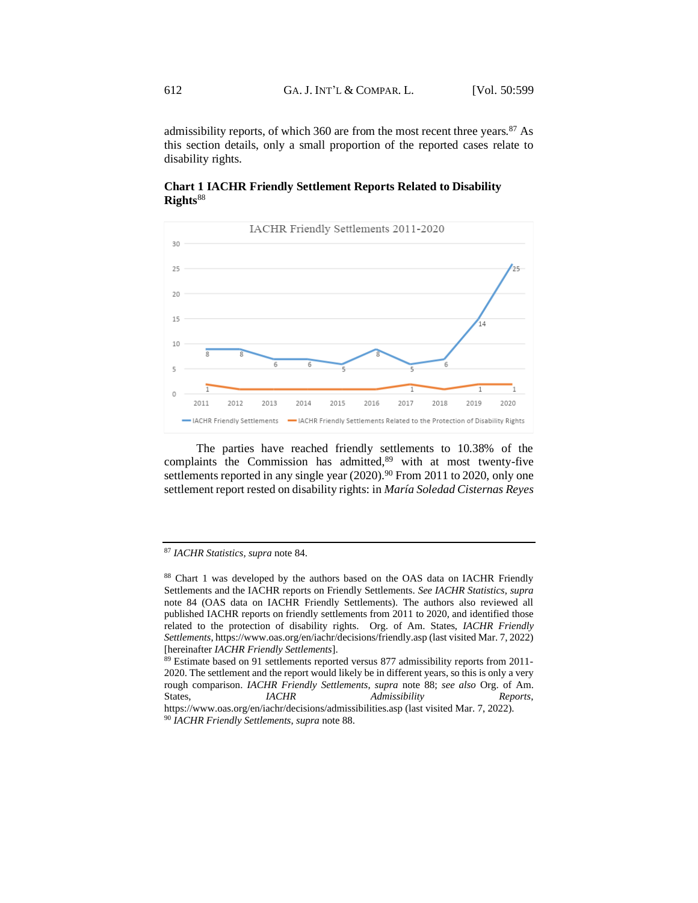admissibility reports, of which 360 are from the most recent three years.[87] As this section details, only a small proportion of the reported cases relate to disability rights.

**Chart 1 IACHR Friendly Settlement Reports Related to Disability Rights**[88]

The parties have reached friendly settlements to 10.38% of the complaints the Commission has admitted,[89] with at most twenty-five settlements reported in any single year (2020).[90] From 2011 to 2020, only one settlement report rested on disability rights: in *María Soledad Cisternas Reyes*

---

[87] *IACHR Statistics*, *supra* note 84.

[88] Chart 1 was developed by the authors based on the OAS data on IACHR Friendly Settlements and the IACHR reports on Friendly Settlements. *See IACHR Statistics*, *supra* note 84 (OAS data on IACHR Friendly Settlements). The authors also reviewed all published IACHR reports on friendly settlements from 2011 to 2020, and identified those related to the protection of disability rights. Org. of Am. States, *IACHR Friendly Settlements*, https://www.oas.org/en/iachr/decisions/friendly.asp (last visited Mar. 7, 2022) [hereinafter *IACHR Friendly Settlements*].

[89] Estimate based on 91 settlements reported versus 877 admissibility reports from 2011-2020. The settlement and the report would likely be in different years, so this is only a very rough comparison. *IACHR Friendly Settlements*, *supra* note 88; *see also* Org. of Am. States, *IACHR Admissibility Reports*, https://www.oas.org/en/iachr/decisions/admissibilities.asp (last visited Mar. 7, 2022).

[90] *IACHR Friendly Settlements*, *supra* note 88.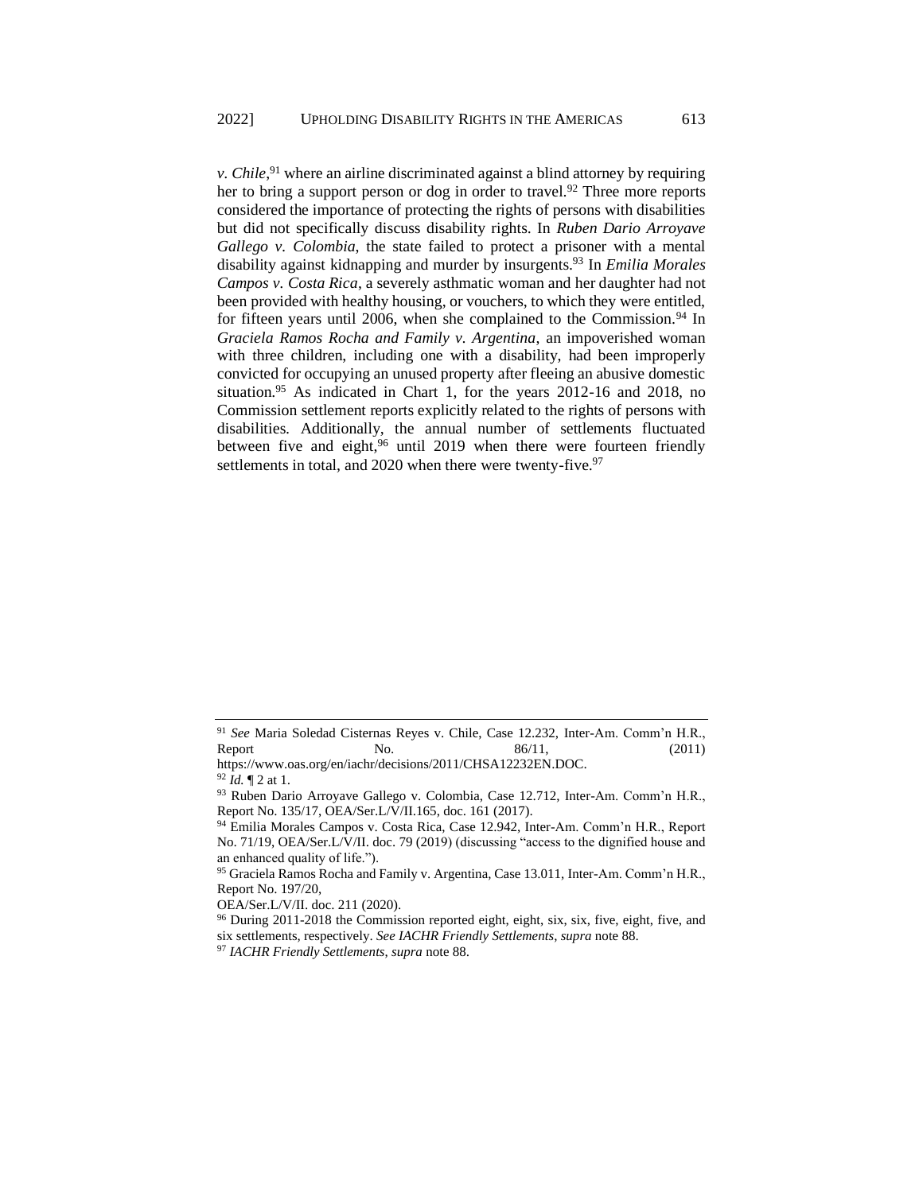*v. Chile*,[91] where an airline discriminated against a blind attorney by requiring her to bring a support person or dog in order to travel.[92] Three more reports considered the importance of protecting the rights of persons with disabilities but did not specifically discuss disability rights. In *Ruben Dario Arroyave Gallego v. Colombia*, the state failed to protect a prisoner with a mental disability against kidnapping and murder by insurgents.[93] In *Emilia Morales Campos v. Costa Rica*, a severely asthmatic woman and her daughter had not been provided with healthy housing, or vouchers, to which they were entitled, for fifteen years until 2006, when she complained to the Commission.[94] In *Graciela Ramos Rocha and Family v. Argentina*, an impoverished woman with three children, including one with a disability, had been improperly convicted for occupying an unused property after fleeing an abusive domestic situation.[95] As indicated in Chart 1, for the years 2012-16 and 2018, no Commission settlement reports explicitly related to the rights of persons with disabilities. Additionally, the annual number of settlements fluctuated between five and eight,[96] until 2019 when there were fourteen friendly settlements in total, and 2020 when there were twenty-five.[97]

---

[91] *See* Maria Soledad Cisternas Reyes v. Chile, Case 12.232, Inter-Am. Comm'n H.R., Report No. 86/11, (2011) https://www.oas.org/en/iachr/decisions/2011/CHSA12232EN.DOC.

[92] *Id.* ¶ 2 at 1.

[93] Ruben Dario Arroyave Gallego v. Colombia, Case 12.712, Inter-Am. Comm'n H.R., Report No. 135/17, OEA/Ser.L/V/II.165, doc. 161 (2017).

[94] Emilia Morales Campos v. Costa Rica, Case 12.942, Inter-Am. Comm'n H.R., Report No. 71/19, OEA/Ser.L/V/II. doc. 79 (2019) (discussing "access to the dignified house and an enhanced quality of life.").

[95] Graciela Ramos Rocha and Family v. Argentina, Case 13.011, Inter-Am. Comm'n H.R., Report No. 197/20, OEA/Ser.L/V/II. doc. 211 (2020).

[96] During 2011-2018 the Commission reported eight, eight, six, six, five, eight, five, and six settlements, respectively. *See IACHR Friendly Settlements*, *supra* note 88.

[97] *IACHR Friendly Settlements*, *supra* note 88.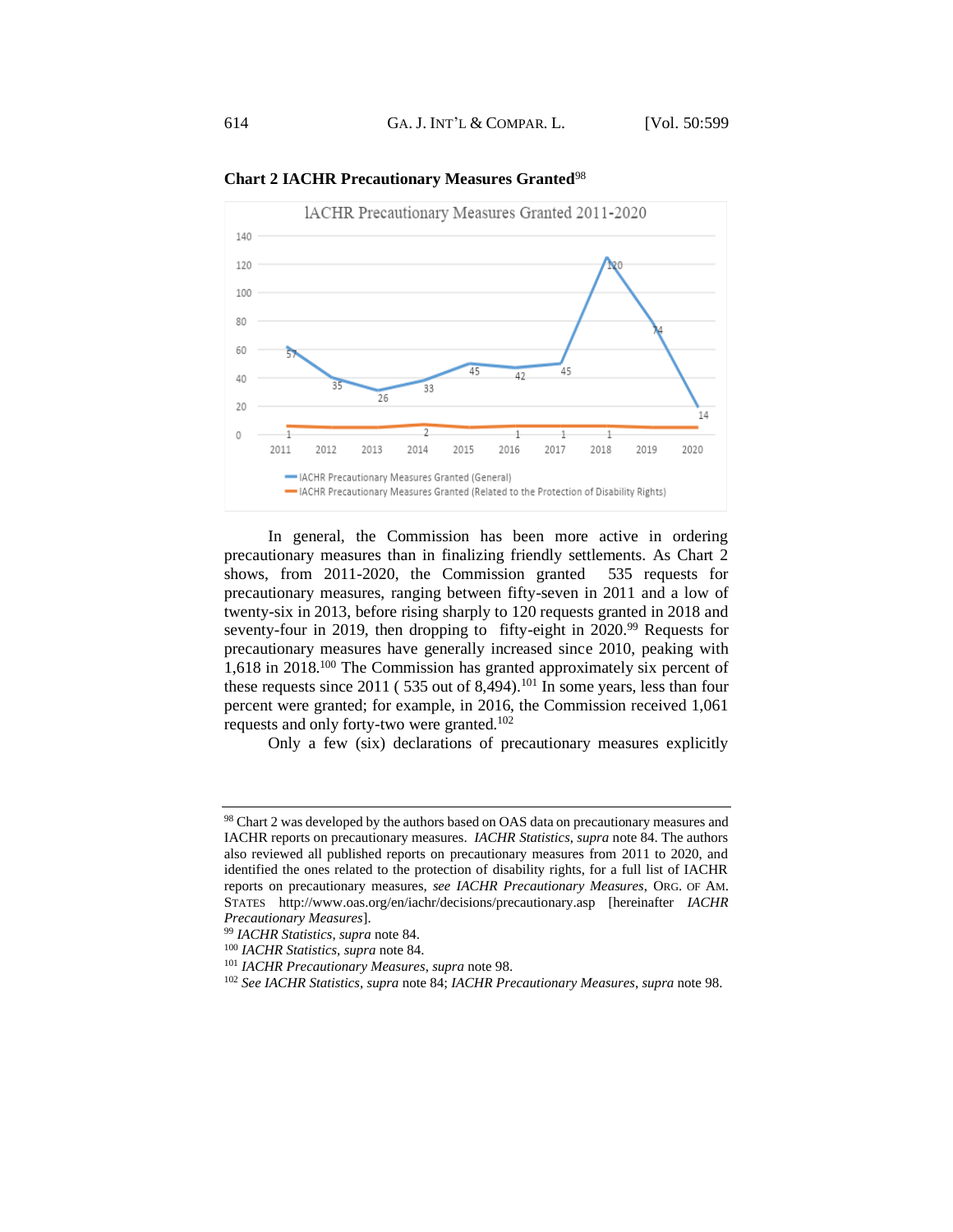**Chart 2 IACHR Precautionary Measures Granted**[98]

IACHR Precautionary Measures Granted 2011-2020

| Year | IACHR Precautionary Measures Granted (General) | IACHR Precautionary Measures Granted (Related to the Protection of Disability Rights) |
|---|---|---|
| 2011 | 57 | 1 |
| 2012 | 35 | |
| 2013 | 26 | |
| 2014 | 33 | 2 |
| 2015 | 45 | |
| 2016 | 42 | 1 |
| 2017 | 45 | 1 |
| 2018 | 120 | 1 |
| 2019 | 74 | |
| 2020 | 14 | |

In general, the Commission has been more active in ordering precautionary measures than in finalizing friendly settlements. As Chart 2 shows, from 2011-2020, the Commission granted 535 requests for precautionary measures, ranging between fifty-seven in 2011 and a low of twenty-six in 2013, before rising sharply to 120 requests granted in 2018 and seventy-four in 2019, then dropping to fifty-eight in 2020.[99] Requests for precautionary measures have generally increased since 2010, peaking with 1,618 in 2018.[100] The Commission has granted approximately six percent of these requests since 2011 ( 535 out of 8,494).[101] In some years, less than four percent were granted; for example, in 2016, the Commission received 1,061 requests and only forty-two were granted.[102]

Only a few (six) declarations of precautionary measures explicitly

---

[98] Chart 2 was developed by the authors based on OAS data on precautionary measures and IACHR reports on precautionary measures. *IACHR Statistics, supra* note 84. The authors also reviewed all published reports on precautionary measures from 2011 to 2020, and identified the ones related to the protection of disability rights, for a full list of IACHR reports on precautionary measures, *see IACHR Precautionary Measures*, ORG. OF AM. STATES http://www.oas.org/en/iachr/decisions/precautionary.asp [hereinafter *IACHR Precautionary Measures*].

[99] *IACHR Statistics*, *supra* note 84.

[100] *IACHR Statistics*, *supra* note 84.

[101] *IACHR Precautionary Measures*, *supra* note 98.

[102] *See IACHR Statistics*, *supra* note 84; *IACHR Precautionary Measures*, *supra* note 98.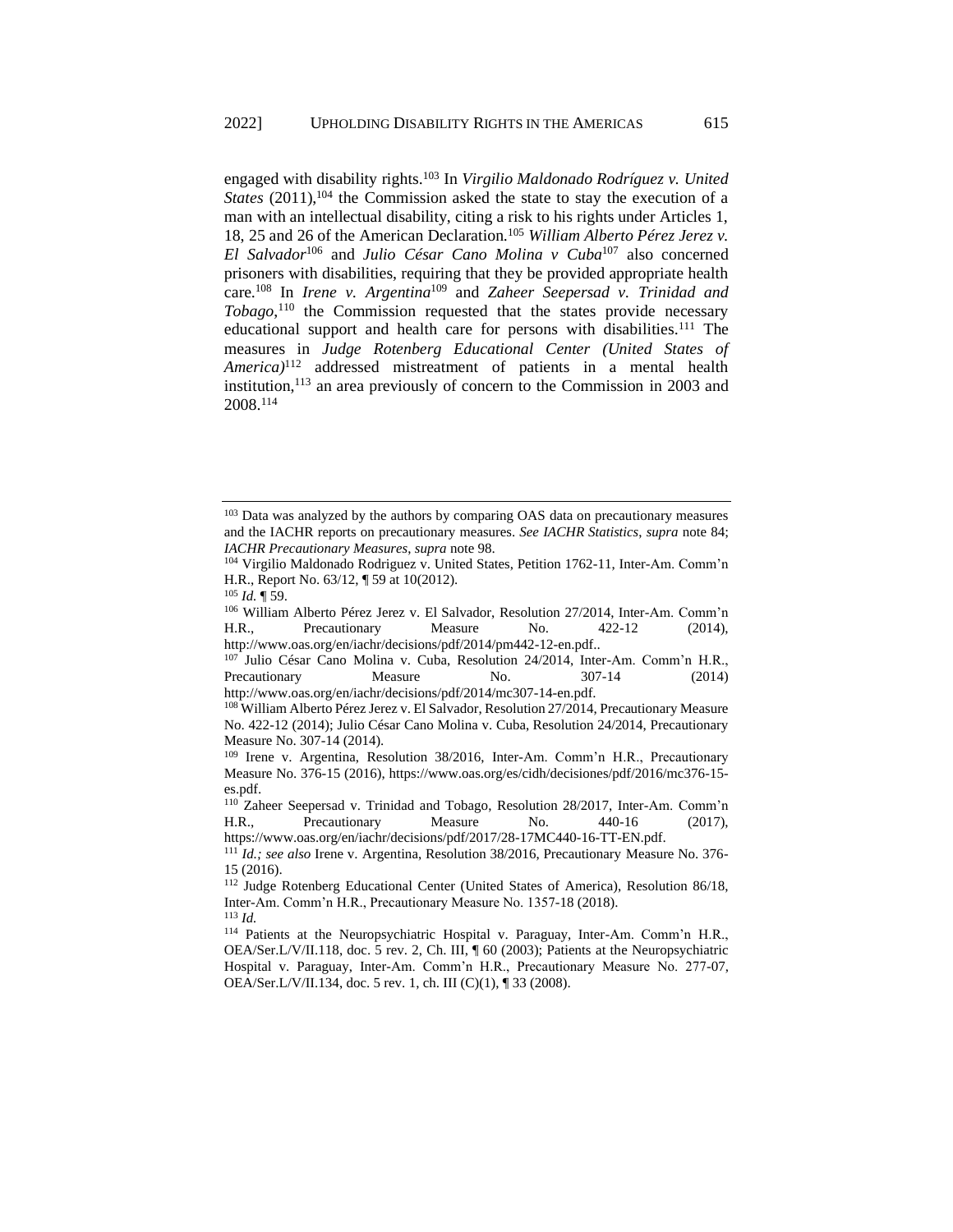engaged with disability rights.[103] In *Virgilio Maldonado Rodríguez v. United States* (2011),[104] the Commission asked the state to stay the execution of a man with an intellectual disability, citing a risk to his rights under Articles 1, 18, 25 and 26 of the American Declaration.[105] *William Alberto Pérez Jerez v. El Salvador*[106] and *Julio César Cano Molina v Cuba*[107] also concerned prisoners with disabilities, requiring that they be provided appropriate health care.[108] In *Irene v. Argentina*[109] and *Zaheer Seepersad v. Trinidad and Tobago*,[110] the Commission requested that the states provide necessary educational support and health care for persons with disabilities.[111] The measures in *Judge Rotenberg Educational Center (United States of America)*[112] addressed mistreatment of patients in a mental health institution,[113] an area previously of concern to the Commission in 2003 and 2008.[114]

---

[103] Data was analyzed by the authors by comparing OAS data on precautionary measures and the IACHR reports on precautionary measures. *See IACHR Statistics*, *supra* note 84; *IACHR Precautionary Measures*, *supra* note 98.

[104] Virgilio Maldonado Rodriguez v. United States, Petition 1762-11, Inter-Am. Comm'n H.R., Report No. 63/12, ¶ 59 at 10(2012).

[105] *Id.* ¶ 59.

[106] William Alberto Pérez Jerez v. El Salvador, Resolution 27/2014, Inter-Am. Comm'n H.R., Precautionary Measure No. 422-12 (2014), http://www.oas.org/en/iachr/decisions/pdf/2014/pm442-12-en.pdf..

[107] Julio César Cano Molina v. Cuba, Resolution 24/2014, Inter-Am. Comm'n H.R., Precautionary Measure No. 307-14 (2014) http://www.oas.org/en/iachr/decisions/pdf/2014/mc307-14-en.pdf.

[108] William Alberto Pérez Jerez v. El Salvador, Resolution 27/2014, Precautionary Measure No. 422-12 (2014); Julio César Cano Molina v. Cuba, Resolution 24/2014, Precautionary Measure No. 307-14 (2014).

[109] Irene v. Argentina, Resolution 38/2016, Inter-Am. Comm'n H.R., Precautionary Measure No. 376-15 (2016), https://www.oas.org/es/cidh/decisiones/pdf/2016/mc376-15-es.pdf.

[110] Zaheer Seepersad v. Trinidad and Tobago, Resolution 28/2017, Inter-Am. Comm'n H.R., Precautionary Measure No. 440-16 (2017), https://www.oas.org/en/iachr/decisions/pdf/2017/28-17MC440-16-TT-EN.pdf.

[111] *Id.; see also* Irene v. Argentina, Resolution 38/2016, Precautionary Measure No. 376-15 (2016).

[112] Judge Rotenberg Educational Center (United States of America), Resolution 86/18, Inter-Am. Comm'n H.R., Precautionary Measure No. 1357-18 (2018).

[113] *Id.*

[114] Patients at the Neuropsychiatric Hospital v. Paraguay, Inter-Am. Comm'n H.R., OEA/Ser.L/V/II.118, doc. 5 rev. 2, Ch. III, ¶ 60 (2003); Patients at the Neuropsychiatric Hospital v. Paraguay, Inter-Am. Comm'n H.R., Precautionary Measure No. 277-07, OEA/Ser.L/V/II.134, doc. 5 rev. 1, ch. III (C)(1), ¶ 33 (2008).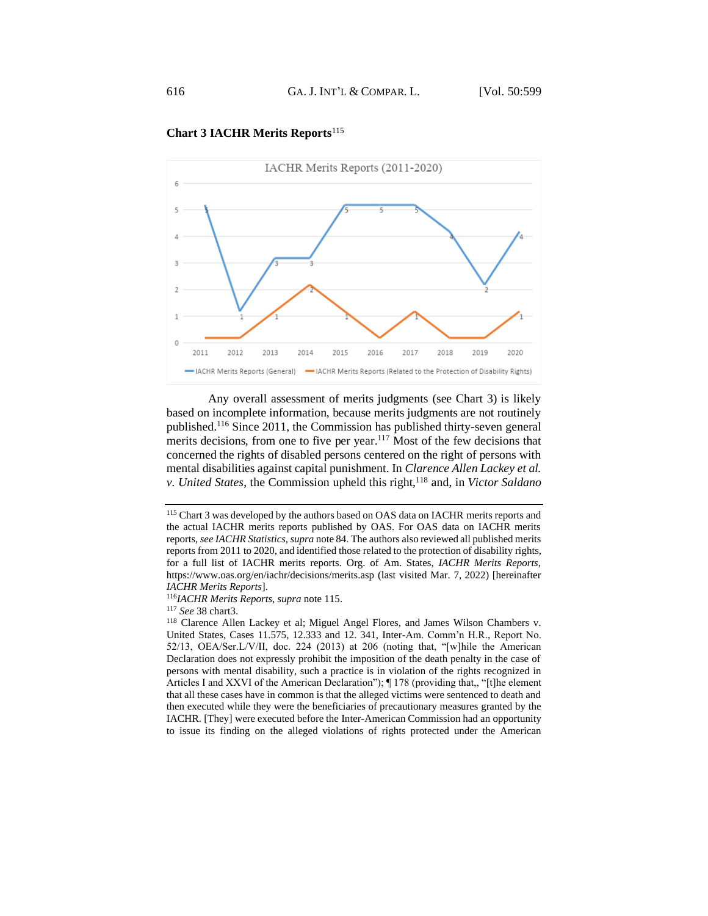**Chart 3 IACHR Merits Reports**[115]

IACHR Merits Reports (2011-2020)

| Year | IACHR Merits Reports (General) | IACHR Merits Reports (Related to the Protection of Disability Rights) |
|---|---|---|
| 2011 | 5 | 0 |
| 2012 | 1 | 0 |
| 2013 | 3 | 1 |
| 2014 | 3 | 2 |
| 2015 | 5 | 1 |
| 2016 | 5 | 0 |
| 2017 | 5 | 1 |
| 2018 | 4 | 0 |
| 2019 | 2 | 0 |
| 2020 | 4 | 1 |

Any overall assessment of merits judgments (see Chart 3) is likely based on incomplete information, because merits judgments are not routinely published.[116] Since 2011, the Commission has published thirty-seven general merits decisions, from one to five per year.[117] Most of the few decisions that concerned the rights of disabled persons centered on the right of persons with mental disabilities against capital punishment. In *Clarence Allen Lackey et al. v. United States*, the Commission upheld this right,[118] and, in *Victor Saldano*

---

[115] Chart 3 was developed by the authors based on OAS data on IACHR merits reports and the actual IACHR merits reports published by OAS. For OAS data on IACHR merits reports, *see IACHR Statistics*, *supra* note 84. The authors also reviewed all published merits reports from 2011 to 2020, and identified those related to the protection of disability rights, for a full list of IACHR merits reports. Org. of Am. States, *IACHR Merits Reports*, https://www.oas.org/en/iachr/decisions/merits.asp (last visited Mar. 7, 2022) [hereinafter *IACHR Merits Reports*].

[116] *IACHR Merits Reports*, *supra* note 115.

[117] *See* 38 chart3.

[118] Clarence Allen Lackey et al; Miguel Angel Flores, and James Wilson Chambers v. United States, Cases 11.575, 12.333 and 12. 341, Inter-Am. Comm'n H.R., Report No. 52/13, OEA/Ser.L/V/II, doc. 224 (2013) at 206 (noting that, "[w]hile the American Declaration does not expressly prohibit the imposition of the death penalty in the case of persons with mental disability, such a practice is in violation of the rights recognized in Articles I and XXVI of the American Declaration"); ¶ 178 (providing that,, "[t]he element that all these cases have in common is that the alleged victims were sentenced to death and then executed while they were the beneficiaries of precautionary measures granted by the IACHR. [They] were executed before the Inter-American Commission had an opportunity to issue its finding on the alleged violations of rights protected under the American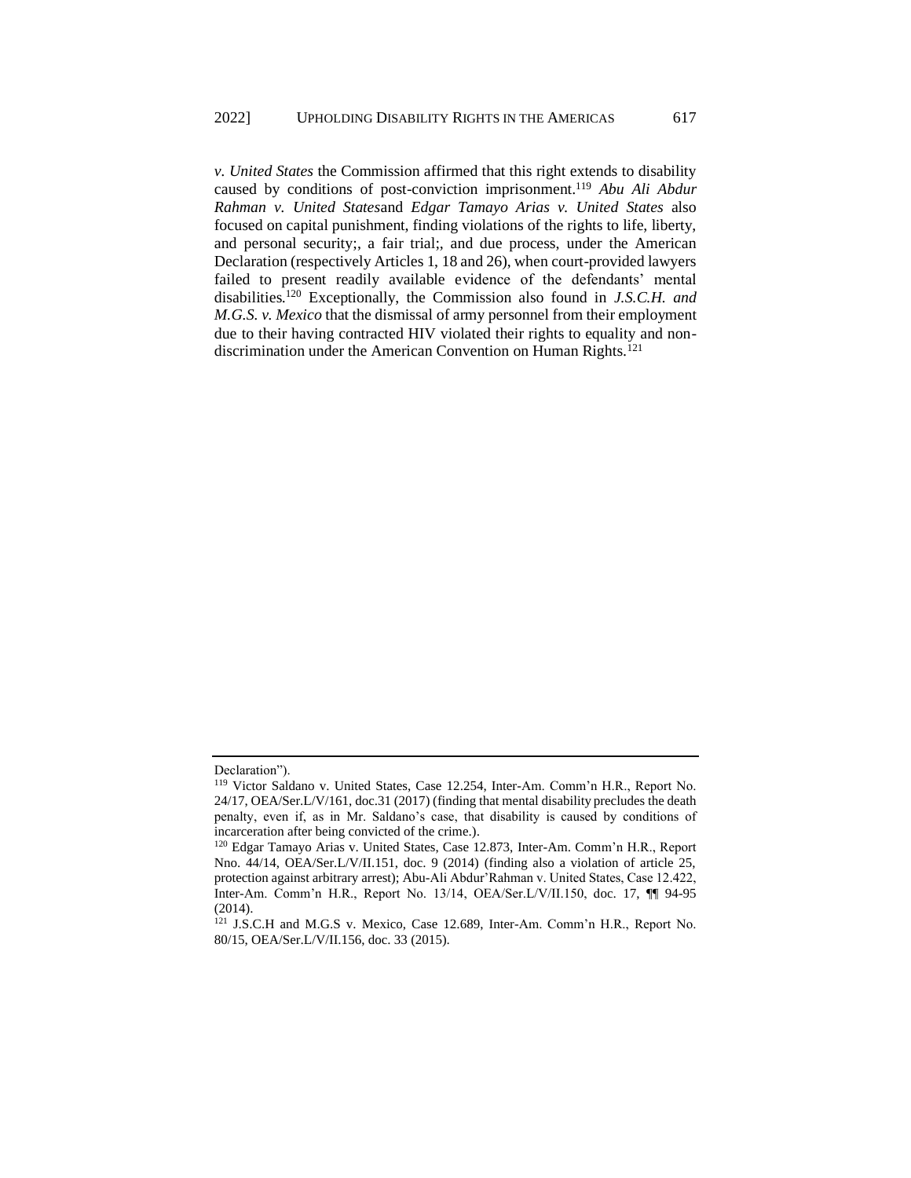*v. United States* the Commission affirmed that this right extends to disability caused by conditions of post-conviction imprisonment.[119] *Abu Ali Abdur Rahman v. United States*and *Edgar Tamayo Arias v. United States* also focused on capital punishment, finding violations of the rights to life, liberty, and personal security;, a fair trial;, and due process, under the American Declaration (respectively Articles 1, 18 and 26), when court-provided lawyers failed to present readily available evidence of the defendants' mental disabilities.[120] Exceptionally, the Commission also found in *J.S.C.H. and M.G.S. v. Mexico* that the dismissal of army personnel from their employment due to their having contracted HIV violated their rights to equality and non-discrimination under the American Convention on Human Rights.[121]

---

Declaration").

[119] Victor Saldano v. United States, Case 12.254, Inter-Am. Comm'n H.R., Report No. 24/17, OEA/Ser.L/V/161, doc.31 (2017) (finding that mental disability precludes the death penalty, even if, as in Mr. Saldano's case, that disability is caused by conditions of incarceration after being convicted of the crime.).

[120] Edgar Tamayo Arias v. United States, Case 12.873, Inter-Am. Comm'n H.R., Report Nno. 44/14, OEA/Ser.L/V/II.151, doc. 9 (2014) (finding also a violation of article 25, protection against arbitrary arrest); Abu-Ali Abdur'Rahman v. United States, Case 12.422, Inter-Am. Comm'n H.R., Report No. 13/14, OEA/Ser.L/V/II.150, doc. 17, ¶¶ 94-95 (2014).

[121] J.S.C.H and M.G.S v. Mexico, Case 12.689, Inter-Am. Comm'n H.R., Report No. 80/15, OEA/Ser.L/V/II.156, doc. 33 (2015).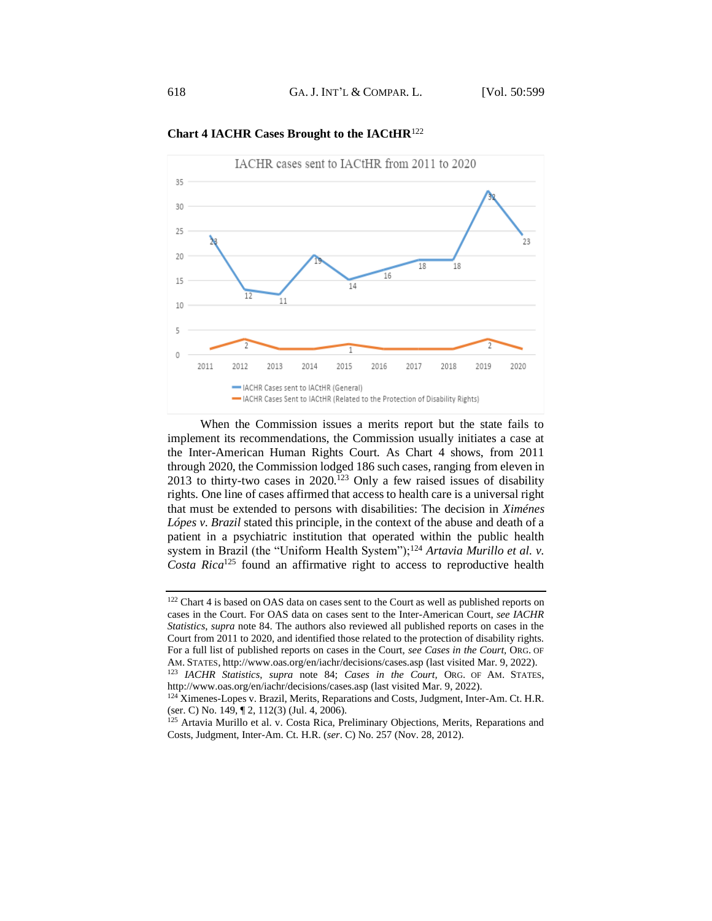**Chart 4 IACHR Cases Brought to the IACtHR**[122]

IACHR cases sent to IACtHR from 2011 to 2020

| Year | IACHR Cases sent to IACtHR (General) | IACHR Cases Sent to IACtHR (Related to the Protection of Disability Rights) |
|---|---|---|
| 2011 | 23 | |
| 2012 | 12 | 2 |
| 2013 | 11 | |
| 2014 | 19 | |
| 2015 | 14 | 1 |
| 2016 | 16 | |
| 2017 | 18 | |
| 2018 | 18 | |
| 2019 | 32 | 2 |
| 2020 | 23 | |

When the Commission issues a merits report but the state fails to implement its recommendations, the Commission usually initiates a case at the Inter-American Human Rights Court. As Chart 4 shows, from 2011 through 2020, the Commission lodged 186 such cases, ranging from eleven in 2013 to thirty-two cases in 2020.[123] Only a few raised issues of disability rights. One line of cases affirmed that access to health care is a universal right that must be extended to persons with disabilities: The decision in *Ximénes Lópes v. Brazil* stated this principle, in the context of the abuse and death of a patient in a psychiatric institution that operated within the public health system in Brazil (the "Uniform Health System");[124] *Artavia Murillo et al. v. Costa Rica*[125] found an affirmative right to access to reproductive health

---

[122] Chart 4 is based on OAS data on cases sent to the Court as well as published reports on cases in the Court. For OAS data on cases sent to the Inter-American Court, *see IACHR Statistics*, *supra* note 84. The authors also reviewed all published reports on cases in the Court from 2011 to 2020, and identified those related to the protection of disability rights. For a full list of published reports on cases in the Court, *see Cases in the Court*, ORG. OF AM. STATES, http://www.oas.org/en/iachr/decisions/cases.asp (last visited Mar. 9, 2022).

[123] *IACHR Statistics*, *supra* note 84; *Cases in the Court*, ORG. OF AM. STATES, http://www.oas.org/en/iachr/decisions/cases.asp (last visited Mar. 9, 2022).

[124] Ximenes-Lopes v. Brazil, Merits, Reparations and Costs, Judgment, Inter-Am. Ct. H.R. (ser. C) No. 149, ¶ 2, 112(3) (Jul. 4, 2006).

[125] Artavia Murillo et al. v. Costa Rica, Preliminary Objections, Merits, Reparations and Costs, Judgment, Inter-Am. Ct. H.R. (*ser*. C) No. 257 (Nov. 28, 2012).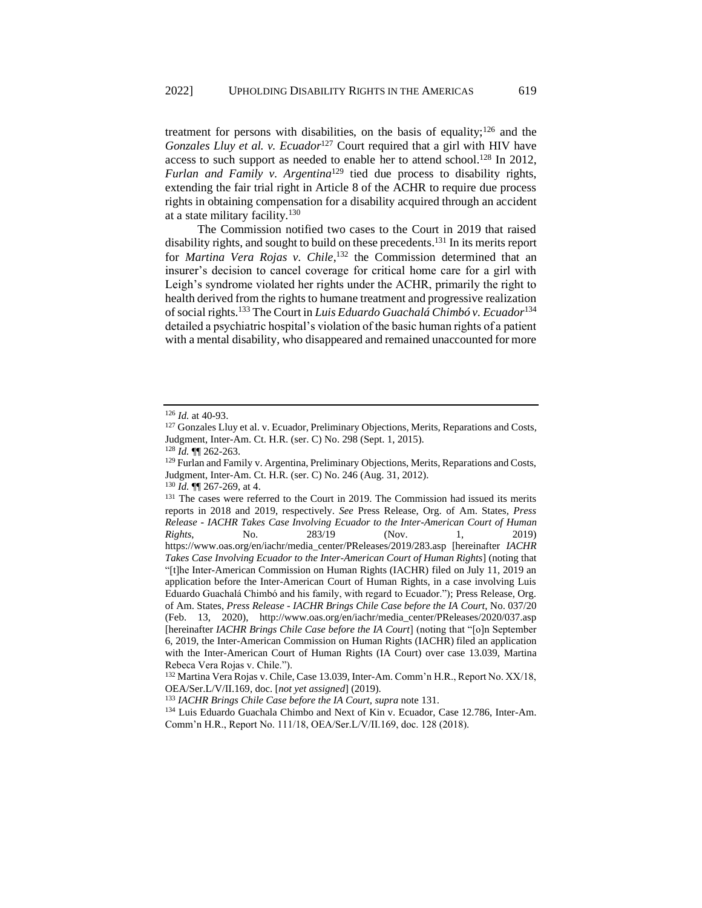treatment for persons with disabilities, on the basis of equality;[126] and the *Gonzales Lluy et al. v. Ecuador*[127] Court required that a girl with HIV have access to such support as needed to enable her to attend school.[128] In 2012, *Furlan and Family v. Argentina*[129] tied due process to disability rights, extending the fair trial right in Article 8 of the ACHR to require due process rights in obtaining compensation for a disability acquired through an accident at a state military facility.[130]

The Commission notified two cases to the Court in 2019 that raised disability rights, and sought to build on these precedents.[131] In its merits report for *Martina Vera Rojas v. Chile*,[132] the Commission determined that an insurer's decision to cancel coverage for critical home care for a girl with Leigh's syndrome violated her rights under the ACHR, primarily the right to health derived from the rights to humane treatment and progressive realization of social rights.[133] The Court in *Luis Eduardo Guachalá Chimbó v. Ecuador*[134] detailed a psychiatric hospital's violation of the basic human rights of a patient with a mental disability, who disappeared and remained unaccounted for more

---

[126] *Id.* at 40-93.

[127] Gonzales Lluy et al. v. Ecuador, Preliminary Objections, Merits, Reparations and Costs, Judgment, Inter-Am. Ct. H.R. (ser. C) No. 298 (Sept. 1, 2015).

[128] *Id.* ¶¶ 262-263.

[129] Furlan and Family v. Argentina, Preliminary Objections, Merits, Reparations and Costs, Judgment, Inter-Am. Ct. H.R. (ser. C) No. 246 (Aug. 31, 2012).

[130] *Id.* ¶¶ 267-269, at 4.

[131] The cases were referred to the Court in 2019. The Commission had issued its merits reports in 2018 and 2019, respectively. *See* Press Release, Org. of Am. States, *Press Release - IACHR Takes Case Involving Ecuador to the Inter-American Court of Human Rights*, No. 283/19 (Nov. 1, 2019) https://www.oas.org/en/iachr/media_center/PReleases/2019/283.asp [hereinafter *IACHR Takes Case Involving Ecuador to the Inter-American Court of Human Rights*] (noting that "[t]he Inter-American Commission on Human Rights (IACHR) filed on July 11, 2019 an application before the Inter-American Court of Human Rights, in a case involving Luis Eduardo Guachalá Chimbó and his family, with regard to Ecuador."); Press Release, Org. of Am. States, *Press Release - IACHR Brings Chile Case before the IA Court*, No. 037/20 (Feb. 13, 2020), http://www.oas.org/en/iachr/media_center/PReleases/2020/037.asp [hereinafter *IACHR Brings Chile Case before the IA Court*] (noting that "[o]n September 6, 2019, the Inter-American Commission on Human Rights (IACHR) filed an application with the Inter-American Court of Human Rights (IA Court) over case 13.039, Martina Rebeca Vera Rojas v. Chile.").

[132] Martina Vera Rojas v. Chile, Case 13.039, Inter-Am. Comm'n H.R., Report No. XX/18, OEA/Ser.L/V/II.169, doc. [*not yet assigned*] (2019).

[133] *IACHR Brings Chile Case before the IA Court*, *supra* note 131.

[134] Luis Eduardo Guachala Chimbo and Next of Kin v. Ecuador, Case 12.786, Inter-Am. Comm'n H.R., Report No. 111/18, OEA/Ser.L/V/II.169, doc. 128 (2018).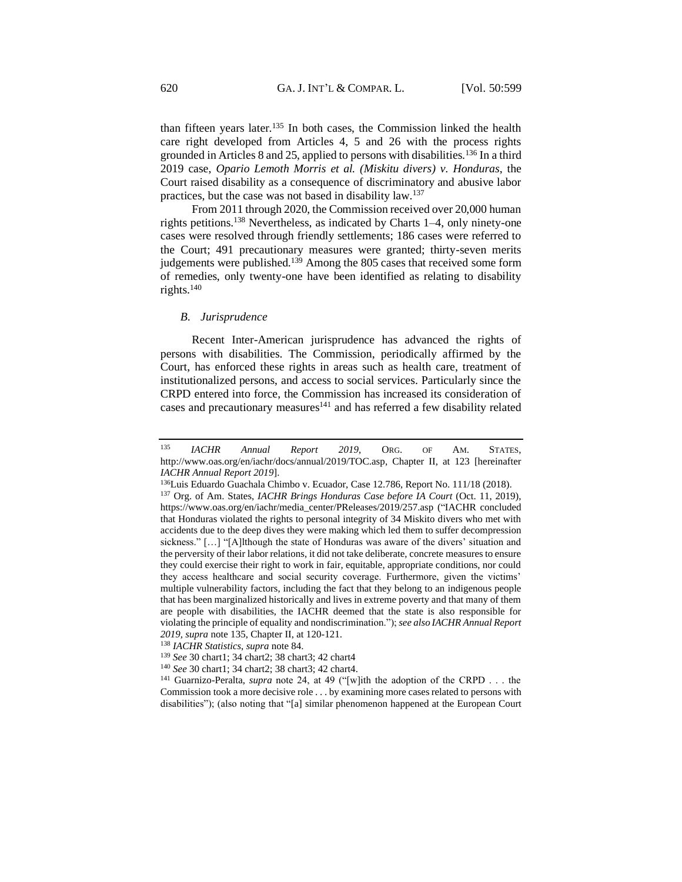than fifteen years later.[135] In both cases, the Commission linked the health care right developed from Articles 4, 5 and 26 with the process rights grounded in Articles 8 and 25, applied to persons with disabilities.[136] In a third 2019 case, *Opario Lemoth Morris et al. (Miskitu divers) v. Honduras*, the Court raised disability as a consequence of discriminatory and abusive labor practices, but the case was not based in disability law.[137]

From 2011 through 2020, the Commission received over 20,000 human rights petitions.[138] Nevertheless, as indicated by Charts 1–4, only ninety-one cases were resolved through friendly settlements; 186 cases were referred to the Court; 491 precautionary measures were granted; thirty-seven merits judgements were published.[139] Among the 805 cases that received some form of remedies, only twenty-one have been identified as relating to disability rights.[140]

### *B. Jurisprudence*

Recent Inter-American jurisprudence has advanced the rights of persons with disabilities. The Commission, periodically affirmed by the Court, has enforced these rights in areas such as health care, treatment of institutionalized persons, and access to social services. Particularly since the CRPD entered into force, the Commission has increased its consideration of cases and precautionary measures[141] and has referred a few disability related

---

[135] *IACHR Annual Report 2019*, ORG. OF AM. STATES, http://www.oas.org/en/iachr/docs/annual/2019/TOC.asp, Chapter II, at 123 [hereinafter *IACHR Annual Report 2019*].

[136] Luis Eduardo Guachala Chimbo v. Ecuador, Case 12.786, Report No. 111/18 (2018).

[137] Org. of Am. States, *IACHR Brings Honduras Case before IA Court* (Oct. 11, 2019), https://www.oas.org/en/iachr/media_center/PReleases/2019/257.asp ("IACHR concluded that Honduras violated the rights to personal integrity of 34 Miskito divers who met with accidents due to the deep dives they were making which led them to suffer decompression sickness." […] "[A]lthough the state of Honduras was aware of the divers' situation and the perversity of their labor relations, it did not take deliberate, concrete measures to ensure they could exercise their right to work in fair, equitable, appropriate conditions, nor could they access healthcare and social security coverage. Furthermore, given the victims' multiple vulnerability factors, including the fact that they belong to an indigenous people that has been marginalized historically and lives in extreme poverty and that many of them are people with disabilities, the IACHR deemed that the state is also responsible for violating the principle of equality and nondiscrimination."); *see also IACHR Annual Report 2019*, *supra* note 135, Chapter II, at 120-121.

[138] *IACHR Statistics*, *supra* note 84.

[139] *See* 30 chart1; 34 chart2; 38 chart3; 42 chart4

[140] *See* 30 chart1; 34 chart2; 38 chart3; 42 chart4.

[141] Guarnizo-Peralta, *supra* note 24, at 49 ("[w]ith the adoption of the CRPD . . . the Commission took a more decisive role . . . by examining more cases related to persons with disabilities"); (also noting that "[a] similar phenomenon happened at the European Court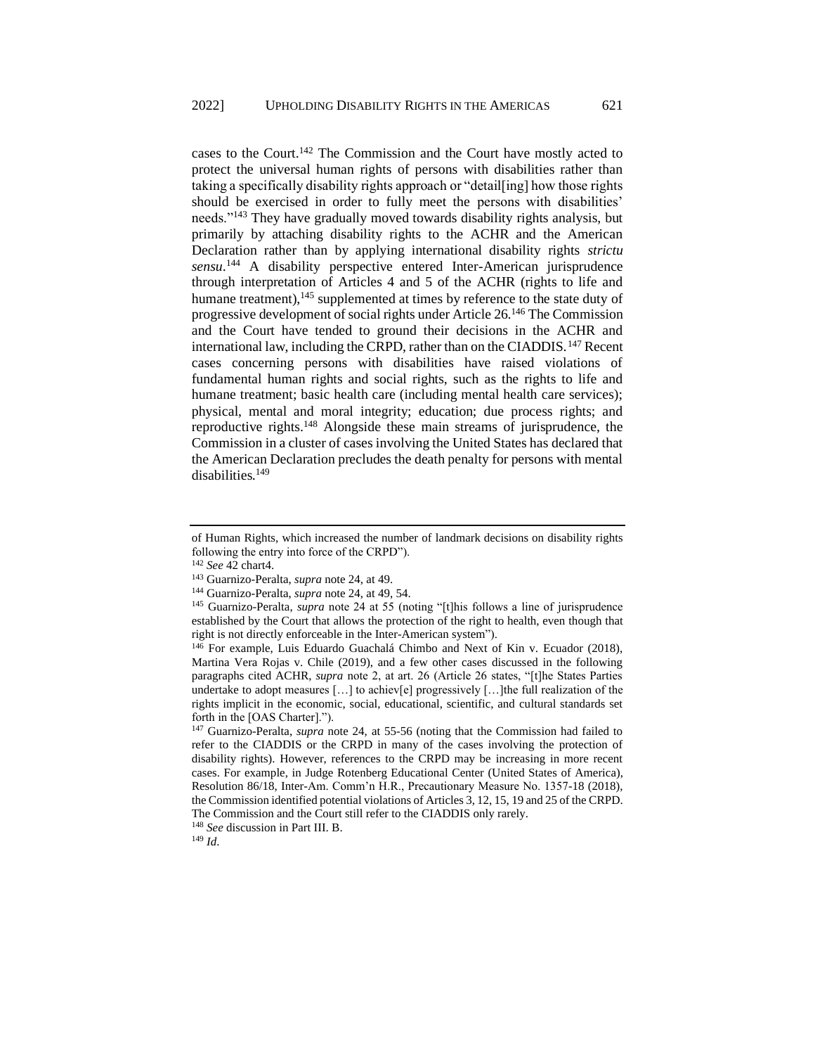cases to the Court.[142] The Commission and the Court have mostly acted to protect the universal human rights of persons with disabilities rather than taking a specifically disability rights approach or "detail[ing] how those rights should be exercised in order to fully meet the persons with disabilities' needs."[143] They have gradually moved towards disability rights analysis, but primarily by attaching disability rights to the ACHR and the American Declaration rather than by applying international disability rights *strictu sensu*.[144] A disability perspective entered Inter-American jurisprudence through interpretation of Articles 4 and 5 of the ACHR (rights to life and humane treatment),[145] supplemented at times by reference to the state duty of progressive development of social rights under Article 26.[146] The Commission and the Court have tended to ground their decisions in the ACHR and international law, including the CRPD, rather than on the CIADDIS.[147] Recent cases concerning persons with disabilities have raised violations of fundamental human rights and social rights, such as the rights to life and humane treatment; basic health care (including mental health care services); physical, mental and moral integrity; education; due process rights; and reproductive rights.[148] Alongside these main streams of jurisprudence, the Commission in a cluster of cases involving the United States has declared that the American Declaration precludes the death penalty for persons with mental disabilities.[149]

---

of Human Rights, which increased the number of landmark decisions on disability rights following the entry into force of the CRPD").

[142] *See* 42 chart4.

[143] Guarnizo-Peralta, *supra* note 24, at 49.

[144] Guarnizo-Peralta, *supra* note 24, at 49, 54.

[145] Guarnizo-Peralta, *supra* note 24 at 55 (noting "[t]his follows a line of jurisprudence established by the Court that allows the protection of the right to health, even though that right is not directly enforceable in the Inter-American system").

[146] For example, Luis Eduardo Guachalá Chimbo and Next of Kin v. Ecuador (2018), Martina Vera Rojas v. Chile (2019), and a few other cases discussed in the following paragraphs cited ACHR, *supra* note 2, at art. 26 (Article 26 states, "[t]he States Parties undertake to adopt measures […] to achiev[e] progressively […]the full realization of the rights implicit in the economic, social, educational, scientific, and cultural standards set forth in the [OAS Charter].").

[147] Guarnizo-Peralta, *supra* note 24, at 55-56 (noting that the Commission had failed to refer to the CIADDIS or the CRPD in many of the cases involving the protection of disability rights). However, references to the CRPD may be increasing in more recent cases. For example, in Judge Rotenberg Educational Center (United States of America), Resolution 86/18, Inter-Am. Comm'n H.R., Precautionary Measure No. 1357-18 (2018), the Commission identified potential violations of Articles 3, 12, 15, 19 and 25 of the CRPD. The Commission and the Court still refer to the CIADDIS only rarely.

[148] *See* discussion in Part III. B.

[149] *Id*.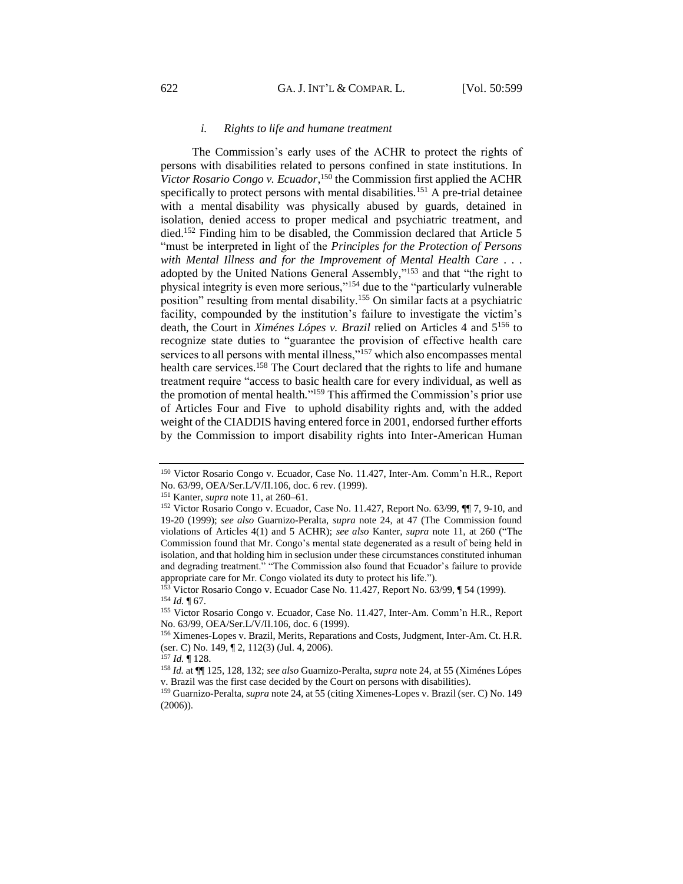#### *i. Rights to life and humane treatment*

The Commission's early uses of the ACHR to protect the rights of persons with disabilities related to persons confined in state institutions. In *Victor Rosario Congo v. Ecuador*,[150] the Commission first applied the ACHR specifically to protect persons with mental disabilities.[151] A pre-trial detainee with a mental disability was physically abused by guards, detained in isolation, denied access to proper medical and psychiatric treatment, and died.[152] Finding him to be disabled, the Commission declared that Article 5 "must be interpreted in light of the *Principles for the Protection of Persons with Mental Illness and for the Improvement of Mental Health Care . . .* adopted by the United Nations General Assembly,"[153] and that "the right to physical integrity is even more serious,"[154] due to the "particularly vulnerable position" resulting from mental disability.[155] On similar facts at a psychiatric facility, compounded by the institution's failure to investigate the victim's death, the Court in *Ximénes Lópes v. Brazil* relied on Articles 4 and 5[156] to recognize state duties to "guarantee the provision of effective health care services to all persons with mental illness,"[157] which also encompasses mental health care services.[158] The Court declared that the rights to life and humane treatment require "access to basic health care for every individual, as well as the promotion of mental health."[159] This affirmed the Commission's prior use of Articles Four and Five to uphold disability rights and, with the added weight of the CIADDIS having entered force in 2001, endorsed further efforts by the Commission to import disability rights into Inter-American Human

---

[150] Victor Rosario Congo v. Ecuador, Case No. 11.427, Inter-Am. Comm'n H.R., Report No. 63/99, OEA/Ser.L/V/II.106, doc. 6 rev. (1999).

[151] Kanter, *supra* note 11, at 260–61.

[152] Victor Rosario Congo v. Ecuador, Case No. 11.427, Report No. 63/99, ¶¶ 7, 9-10, and 19-20 (1999); *see also* Guarnizo-Peralta, *supra* note 24, at 47 (The Commission found violations of Articles 4(1) and 5 ACHR); *see also* Kanter, *supra* note 11, at 260 ("The Commission found that Mr. Congo's mental state degenerated as a result of being held in isolation, and that holding him in seclusion under these circumstances constituted inhuman and degrading treatment." "The Commission also found that Ecuador's failure to provide appropriate care for Mr. Congo violated its duty to protect his life.").

[153] Victor Rosario Congo v. Ecuador Case No. 11.427, Report No. 63/99, ¶ 54 (1999).

[154] *Id.* ¶ 67.

[155] Victor Rosario Congo v. Ecuador, Case No. 11.427, Inter-Am. Comm'n H.R., Report No. 63/99, OEA/Ser.L/V/II.106, doc. 6 (1999).

[156] Ximenes-Lopes v. Brazil, Merits, Reparations and Costs, Judgment, Inter-Am. Ct. H.R. (ser. C) No. 149, ¶ 2, 112(3) (Jul. 4, 2006).

[157] *Id.* ¶ 128.

[158] *Id.* at ¶¶ 125, 128, 132; *see also* Guarnizo-Peralta, *supra* note 24, at 55 (Ximénes Lópes v. Brazil was the first case decided by the Court on persons with disabilities).

[159] Guarnizo-Peralta, *supra* note 24, at 55 (citing Ximenes-Lopes v. Brazil (ser. C) No. 149 (2006)).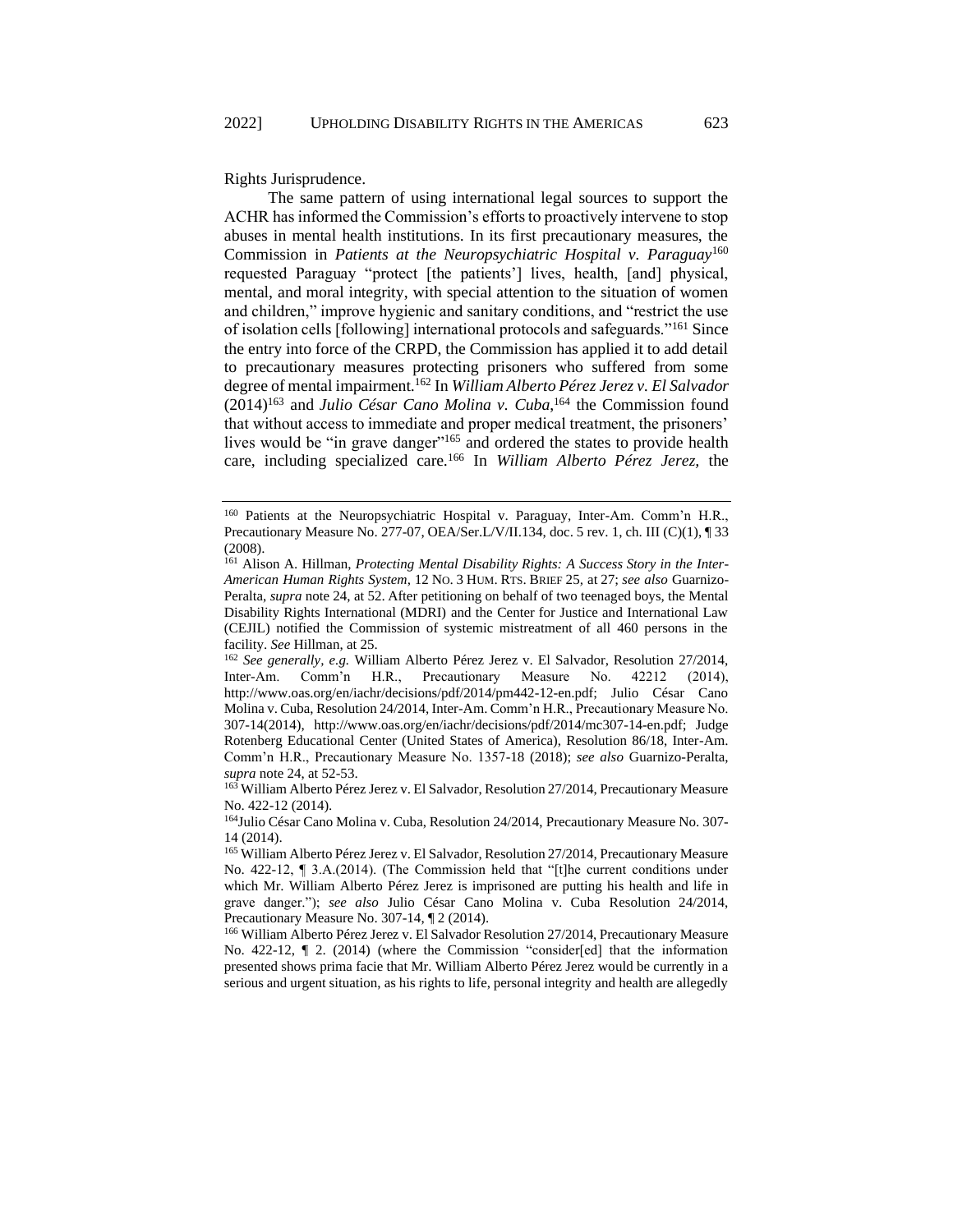Rights Jurisprudence.

The same pattern of using international legal sources to support the ACHR has informed the Commission's efforts to proactively intervene to stop abuses in mental health institutions. In its first precautionary measures, the Commission in *Patients at the Neuropsychiatric Hospital v. Paraguay*[160] requested Paraguay "protect [the patients'] lives, health, [and] physical, mental, and moral integrity, with special attention to the situation of women and children," improve hygienic and sanitary conditions, and "restrict the use of isolation cells [following] international protocols and safeguards."[161] Since the entry into force of the CRPD, the Commission has applied it to add detail to precautionary measures protecting prisoners who suffered from some degree of mental impairment.[162] In *William Alberto Pérez Jerez v. El Salvador* (2014)[163] and *Julio César Cano Molina v. Cuba*,[164] the Commission found that without access to immediate and proper medical treatment, the prisoners' lives would be "in grave danger"[165] and ordered the states to provide health care, including specialized care.[166] In *William Alberto Pérez Jerez*, the

---

[160] Patients at the Neuropsychiatric Hospital v. Paraguay, Inter-Am. Comm'n H.R., Precautionary Measure No. 277-07, OEA/Ser.L/V/II.134, doc. 5 rev. 1, ch. III (C)(1), ¶ 33 (2008).

[161] Alison A. Hillman, *Protecting Mental Disability Rights: A Success Story in the Inter-American Human Rights System*, 12 NO. 3 HUM. RTS. BRIEF 25, at 27; *see also* Guarnizo-Peralta, *supra* note 24, at 52. After petitioning on behalf of two teenaged boys, the Mental Disability Rights International (MDRI) and the Center for Justice and International Law (CEJIL) notified the Commission of systemic mistreatment of all 460 persons in the facility. *See* Hillman, at 25.

[162] *See generally, e.g.* William Alberto Pérez Jerez v. El Salvador, Resolution 27/2014, Inter-Am. Comm'n H.R., Precautionary Measure No. 42212 (2014), http://www.oas.org/en/iachr/decisions/pdf/2014/pm442-12-en.pdf; Julio César Cano Molina v. Cuba, Resolution 24/2014, Inter-Am. Comm'n H.R., Precautionary Measure No. 307-14(2014), http://www.oas.org/en/iachr/decisions/pdf/2014/mc307-14-en.pdf; Judge Rotenberg Educational Center (United States of America), Resolution 86/18, Inter-Am. Comm'n H.R., Precautionary Measure No. 1357-18 (2018); *see also* Guarnizo-Peralta, *supra* note 24, at 52-53.

[163] William Alberto Pérez Jerez v. El Salvador, Resolution 27/2014, Precautionary Measure No. 422-12 (2014).

[164] Julio César Cano Molina v. Cuba, Resolution 24/2014, Precautionary Measure No. 307-14 (2014).

[165] William Alberto Pérez Jerez v. El Salvador, Resolution 27/2014, Precautionary Measure No. 422-12, ¶ 3.A.(2014). (The Commission held that "[t]he current conditions under which Mr. William Alberto Pérez Jerez is imprisoned are putting his health and life in grave danger."); *see also* Julio César Cano Molina v. Cuba Resolution 24/2014, Precautionary Measure No. 307-14, ¶ 2 (2014).

[166] William Alberto Pérez Jerez v. El Salvador Resolution 27/2014, Precautionary Measure No. 422-12, ¶ 2. (2014) (where the Commission "consider[ed] that the information presented shows prima facie that Mr. William Alberto Pérez Jerez would be currently in a serious and urgent situation, as his rights to life, personal integrity and health are allegedly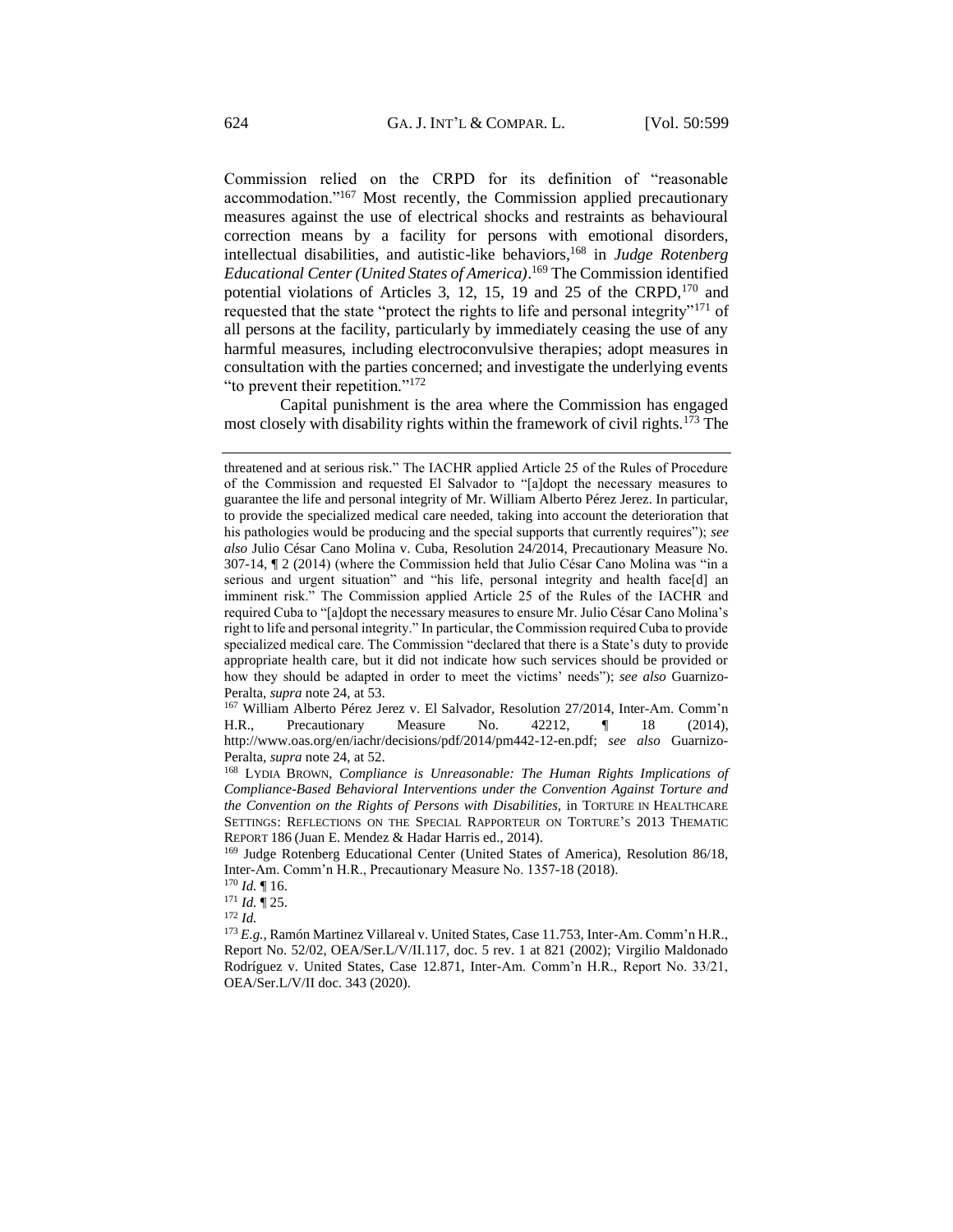Commission relied on the CRPD for its definition of "reasonable accommodation."[167] Most recently, the Commission applied precautionary measures against the use of electrical shocks and restraints as behavioural correction means by a facility for persons with emotional disorders, intellectual disabilities, and autistic-like behaviors,[168] in *Judge Rotenberg Educational Center (United States of America)*.[169] The Commission identified potential violations of Articles 3, 12, 15, 19 and 25 of the CRPD,[170] and requested that the state "protect the rights to life and personal integrity"[171] of all persons at the facility, particularly by immediately ceasing the use of any harmful measures, including electroconvulsive therapies; adopt measures in consultation with the parties concerned; and investigate the underlying events "to prevent their repetition."[172]

Capital punishment is the area where the Commission has engaged most closely with disability rights within the framework of civil rights.[173] The

---

threatened and at serious risk." The IACHR applied Article 25 of the Rules of Procedure of the Commission and requested El Salvador to "[a]dopt the necessary measures to guarantee the life and personal integrity of Mr. William Alberto Pérez Jerez. In particular, to provide the specialized medical care needed, taking into account the deterioration that his pathologies would be producing and the special supports that currently requires"); *see also* Julio César Cano Molina v. Cuba, Resolution 24/2014, Precautionary Measure No. 307-14, ¶ 2 (2014) (where the Commission held that Julio César Cano Molina was "in a serious and urgent situation" and "his life, personal integrity and health face[d] an imminent risk." The Commission applied Article 25 of the Rules of the IACHR and required Cuba to "[a]dopt the necessary measures to ensure Mr. Julio César Cano Molina's right to life and personal integrity." In particular, the Commission required Cuba to provide specialized medical care. The Commission "declared that there is a State's duty to provide appropriate health care, but it did not indicate how such services should be provided or how they should be adapted in order to meet the victims' needs"); *see also* Guarnizo-Peralta, *supra* note 24, at 53.

[167] William Alberto Pérez Jerez v. El Salvador, Resolution 27/2014, Inter-Am. Comm'n H.R., Precautionary Measure No. 42212, ¶ 18 (2014), http://www.oas.org/en/iachr/decisions/pdf/2014/pm442-12-en.pdf; *see also* Guarnizo-Peralta, *supra* note 24, at 52.

[168] LYDIA BROWN, *Compliance is Unreasonable: The Human Rights Implications of Compliance-Based Behavioral Interventions under the Convention Against Torture and the Convention on the Rights of Persons with Disabilities*, in TORTURE IN HEALTHCARE SETTINGS: REFLECTIONS ON THE SPECIAL RAPPORTEUR ON TORTURE'S 2013 THEMATIC REPORT 186 (Juan E. Mendez & Hadar Harris ed., 2014).

[169] Judge Rotenberg Educational Center (United States of America), Resolution 86/18, Inter-Am. Comm'n H.R., Precautionary Measure No. 1357-18 (2018).

[170] *Id.* ¶ 16.

[171] *Id.* ¶ 25.

[172] *Id.*

[173] *E.g.*, Ramón Martinez Villareal v. United States, Case 11.753, Inter-Am. Comm'n H.R., Report No. 52/02, OEA/Ser.L/V/II.117, doc. 5 rev. 1 at 821 (2002); Virgilio Maldonado Rodríguez v. United States, Case 12.871, Inter-Am. Comm'n H.R., Report No. 33/21, OEA/Ser.L/V/II doc. 343 (2020).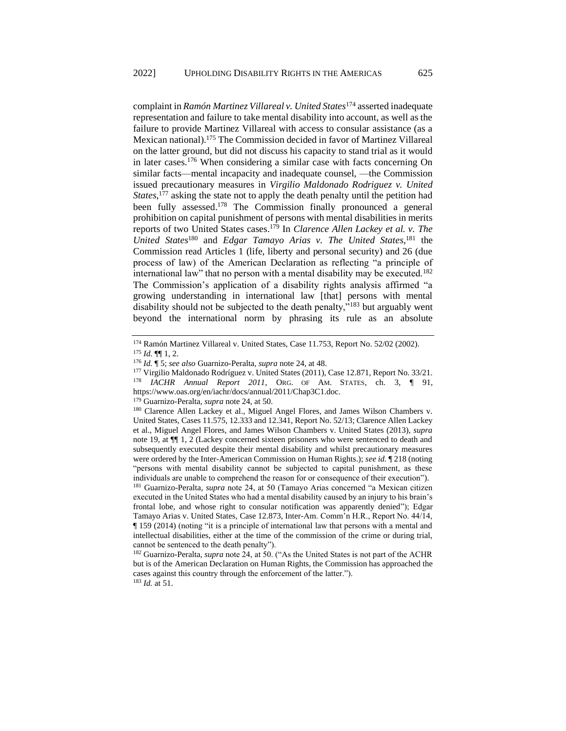complaint in *Ramón Martinez Villareal v. United States*[174] asserted inadequate representation and failure to take mental disability into account, as well as the failure to provide Martinez Villareal with access to consular assistance (as a Mexican national).[175] The Commission decided in favor of Martinez Villareal on the latter ground, but did not discuss his capacity to stand trial as it would in later cases.[176] When considering a similar case with facts concerning On similar facts—mental incapacity and inadequate counsel, —the Commission issued precautionary measures in *Virgilio Maldonado Rodriguez v. United States*,[177] asking the state not to apply the death penalty until the petition had been fully assessed.[178] The Commission finally pronounced a general prohibition on capital punishment of persons with mental disabilities in merits reports of two United States cases.[179] In *Clarence Allen Lackey et al. v. The United States*[180] and *Edgar Tamayo Arias v. The United States*,[181] the Commission read Articles 1 (life, liberty and personal security) and 26 (due process of law) of the American Declaration as reflecting "a principle of international law" that no person with a mental disability may be executed.[182] The Commission's application of a disability rights analysis affirmed "a growing understanding in international law [that] persons with mental disability should not be subjected to the death penalty,"[183] but arguably went beyond the international norm by phrasing its rule as an absolute

---

[174] Ramón Martinez Villareal v. United States, Case 11.753, Report No. 52/02 (2002).

[175] *Id.* ¶¶ 1, 2.

[176] *Id.* ¶ 5; *see also* Guarnizo-Peralta, *supra* note 24, at 48.

[177] Virgilio Maldonado Rodríguez v. United States (2011), Case 12.871, Report No. 33/21.

[178] *IACHR Annual Report 2011*, ORG. OF AM. STATES, ch. 3, ¶ 91, https://www.oas.org/en/iachr/docs/annual/2011/Chap3C1.doc.

[179] Guarnizo-Peralta, *supra* note 24, at 50.

[180] Clarence Allen Lackey et al., Miguel Angel Flores, and James Wilson Chambers v. United States, Cases 11.575, 12.333 and 12.341, Report No. 52/13; Clarence Allen Lackey et al., Miguel Angel Flores, and James Wilson Chambers v. United States (2013), *supra* note 19, at ¶¶ 1, 2 (Lackey concerned sixteen prisoners who were sentenced to death and subsequently executed despite their mental disability and whilst precautionary measures were ordered by the Inter-American Commission on Human Rights.); *see id.* ¶ 218 (noting "persons with mental disability cannot be subjected to capital punishment, as these individuals are unable to comprehend the reason for or consequence of their execution").

[181] Guarnizo-Peralta, *supra* note 24, at 50 (Tamayo Arias concerned "a Mexican citizen executed in the United States who had a mental disability caused by an injury to his brain's frontal lobe, and whose right to consular notification was apparently denied"); Edgar Tamayo Arias v. United States, Case 12.873, Inter-Am. Comm'n H.R., Report No. 44/14, ¶ 159 (2014) (noting "it is a principle of international law that persons with a mental and intellectual disabilities, either at the time of the commission of the crime or during trial, cannot be sentenced to the death penalty").

[182] Guarnizo-Peralta, *supra* note 24, at 50. ("As the United States is not part of the ACHR but is of the American Declaration on Human Rights, the Commission has approached the cases against this country through the enforcement of the latter.").

[183] *Id.* at 51.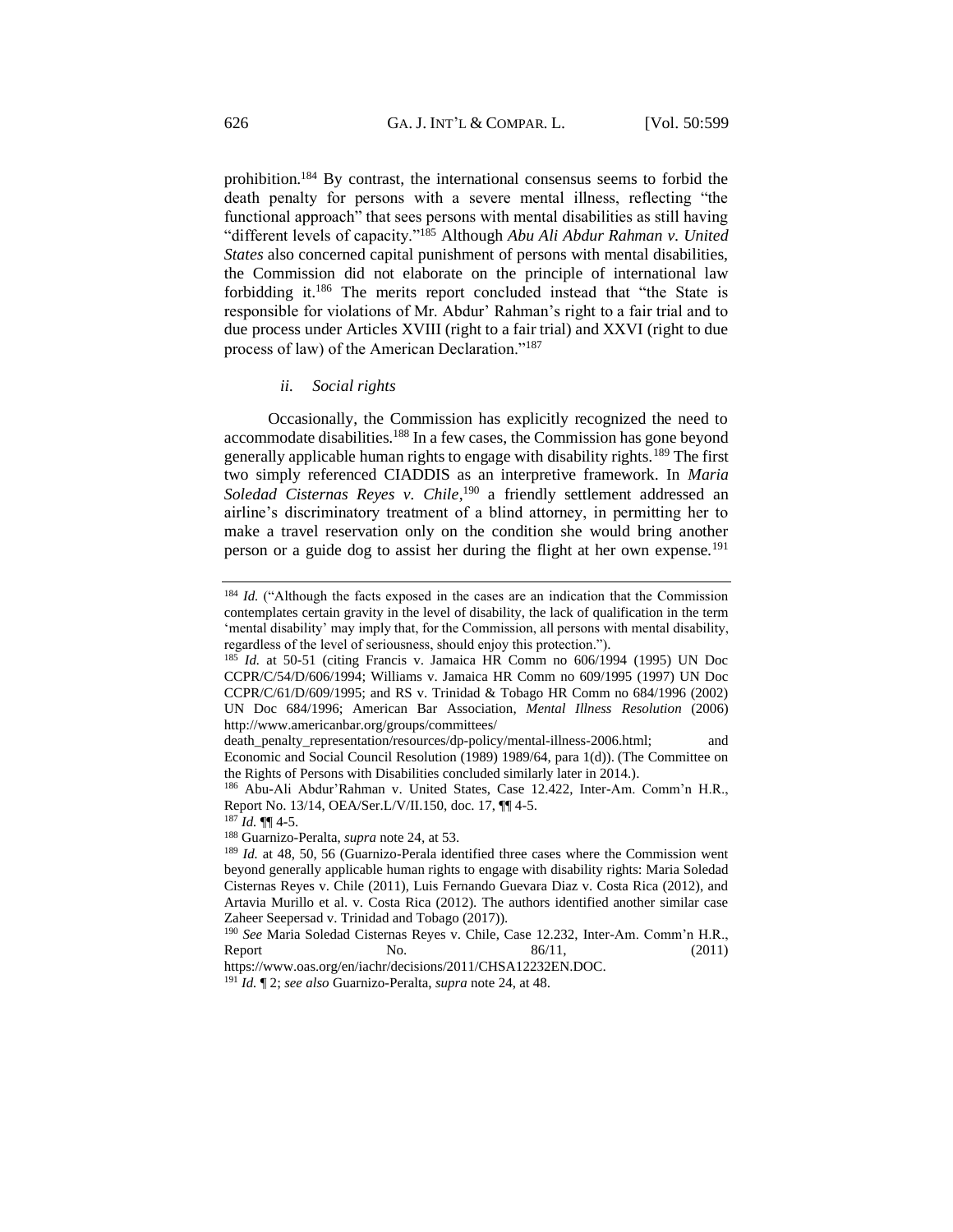prohibition.[184] By contrast, the international consensus seems to forbid the death penalty for persons with a severe mental illness, reflecting "the functional approach" that sees persons with mental disabilities as still having "different levels of capacity."[185] Although *Abu Ali Abdur Rahman v. United States* also concerned capital punishment of persons with mental disabilities, the Commission did not elaborate on the principle of international law forbidding it.[186] The merits report concluded instead that "the State is responsible for violations of Mr. Abdur' Rahman's right to a fair trial and to due process under Articles XVIII (right to a fair trial) and XXVI (right to due process of law) of the American Declaration."[187]

#### *ii. Social rights*

Occasionally, the Commission has explicitly recognized the need to accommodate disabilities.[188] In a few cases, the Commission has gone beyond generally applicable human rights to engage with disability rights.[189] The first two simply referenced CIADDIS as an interpretive framework. In *Maria Soledad Cisternas Reyes v. Chile*,[190] a friendly settlement addressed an airline's discriminatory treatment of a blind attorney, in permitting her to make a travel reservation only on the condition she would bring another person or a guide dog to assist her during the flight at her own expense.[191]

---

[184] *Id.* ("Although the facts exposed in the cases are an indication that the Commission contemplates certain gravity in the level of disability, the lack of qualification in the term 'mental disability' may imply that, for the Commission, all persons with mental disability, regardless of the level of seriousness, should enjoy this protection.").

[185] *Id.* at 50-51 (citing Francis v. Jamaica HR Comm no 606/1994 (1995) UN Doc CCPR/C/54/D/606/1994; Williams v. Jamaica HR Comm no 609/1995 (1997) UN Doc CCPR/C/61/D/609/1995; and RS v. Trinidad & Tobago HR Comm no 684/1996 (2002) UN Doc 684/1996; American Bar Association, *Mental Illness Resolution* (2006) http://www.americanbar.org/groups/committees/death_penalty_representation/resources/dp-policy/mental-illness-2006.html; and Economic and Social Council Resolution (1989) 1989/64, para 1(d)). (The Committee on the Rights of Persons with Disabilities concluded similarly later in 2014.).

[186] Abu-Ali Abdur'Rahman v. United States, Case 12.422, Inter-Am. Comm'n H.R., Report No. 13/14, OEA/Ser.L/V/II.150, doc. 17, ¶¶ 4-5.

[187] *Id.* ¶¶ 4-5.

[188] Guarnizo-Peralta, *supra* note 24, at 53.

[189] *Id.* at 48, 50, 56 (Guarnizo-Perala identified three cases where the Commission went beyond generally applicable human rights to engage with disability rights: Maria Soledad Cisternas Reyes v. Chile (2011), Luis Fernando Guevara Diaz v. Costa Rica (2012), and Artavia Murillo et al. v. Costa Rica (2012). The authors identified another similar case Zaheer Seepersad v. Trinidad and Tobago (2017)).

[190] *See* Maria Soledad Cisternas Reyes v. Chile, Case 12.232, Inter-Am. Comm'n H.R., Report No. 86/11, (2011) https://www.oas.org/en/iachr/decisions/2011/CHSA12232EN.DOC.

[191] *Id.* ¶ 2; *see also* Guarnizo-Peralta, *supra* note 24, at 48.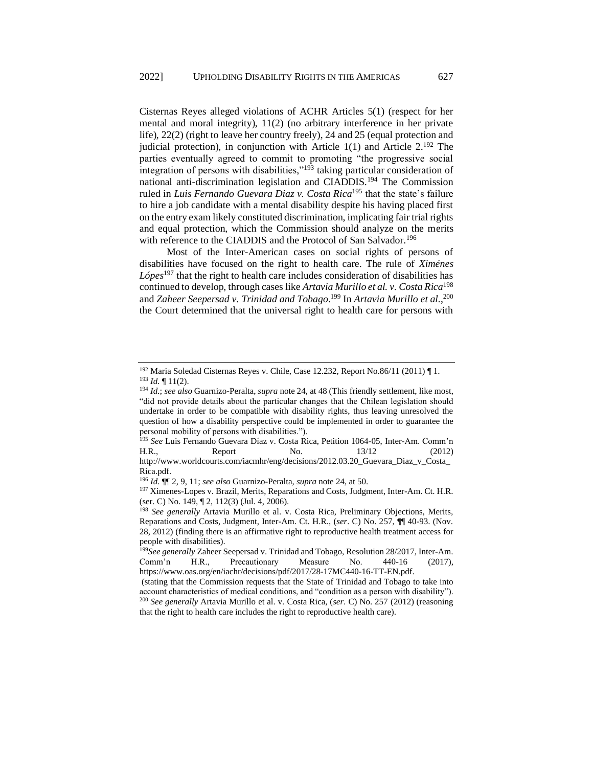Cisternas Reyes alleged violations of ACHR Articles 5(1) (respect for her mental and moral integrity), 11(2) (no arbitrary interference in her private life), 22(2) (right to leave her country freely), 24 and 25 (equal protection and judicial protection), in conjunction with Article 1(1) and Article 2.[192] The parties eventually agreed to commit to promoting "the progressive social integration of persons with disabilities,"[193] taking particular consideration of national anti-discrimination legislation and CIADDIS.[194] The Commission ruled in *Luis Fernando Guevara Diaz v. Costa Rica*[195] that the state's failure to hire a job candidate with a mental disability despite his having placed first on the entry exam likely constituted discrimination, implicating fair trial rights and equal protection, which the Commission should analyze on the merits with reference to the CIADDIS and the Protocol of San Salvador.[196]

Most of the Inter-American cases on social rights of persons of disabilities have focused on the right to health care. The rule of *Ximénes Lópes*[197] that the right to health care includes consideration of disabilities has continued to develop, through cases like *Artavia Murillo et al. v. Costa Rica*[198] and *Zaheer Seepersad v. Trinidad and Tobago*.[199] In *Artavia Murillo et al.*,[200] the Court determined that the universal right to health care for persons with

---

[192] Maria Soledad Cisternas Reyes v. Chile, Case 12.232, Report No.86/11 (2011) ¶ 1.

[193] *Id.* ¶ 11(2).

[194] *Id.*; *see also* Guarnizo-Peralta, *supra* note 24, at 48 (This friendly settlement, like most, "did not provide details about the particular changes that the Chilean legislation should undertake in order to be compatible with disability rights, thus leaving unresolved the question of how a disability perspective could be implemented in order to guarantee the personal mobility of persons with disabilities.").

[195] *See* Luis Fernando Guevara Díaz v. Costa Rica, Petition 1064-05, Inter-Am. Comm'n H.R., Report No. 13/12 (2012) http://www.worldcourts.com/iacmhr/eng/decisions/2012.03.20_Guevara_Diaz_v_Costa_Rica.pdf.

[196] *Id.* ¶¶ 2, 9, 11; *see also* Guarnizo-Peralta, *supra* note 24, at 50.

[197] Ximenes-Lopes v. Brazil, Merits, Reparations and Costs, Judgment, Inter-Am. Ct. H.R. (ser. C) No. 149, ¶ 2, 112(3) (Jul. 4, 2006).

[198] *See generally* Artavia Murillo et al. v. Costa Rica, Preliminary Objections, Merits, Reparations and Costs, Judgment, Inter-Am. Ct. H.R., (*ser*. C) No. 257, ¶¶ 40-93. (Nov. 28, 2012) (finding there is an affirmative right to reproductive health treatment access for people with disabilities).

[199] *See generally* Zaheer Seepersad v. Trinidad and Tobago, Resolution 28/2017, Inter-Am. Comm'n H.R., Precautionary Measure No. 440-16 (2017), https://www.oas.org/en/iachr/decisions/pdf/2017/28-17MC440-16-TT-EN.pdf. (stating that the Commission requests that the State of Trinidad and Tobago to take into account characteristics of medical conditions, and "condition as a person with disability").

[200] *See generally* Artavia Murillo et al. v. Costa Rica, (*ser*. C) No. 257 (2012) (reasoning that the right to health care includes the right to reproductive health care).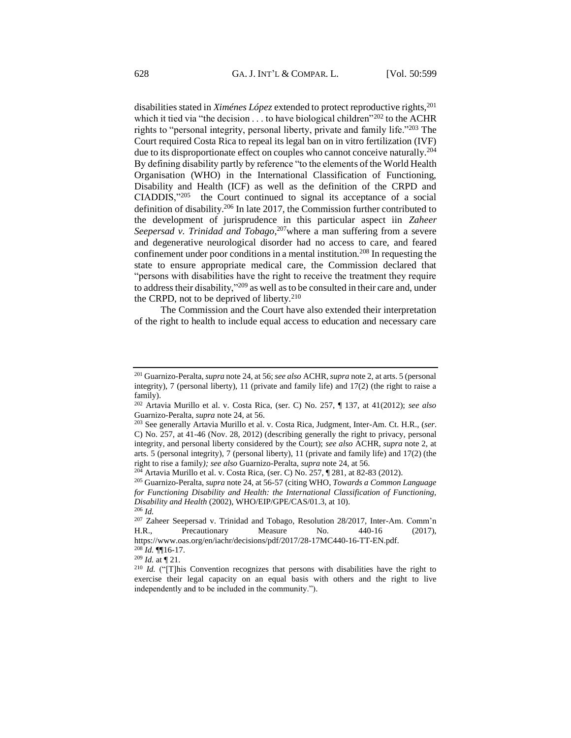disabilities stated in *Ximénes López* extended to protect reproductive rights,[201] which it tied via "the decision . . . to have biological children"[202] to the ACHR rights to "personal integrity, personal liberty, private and family life."[203] The Court required Costa Rica to repeal its legal ban on in vitro fertilization (IVF) due to its disproportionate effect on couples who cannot conceive naturally.[204] By defining disability partly by reference "to the elements of the World Health Organisation (WHO) in the International Classification of Functioning, Disability and Health (ICF) as well as the definition of the CRPD and CIADDIS,"[205] the Court continued to signal its acceptance of a social definition of disability.[206] In late 2017, the Commission further contributed to the development of jurisprudence in this particular aspect iin *Zaheer Seepersad v. Trinidad and Tobago*,[207]where a man suffering from a severe and degenerative neurological disorder had no access to care, and feared confinement under poor conditions in a mental institution.[208] In requesting the state to ensure appropriate medical care, the Commission declared that "persons with disabilities have the right to receive the treatment they require to address their disability,"[209] as well as to be consulted in their care and, under the CRPD, not to be deprived of liberty.[210]

The Commission and the Court have also extended their interpretation of the right to health to include equal access to education and necessary care

---

[201] Guarnizo-Peralta, *supra* note 24, at 56; *see also* ACHR, *supra* note 2, at arts. 5 (personal integrity), 7 (personal liberty), 11 (private and family life) and 17(2) (the right to raise a family).

[202] Artavia Murillo et al. v. Costa Rica, (ser. C) No. 257, ¶ 137, at 41(2012); *see also* Guarnizo-Peralta, *supra* note 24, at 56.

[203] See generally Artavia Murillo et al. v. Costa Rica, Judgment, Inter-Am. Ct. H.R., (*ser*. C) No. 257, at 41-46 (Nov. 28, 2012) (describing generally the right to privacy, personal integrity, and personal liberty considered by the Court); *see also* ACHR, *supra* note 2, at arts. 5 (personal integrity), 7 (personal liberty), 11 (private and family life) and 17(2) (the right to rise a family*); see also* Guarnizo-Peralta, *supra* note 24, at 56.

[204] Artavia Murillo et al. v. Costa Rica, (ser. C) No. 257, ¶ 281, at 82-83 (2012).

[205] Guarnizo-Peralta, *supra* note 24, at 56-57 (citing WHO, *Towards a Common Language for Functioning Disability and Health: the International Classification of Functioning, Disability and Health* (2002), WHO/EIP/GPE/CAS/01.3, at 10).

[206] *Id.*

[207] Zaheer Seepersad v. Trinidad and Tobago, Resolution 28/2017, Inter-Am. Comm'n H.R., Precautionary Measure No. 440-16 (2017), https://www.oas.org/en/iachr/decisions/pdf/2017/28-17MC440-16-TT-EN.pdf.

[208] *Id.* ¶¶16-17.

[209] *Id.* at ¶ 21.

[210] *Id.* ("[T]his Convention recognizes that persons with disabilities have the right to exercise their legal capacity on an equal basis with others and the right to live independently and to be included in the community.").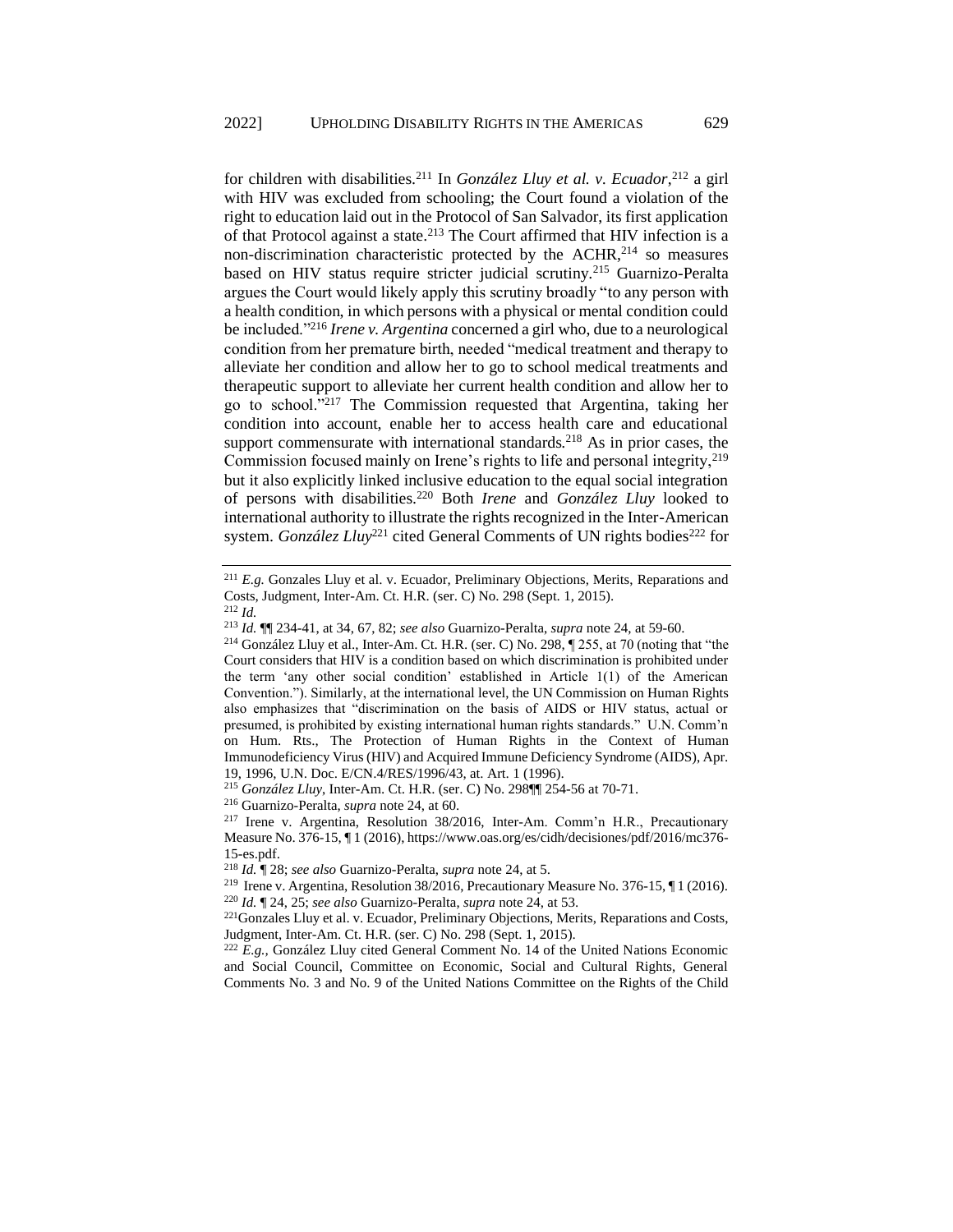for children with disabilities.[211] In *González Lluy et al. v. Ecuador*,[212] a girl with HIV was excluded from schooling; the Court found a violation of the right to education laid out in the Protocol of San Salvador, its first application of that Protocol against a state.[213] The Court affirmed that HIV infection is a non-discrimination characteristic protected by the ACHR,[214] so measures based on HIV status require stricter judicial scrutiny.[215] Guarnizo-Peralta argues the Court would likely apply this scrutiny broadly "to any person with a health condition, in which persons with a physical or mental condition could be included."[216] *Irene v. Argentina* concerned a girl who, due to a neurological condition from her premature birth, needed "medical treatment and therapy to alleviate her condition and allow her to go to school medical treatments and therapeutic support to alleviate her current health condition and allow her to go to school."[217] The Commission requested that Argentina, taking her condition into account, enable her to access health care and educational support commensurate with international standards.[218] As in prior cases, the Commission focused mainly on Irene's rights to life and personal integrity,[219] but it also explicitly linked inclusive education to the equal social integration of persons with disabilities.[220] Both *Irene* and *González Lluy* looked to international authority to illustrate the rights recognized in the Inter-American system. *González Lluy*[221] cited General Comments of UN rights bodies[222] for

---

[211] *E.g.* Gonzales Lluy et al. v. Ecuador, Preliminary Objections, Merits, Reparations and Costs, Judgment, Inter-Am. Ct. H.R. (ser. C) No. 298 (Sept. 1, 2015).

[212] *Id.*

[213] *Id.* ¶¶ 234-41, at 34, 67, 82; *see also* Guarnizo-Peralta, *supra* note 24, at 59-60.

[214] González Lluy et al., Inter-Am. Ct. H.R. (ser. C) No. 298, ¶ 255, at 70 (noting that "the Court considers that HIV is a condition based on which discrimination is prohibited under the term 'any other social condition' established in Article 1(1) of the American Convention."). Similarly, at the international level, the UN Commission on Human Rights also emphasizes that "discrimination on the basis of AIDS or HIV status, actual or presumed, is prohibited by existing international human rights standards." U.N. Comm'n on Hum. Rts., The Protection of Human Rights in the Context of Human Immunodeficiency Virus (HIV) and Acquired Immune Deficiency Syndrome (AIDS), Apr. 19, 1996, U.N. Doc. E/CN.4/RES/1996/43, at. Art. 1 (1996).

[215] *González Lluy*, Inter-Am. Ct. H.R. (ser. C) No. 298¶¶ 254-56 at 70-71.

[216] Guarnizo-Peralta, *supra* note 24, at 60.

[217] Irene v. Argentina, Resolution 38/2016, Inter-Am. Comm'n H.R., Precautionary Measure No. 376-15, ¶ 1 (2016), https://www.oas.org/es/cidh/decisiones/pdf/2016/mc376-15-es.pdf.

[218] *Id.* ¶ 28; *see also* Guarnizo-Peralta, *supra* note 24, at 5.

[219] Irene v. Argentina, Resolution 38/2016, Precautionary Measure No. 376-15, ¶ 1 (2016).

[220] *Id.* ¶ 24, 25; *see also* Guarnizo-Peralta, *supra* note 24, at 53.

[221] Gonzales Lluy et al. v. Ecuador, Preliminary Objections, Merits, Reparations and Costs, Judgment, Inter-Am. Ct. H.R. (ser. C) No. 298 (Sept. 1, 2015).

[222] *E.g.*, González Lluy cited General Comment No. 14 of the United Nations Economic and Social Council, Committee on Economic, Social and Cultural Rights, General Comments No. 3 and No. 9 of the United Nations Committee on the Rights of the Child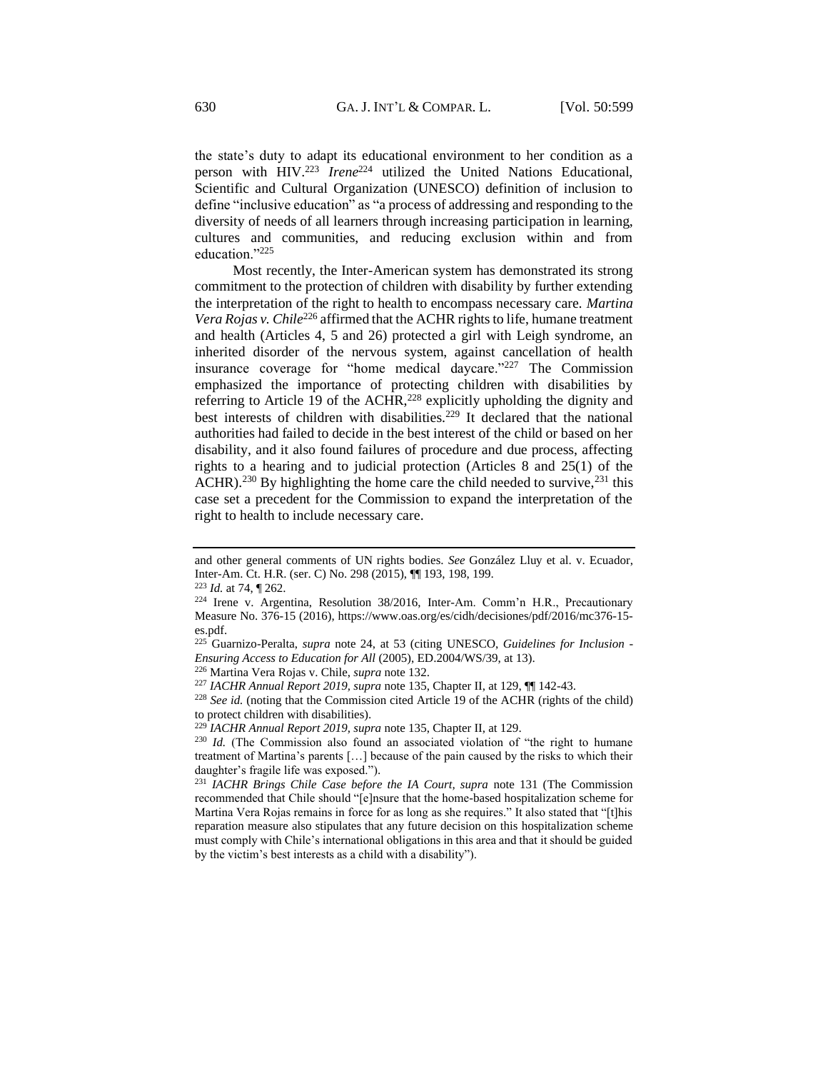the state's duty to adapt its educational environment to her condition as a person with HIV.[223] *Irene*[224] utilized the United Nations Educational, Scientific and Cultural Organization (UNESCO) definition of inclusion to define "inclusive education" as "a process of addressing and responding to the diversity of needs of all learners through increasing participation in learning, cultures and communities, and reducing exclusion within and from education."[225]

Most recently, the Inter-American system has demonstrated its strong commitment to the protection of children with disability by further extending the interpretation of the right to health to encompass necessary care. *Martina Vera Rojas v. Chile*[226] affirmed that the ACHR rights to life, humane treatment and health (Articles 4, 5 and 26) protected a girl with Leigh syndrome, an inherited disorder of the nervous system, against cancellation of health insurance coverage for "home medical daycare."[227] The Commission emphasized the importance of protecting children with disabilities by referring to Article 19 of the ACHR,[228] explicitly upholding the dignity and best interests of children with disabilities.[229] It declared that the national authorities had failed to decide in the best interest of the child or based on her disability, and it also found failures of procedure and due process, affecting rights to a hearing and to judicial protection (Articles 8 and 25(1) of the ACHR).[230] By highlighting the home care the child needed to survive,[231] this case set a precedent for the Commission to expand the interpretation of the right to health to include necessary care.

---

and other general comments of UN rights bodies. *See* González Lluy et al. v. Ecuador, Inter-Am. Ct. H.R. (ser. C) No. 298 (2015), ¶¶ 193, 198, 199.

[223] *Id.* at 74, ¶ 262.

[224] Irene v. Argentina, Resolution 38/2016, Inter-Am. Comm'n H.R., Precautionary Measure No. 376-15 (2016), https://www.oas.org/es/cidh/decisiones/pdf/2016/mc376-15-es.pdf.

[225] Guarnizo-Peralta, *supra* note 24, at 53 (citing UNESCO, *Guidelines for Inclusion - Ensuring Access to Education for All* (2005), ED.2004/WS/39, at 13).

[226] Martina Vera Rojas v. Chile, *supra* note 132.

[227] *IACHR Annual Report 2019*, *supra* note 135, Chapter II, at 129, ¶¶ 142-43.

[228] *See id.* (noting that the Commission cited Article 19 of the ACHR (rights of the child) to protect children with disabilities).

[229] *IACHR Annual Report 2019*, *supra* note 135, Chapter II, at 129.

[230] *Id.* (The Commission also found an associated violation of "the right to humane treatment of Martina's parents […] because of the pain caused by the risks to which their daughter's fragile life was exposed.").

[231] *IACHR Brings Chile Case before the IA Court*, *supra* note 131 (The Commission recommended that Chile should "[e]nsure that the home-based hospitalization scheme for Martina Vera Rojas remains in force for as long as she requires." It also stated that "[t]his reparation measure also stipulates that any future decision on this hospitalization scheme must comply with Chile's international obligations in this area and that it should be guided by the victim's best interests as a child with a disability").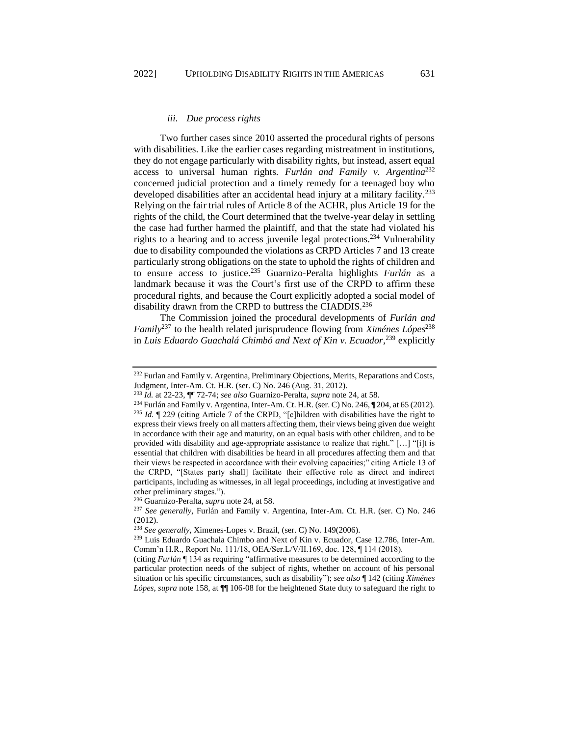#### *iii. Due process rights*

Two further cases since 2010 asserted the procedural rights of persons with disabilities. Like the earlier cases regarding mistreatment in institutions, they do not engage particularly with disability rights, but instead, assert equal access to universal human rights. *Furlán and Family v. Argentina*[232] concerned judicial protection and a timely remedy for a teenaged boy who developed disabilities after an accidental head injury at a military facility.[233] Relying on the fair trial rules of Article 8 of the ACHR, plus Article 19 for the rights of the child, the Court determined that the twelve-year delay in settling the case had further harmed the plaintiff, and that the state had violated his rights to a hearing and to access juvenile legal protections.[234] Vulnerability due to disability compounded the violations as CRPD Articles 7 and 13 create particularly strong obligations on the state to uphold the rights of children and to ensure access to justice.[235] Guarnizo-Peralta highlights *Furlán* as a landmark because it was the Court's first use of the CRPD to affirm these procedural rights, and because the Court explicitly adopted a social model of disability drawn from the CRPD to buttress the CIADDIS.[236]

The Commission joined the procedural developments of *Furlán and Family*[237] to the health related jurisprudence flowing from *Ximénes Lópes*[238] in *Luis Eduardo Guachalá Chimbó and Next of Kin v. Ecuador*,[239] explicitly

---

[232] Furlan and Family v. Argentina, Preliminary Objections, Merits, Reparations and Costs, Judgment, Inter-Am. Ct. H.R. (ser. C) No. 246 (Aug. 31, 2012).

[233] *Id.* at 22-23, ¶¶ 72-74; *see also* Guarnizo-Peralta, *supra* note 24, at 58.

[234] Furlán and Family v. Argentina, Inter-Am. Ct. H.R. (ser. C) No. 246, ¶ 204, at 65 (2012).

[235] *Id.* ¶ 229 (citing Article 7 of the CRPD, "[c]hildren with disabilities have the right to express their views freely on all matters affecting them, their views being given due weight in accordance with their age and maturity, on an equal basis with other children, and to be provided with disability and age-appropriate assistance to realize that right." […] "[i]t is essential that children with disabilities be heard in all procedures affecting them and that their views be respected in accordance with their evolving capacities;" citing Article 13 of the CRPD, "[States party shall] facilitate their effective role as direct and indirect participants, including as witnesses, in all legal proceedings, including at investigative and other preliminary stages.").

[236] Guarnizo-Peralta, *supra* note 24, at 58.

[237] *See generally*, Furlán and Family v. Argentina, Inter-Am. Ct. H.R. (ser. C) No. 246 (2012).

[238] *See generally*, Ximenes-Lopes v. Brazil, (ser. C) No. 149(2006).

[239] Luis Eduardo Guachala Chimbo and Next of Kin v. Ecuador, Case 12.786, Inter-Am. Comm'n H.R., Report No. 111/18, OEA/Ser.L/V/II.169, doc. 128, ¶ 114 (2018).

(citing *Furlán* ¶ 134 as requiring "affirmative measures to be determined according to the particular protection needs of the subject of rights, whether on account of his personal situation or his specific circumstances, such as disability"); *see also* ¶ 142 (citing *Ximénes Lópes*, *supra* note 158, at ¶¶ 106-08 for the heightened State duty to safeguard the right to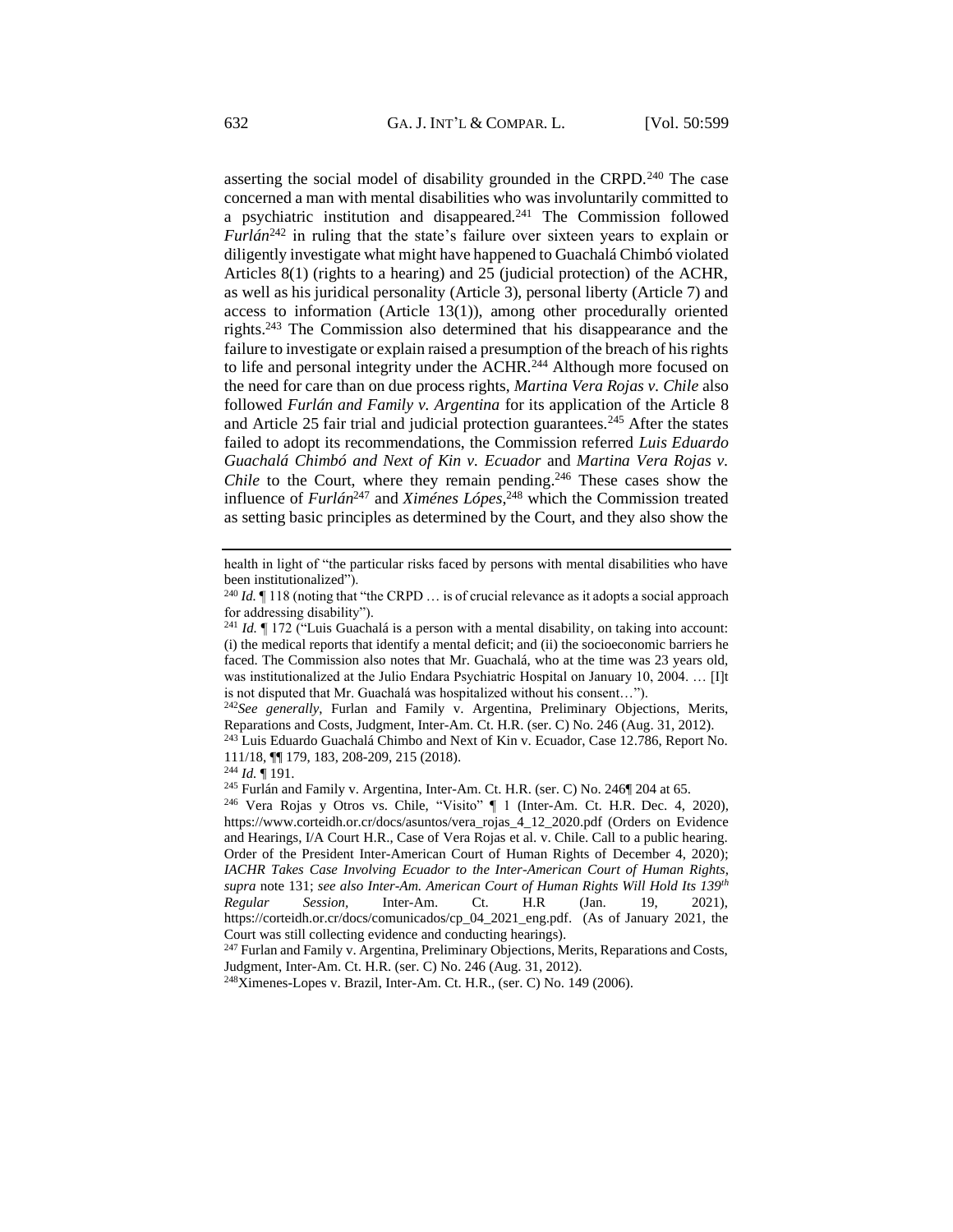asserting the social model of disability grounded in the CRPD.[240] The case concerned a man with mental disabilities who was involuntarily committed to a psychiatric institution and disappeared.[241] The Commission followed *Furlán*[242] in ruling that the state's failure over sixteen years to explain or diligently investigate what might have happened to Guachalá Chimbó violated Articles 8(1) (rights to a hearing) and 25 (judicial protection) of the ACHR, as well as his juridical personality (Article 3), personal liberty (Article 7) and access to information (Article 13(1)), among other procedurally oriented rights.[243] The Commission also determined that his disappearance and the failure to investigate or explain raised a presumption of the breach of his rights to life and personal integrity under the ACHR.[244] Although more focused on the need for care than on due process rights, *Martina Vera Rojas v. Chile* also followed *Furlán and Family v. Argentina* for its application of the Article 8 and Article 25 fair trial and judicial protection guarantees.[245] After the states failed to adopt its recommendations, the Commission referred *Luis Eduardo Guachalá Chimbó and Next of Kin v. Ecuador* and *Martina Vera Rojas v. Chile* to the Court, where they remain pending.[246] These cases show the influence of *Furlán*[247] and *Ximénes Lópes*,[248] which the Commission treated as setting basic principles as determined by the Court, and they also show the

---

health in light of "the particular risks faced by persons with mental disabilities who have been institutionalized").

[240] *Id.* ¶ 118 (noting that "the CRPD … is of crucial relevance as it adopts a social approach for addressing disability").

[241] *Id.* ¶ 172 ("Luis Guachalá is a person with a mental disability, on taking into account: (i) the medical reports that identify a mental deficit; and (ii) the socioeconomic barriers he faced. The Commission also notes that Mr. Guachalá, who at the time was 23 years old, was institutionalized at the Julio Endara Psychiatric Hospital on January 10, 2004. … [I]t is not disputed that Mr. Guachalá was hospitalized without his consent…").

[242] *See generally*, Furlan and Family v. Argentina, Preliminary Objections, Merits, Reparations and Costs, Judgment, Inter-Am. Ct. H.R. (ser. C) No. 246 (Aug. 31, 2012).

[243] Luis Eduardo Guachalá Chimbo and Next of Kin v. Ecuador, Case 12.786, Report No. 111/18, ¶¶ 179, 183, 208-209, 215 (2018).

[244] *Id.* ¶ 191.

[245] Furlán and Family v. Argentina, Inter-Am. Ct. H.R. (ser. C) No. 246¶ 204 at 65.

[246] Vera Rojas y Otros vs. Chile, "Visito" ¶ 1 (Inter-Am. Ct. H.R. Dec. 4, 2020), https://www.corteidh.or.cr/docs/asuntos/vera_rojas_4_12_2020.pdf (Orders on Evidence and Hearings, I/A Court H.R., Case of Vera Rojas et al. v. Chile. Call to a public hearing. Order of the President Inter-American Court of Human Rights of December 4, 2020); *IACHR Takes Case Involving Ecuador to the Inter-American Court of Human Rights*, *supra* note 131; *see also Inter-Am. American Court of Human Rights Will Hold Its 139th Regular Session*, Inter-Am. Ct. H.R (Jan. 19, 2021), https://corteidh.or.cr/docs/comunicados/cp_04_2021_eng.pdf. (As of January 2021, the Court was still collecting evidence and conducting hearings).

[247] Furlan and Family v. Argentina, Preliminary Objections, Merits, Reparations and Costs, Judgment, Inter-Am. Ct. H.R. (ser. C) No. 246 (Aug. 31, 2012).

[248] Ximenes-Lopes v. Brazil, Inter-Am. Ct. H.R., (ser. C) No. 149 (2006).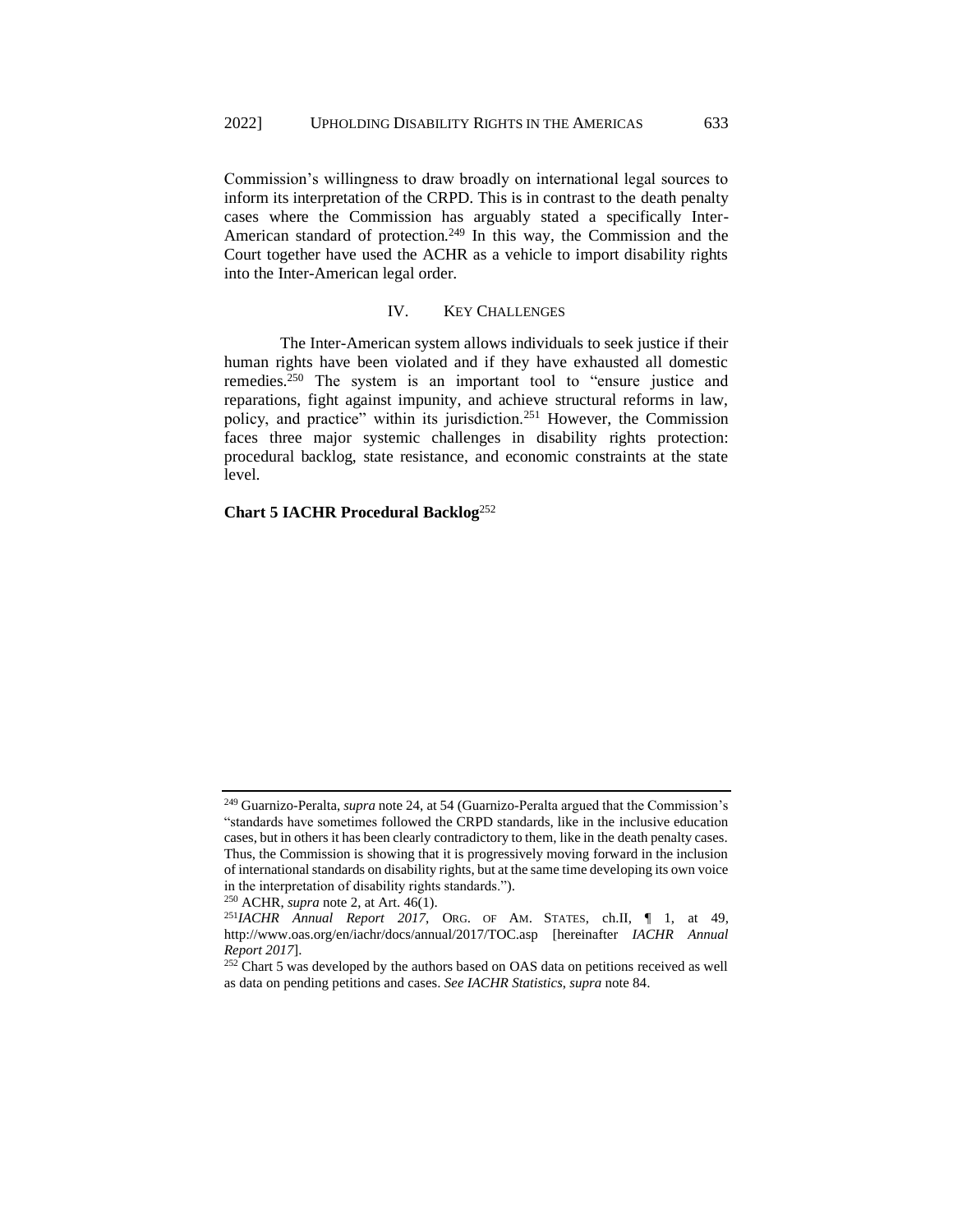Commission's willingness to draw broadly on international legal sources to inform its interpretation of the CRPD. This is in contrast to the death penalty cases where the Commission has arguably stated a specifically Inter-American standard of protection.[249] In this way, the Commission and the Court together have used the ACHR as a vehicle to import disability rights into the Inter-American legal order.

## IV. KEY CHALLENGES

The Inter-American system allows individuals to seek justice if their human rights have been violated and if they have exhausted all domestic remedies.[250] The system is an important tool to "ensure justice and reparations, fight against impunity, and achieve structural reforms in law, policy, and practice" within its jurisdiction.[251] However, the Commission faces three major systemic challenges in disability rights protection: procedural backlog, state resistance, and economic constraints at the state level.

**Chart 5 IACHR Procedural Backlog**[252]

---

[249] Guarnizo-Peralta, *supra* note 24, at 54 (Guarnizo-Peralta argued that the Commission's "standards have sometimes followed the CRPD standards, like in the inclusive education cases, but in others it has been clearly contradictory to them, like in the death penalty cases. Thus, the Commission is showing that it is progressively moving forward in the inclusion of international standards on disability rights, but at the same time developing its own voice in the interpretation of disability rights standards.").

[250] ACHR, *supra* note 2, at Art. 46(1).

[251] *IACHR Annual Report 2017*, ORG. OF AM. STATES, ch.II, ¶ 1, at 49, http://www.oas.org/en/iachr/docs/annual/2017/TOC.asp [hereinafter *IACHR Annual Report 2017*].

[252] Chart 5 was developed by the authors based on OAS data on petitions received as well as data on pending petitions and cases. *See IACHR Statistics*, *supra* note 84.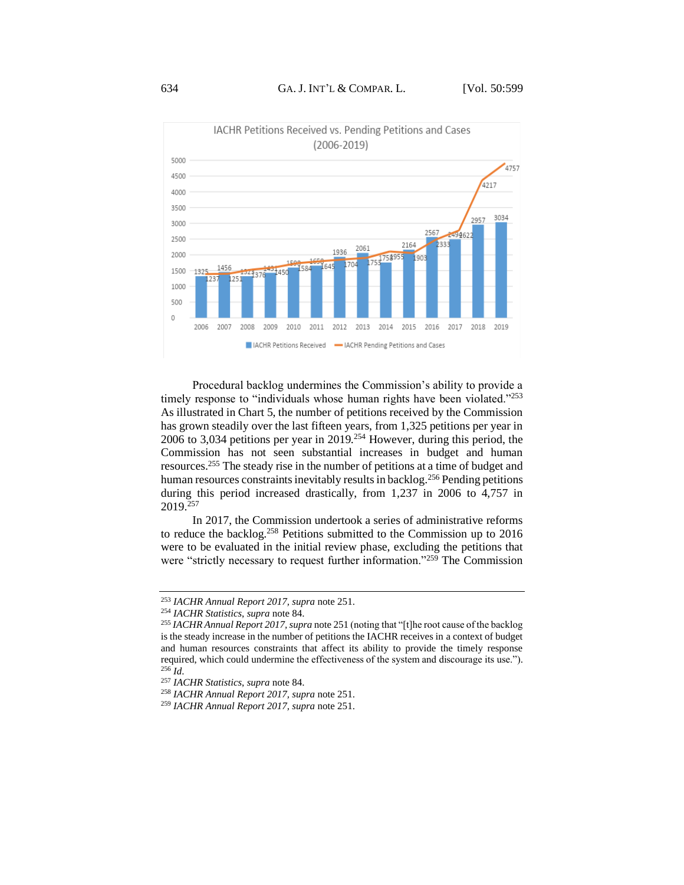**IACHR Petitions Received vs. Pending Petitions and Cases (2006-2019)**

| Year | IACHR Petitions Received | IACHR Pending Petitions and Cases |
|---|---|---|
| 2006 | 1325 | 1237 |
| 2007 | 1456 | 1251 |
| 2008 | 1323 | 1376 |
| 2009 | 1431 | 1450 |
| 2010 | 1598 | 1584 |
| 2011 | 1650 | 1645 |
| 2012 | 1936 | 1704 |
| 2013 | 2061 | 1753 |
| 2014 | 1758 | 1955 |
| 2015 | 2164 | 1903 |
| 2016 | 2567 | 2333 |
| 2017 | 2494 | 2622 |
| 2018 | 2957 | 4217 |
| 2019 | 3034 | 4757 |

Procedural backlog undermines the Commission's ability to provide a timely response to "individuals whose human rights have been violated."[253] As illustrated in Chart 5, the number of petitions received by the Commission has grown steadily over the last fifteen years, from 1,325 petitions per year in 2006 to 3,034 petitions per year in 2019.[254] However, during this period, the Commission has not seen substantial increases in budget and human resources.[255] The steady rise in the number of petitions at a time of budget and human resources constraints inevitably results in backlog.[256] Pending petitions during this period increased drastically, from 1,237 in 2006 to 4,757 in 2019.[257]

In 2017, the Commission undertook a series of administrative reforms to reduce the backlog.[258] Petitions submitted to the Commission up to 2016 were to be evaluated in the initial review phase, excluding the petitions that were "strictly necessary to request further information."[259] The Commission

---

[253] *IACHR Annual Report 2017*, *supra* note 251.

[254] *IACHR Statistics*, *supra* note 84.

[255] *IACHR Annual Report 2017*, *supra* note 251 (noting that "[t]he root cause of the backlog is the steady increase in the number of petitions the IACHR receives in a context of budget and human resources constraints that affect its ability to provide the timely response required, which could undermine the effectiveness of the system and discourage its use.").

[256] *Id.*

[257] *IACHR Statistics*, *supra* note 84.

[258] *IACHR Annual Report 2017*, *supra* note 251.

[259] *IACHR Annual Report 2017*, *supra* note 251.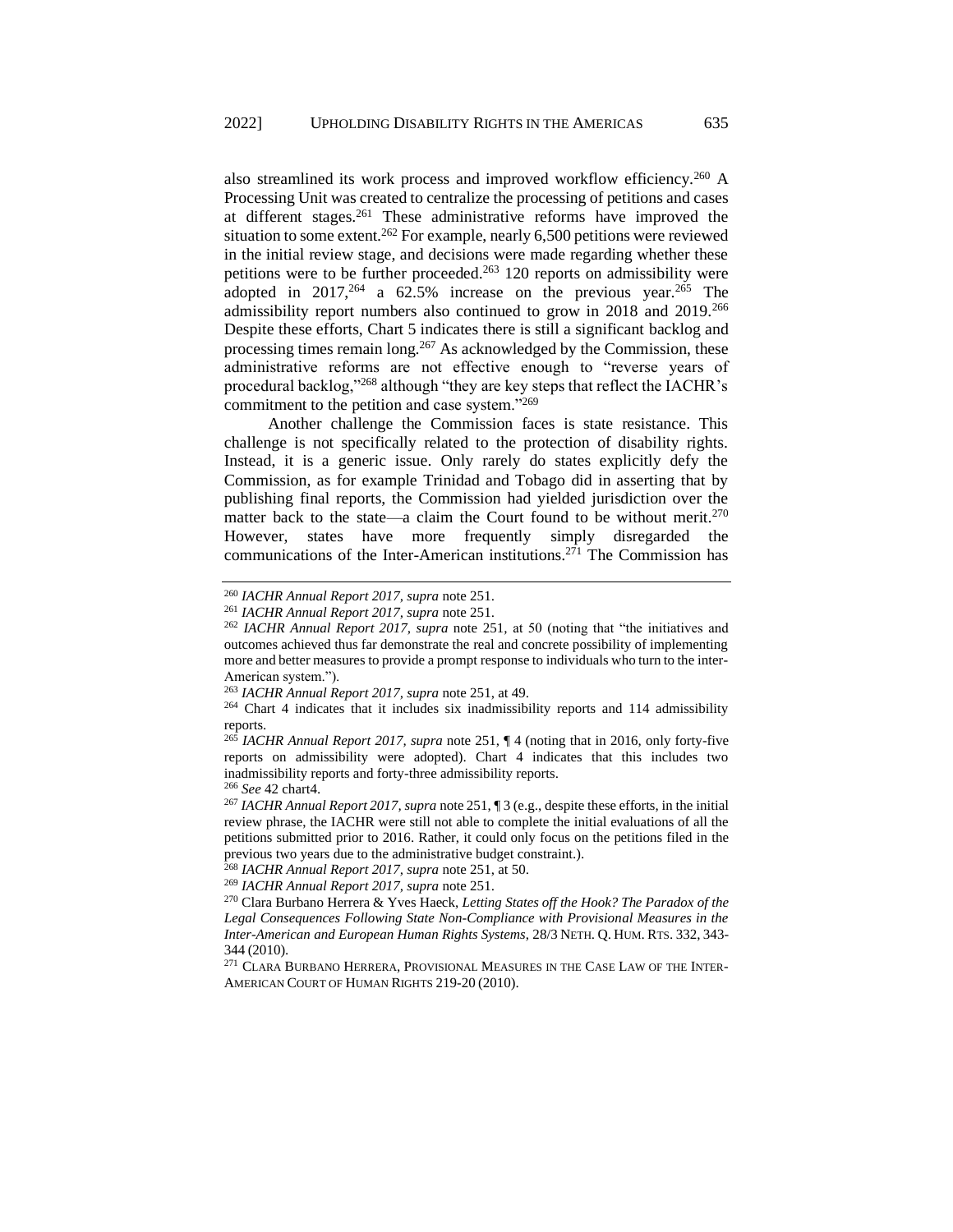also streamlined its work process and improved workflow efficiency.[260] A Processing Unit was created to centralize the processing of petitions and cases at different stages.[261] These administrative reforms have improved the situation to some extent.[262] For example, nearly 6,500 petitions were reviewed in the initial review stage, and decisions were made regarding whether these petitions were to be further proceeded.[263] 120 reports on admissibility were adopted in 2017,[264] a 62.5% increase on the previous year.[265] The admissibility report numbers also continued to grow in 2018 and 2019.[266] Despite these efforts, Chart 5 indicates there is still a significant backlog and processing times remain long.[267] As acknowledged by the Commission, these administrative reforms are not effective enough to "reverse years of procedural backlog,"[268] although "they are key steps that reflect the IACHR's commitment to the petition and case system."[269]

Another challenge the Commission faces is state resistance. This challenge is not specifically related to the protection of disability rights. Instead, it is a generic issue. Only rarely do states explicitly defy the Commission, as for example Trinidad and Tobago did in asserting that by publishing final reports, the Commission had yielded jurisdiction over the matter back to the state—a claim the Court found to be without merit.[270] However, states have more frequently simply disregarded the communications of the Inter-American institutions.[271] The Commission has

---

[260] *IACHR Annual Report 2017*, *supra* note 251.

[261] *IACHR Annual Report 2017*, *supra* note 251.

[262] *IACHR Annual Report 2017*, *supra* note 251, at 50 (noting that "the initiatives and outcomes achieved thus far demonstrate the real and concrete possibility of implementing more and better measures to provide a prompt response to individuals who turn to the inter-American system.").

[263] *IACHR Annual Report 2017*, *supra* note 251, at 49.

[264] Chart 4 indicates that it includes six inadmissibility reports and 114 admissibility reports.

[265] *IACHR Annual Report 2017, supra* note 251, ¶ 4 (noting that in 2016, only forty-five reports on admissibility were adopted). Chart 4 indicates that this includes two inadmissibility reports and forty-three admissibility reports.

[266] *See* 42 chart4.

[267] *IACHR Annual Report 2017, supra* note 251, ¶ 3 (e.g., despite these efforts, in the initial review phrase, the IACHR were still not able to complete the initial evaluations of all the petitions submitted prior to 2016. Rather, it could only focus on the petitions filed in the previous two years due to the administrative budget constraint.).

[268] *IACHR Annual Report 2017*, *supra* note 251, at 50.

[269] *IACHR Annual Report 2017*, *supra* note 251.

[270] Clara Burbano Herrera & Yves Haeck, *Letting States off the Hook? The Paradox of the Legal Consequences Following State Non-Compliance with Provisional Measures in the Inter-American and European Human Rights Systems*, 28/3 NETH. Q. HUM. RTS. 332, 343-344 (2010).

[271] CLARA BURBANO HERRERA, PROVISIONAL MEASURES IN THE CASE LAW OF THE INTER-AMERICAN COURT OF HUMAN RIGHTS 219-20 (2010).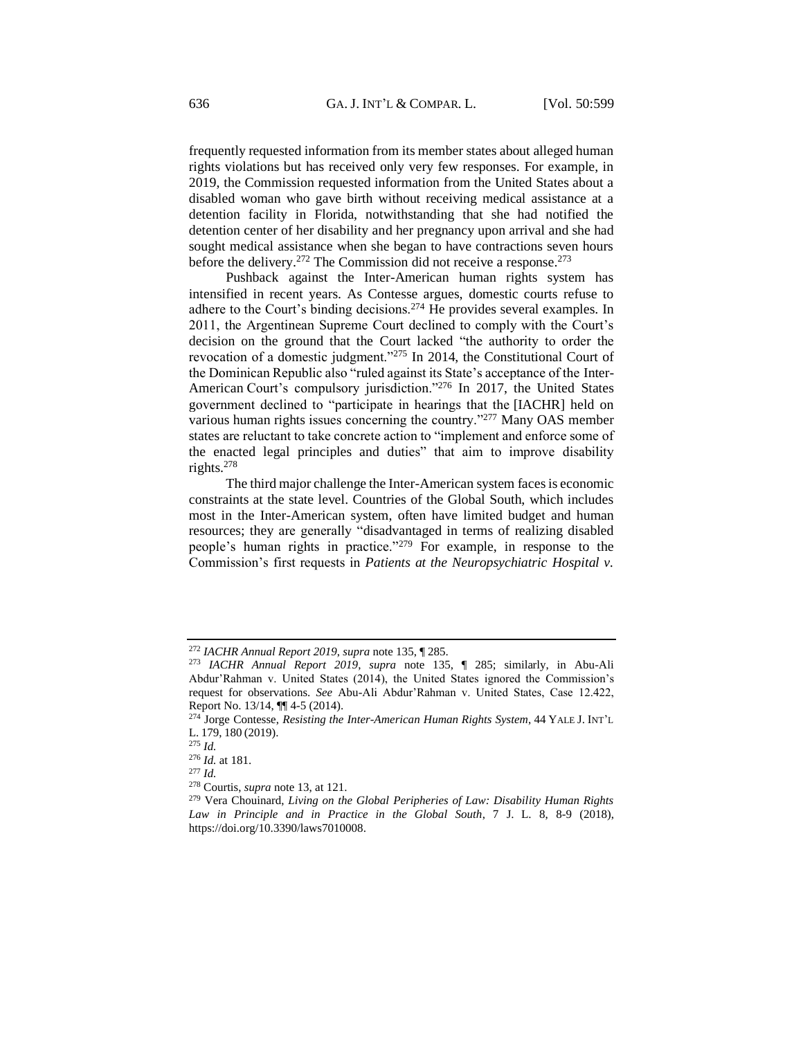frequently requested information from its member states about alleged human rights violations but has received only very few responses. For example, in 2019, the Commission requested information from the United States about a disabled woman who gave birth without receiving medical assistance at a detention facility in Florida, notwithstanding that she had notified the detention center of her disability and her pregnancy upon arrival and she had sought medical assistance when she began to have contractions seven hours before the delivery.[272] The Commission did not receive a response.[273]

Pushback against the Inter-American human rights system has intensified in recent years. As Contesse argues, domestic courts refuse to adhere to the Court's binding decisions.[274] He provides several examples. In 2011, the Argentinean Supreme Court declined to comply with the Court's decision on the ground that the Court lacked "the authority to order the revocation of a domestic judgment."[275] In 2014, the Constitutional Court of the Dominican Republic also "ruled against its State's acceptance of the Inter-American Court's compulsory jurisdiction."[276] In 2017, the United States government declined to "participate in hearings that the [IACHR] held on various human rights issues concerning the country."[277] Many OAS member states are reluctant to take concrete action to "implement and enforce some of the enacted legal principles and duties" that aim to improve disability rights.[278]

The third major challenge the Inter-American system faces is economic constraints at the state level. Countries of the Global South, which includes most in the Inter-American system, often have limited budget and human resources; they are generally "disadvantaged in terms of realizing disabled people's human rights in practice."[279] For example, in response to the Commission's first requests in *Patients at the Neuropsychiatric Hospital v.*

---

[272] *IACHR Annual Report 2019*, *supra* note 135, ¶ 285.

[273] *IACHR Annual Report 2019*, *supra* note 135, ¶ 285; similarly, in Abu-Ali Abdur'Rahman v. United States (2014), the United States ignored the Commission's request for observations. *See* Abu-Ali Abdur'Rahman v. United States, Case 12.422, Report No. 13/14, ¶¶ 4-5 (2014).

[274] Jorge Contesse, *Resisting the Inter-American Human Rights System*, 44 YALE J. INT'L L. 179, 180 (2019).

[275] *Id.*

[276] *Id.* at 181.

[277] *Id.*

[278] Courtis, *supra* note 13, at 121.

[279] Vera Chouinard, *Living on the Global Peripheries of Law: Disability Human Rights Law in Principle and in Practice in the Global South*, 7 J. L. 8, 8-9 (2018), https://doi.org/10.3390/laws7010008.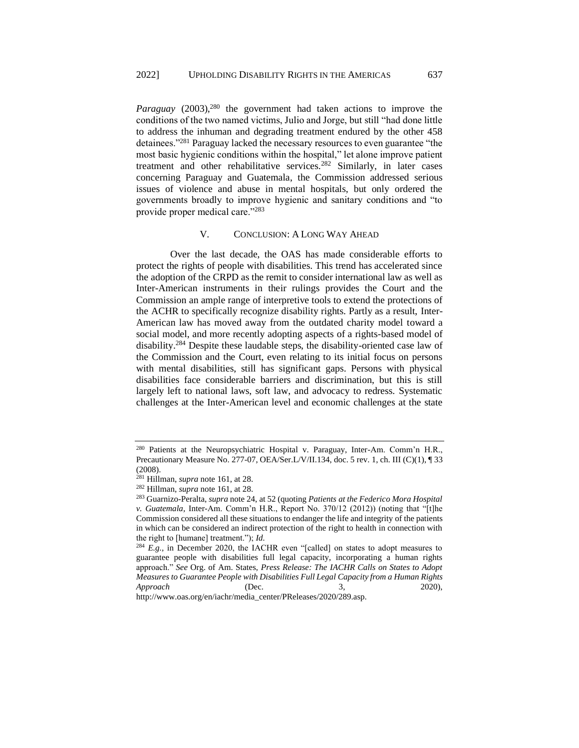*Paraguay* (2003),[280] the government had taken actions to improve the conditions of the two named victims, Julio and Jorge, but still "had done little to address the inhuman and degrading treatment endured by the other 458 detainees."[281] Paraguay lacked the necessary resources to even guarantee "the most basic hygienic conditions within the hospital," let alone improve patient treatment and other rehabilitative services.[282] Similarly, in later cases concerning Paraguay and Guatemala, the Commission addressed serious issues of violence and abuse in mental hospitals, but only ordered the governments broadly to improve hygienic and sanitary conditions and "to provide proper medical care."[283]

## V. CONCLUSION: A LONG WAY AHEAD

Over the last decade, the OAS has made considerable efforts to protect the rights of people with disabilities. This trend has accelerated since the adoption of the CRPD as the remit to consider international law as well as Inter-American instruments in their rulings provides the Court and the Commission an ample range of interpretive tools to extend the protections of the ACHR to specifically recognize disability rights. Partly as a result, Inter-American law has moved away from the outdated charity model toward a social model, and more recently adopting aspects of a rights-based model of disability.[284] Despite these laudable steps, the disability-oriented case law of the Commission and the Court, even relating to its initial focus on persons with mental disabilities, still has significant gaps. Persons with physical disabilities face considerable barriers and discrimination, but this is still largely left to national laws, soft law, and advocacy to redress. Systematic challenges at the Inter-American level and economic challenges at the state

---

[280] Patients at the Neuropsychiatric Hospital v. Paraguay, Inter-Am. Comm'n H.R., Precautionary Measure No. 277-07, OEA/Ser.L/V/II.134, doc. 5 rev. 1, ch. III (C)(1), ¶ 33 (2008).

[281] Hillman, *supra* note 161, at 28.

[282] Hillman, *supra* note 161, at 28.

[283] Guarnizo-Peralta, *supra* note 24, at 52 (quoting *Patients at the Federico Mora Hospital v. Guatemala*, Inter-Am. Comm'n H.R., Report No. 370/12 (2012)) (noting that "[t]he Commission considered all these situations to endanger the life and integrity of the patients in which can be considered an indirect protection of the right to health in connection with the right to [humane] treatment."); *Id.*

[284] *E.g.*, in December 2020, the IACHR even "[called] on states to adopt measures to guarantee people with disabilities full legal capacity, incorporating a human rights approach." *See* Org. of Am. States, *Press Release: The IACHR Calls on States to Adopt Measures to Guarantee People with Disabilities Full Legal Capacity from a Human Rights Approach* (Dec. 3, 2020), http://www.oas.org/en/iachr/media_center/PReleases/2020/289.asp.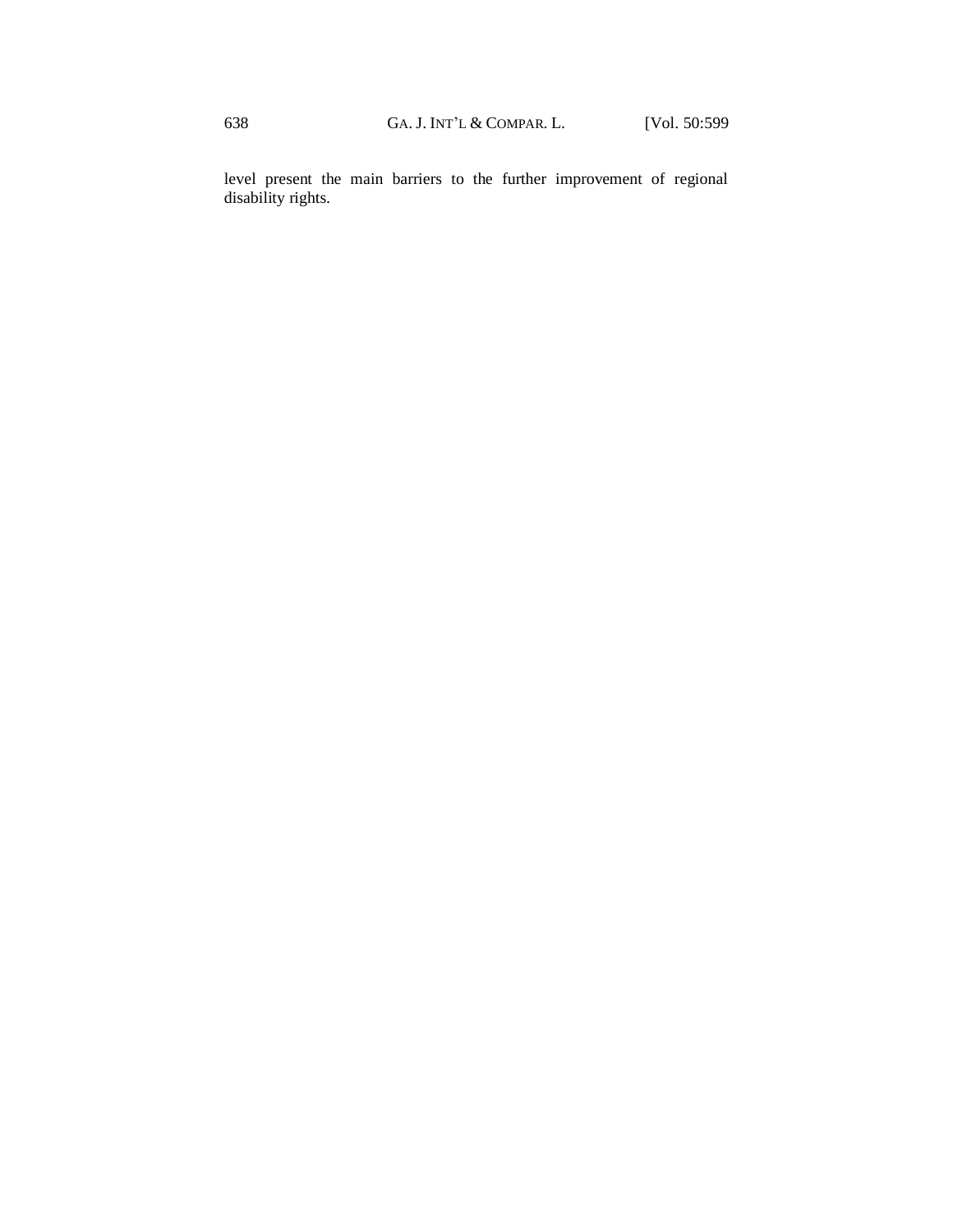level present the main barriers to the further improvement of regional disability rights.